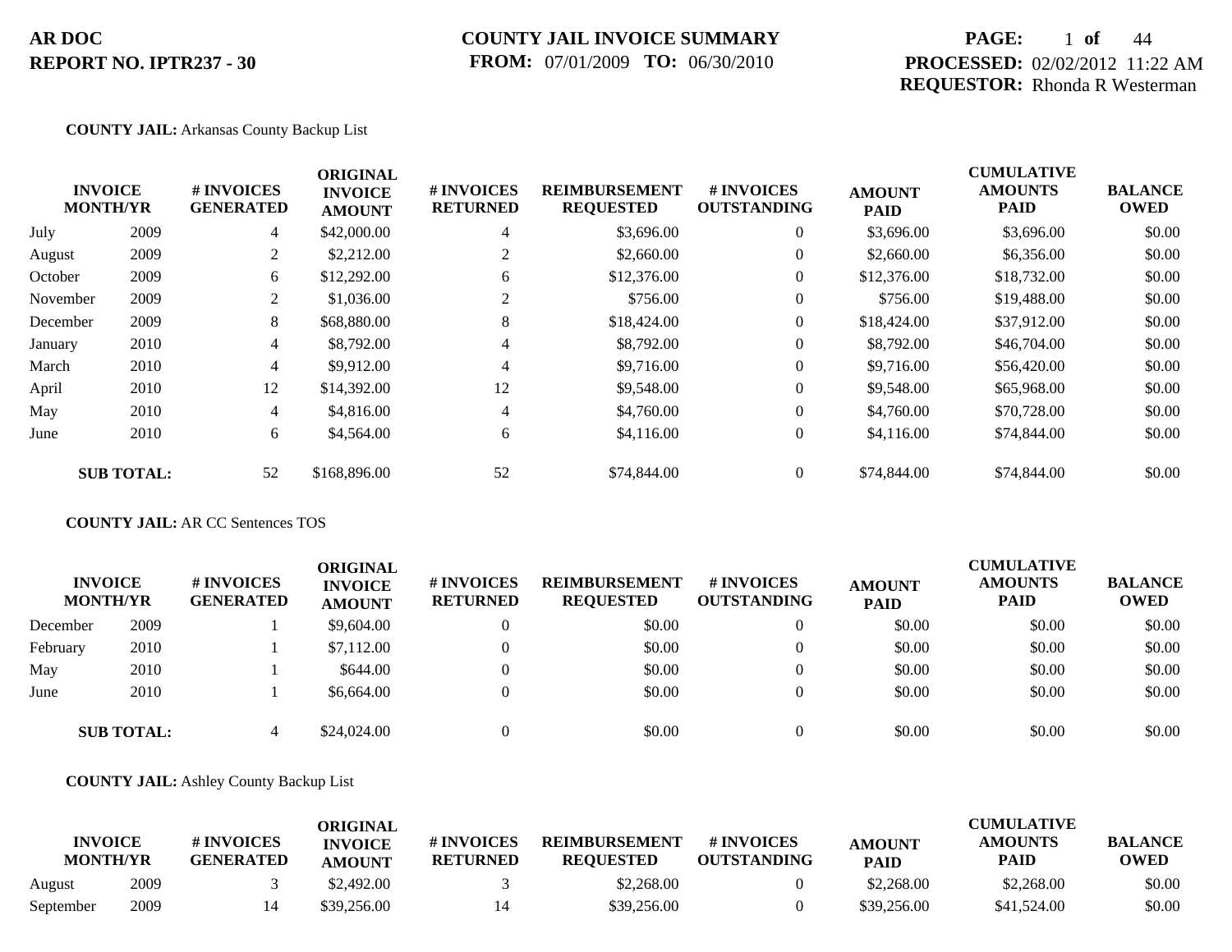**AR DOC**
**REPORT NO. IPTR237 - 30**

**COUNTY JAIL INVOICE SUMMARY**
**FROM:** 07/01/2009 **TO:** 06/30/2010

**PROCESSED:** 02/02/2012 11:22 AM
**REQUESTOR:** Rhonda R Westerman

**COUNTY JAIL:** Arkansas County Backup List

| INVOICE MONTH/YR | | # INVOICES GENERATED | ORIGINAL INVOICE AMOUNT | # INVOICES RETURNED | REIMBURSEMENT REQUESTED | # INVOICES OUTSTANDING | AMOUNT PAID | CUMULATIVE AMOUNTS PAID | BALANCE OWED |
|---|---|---|---|---|---|---|---|---|---|
| July | 2009 | 4 | $42,000.00 | 4 | $3,696.00 | 0 | $3,696.00 | $3,696.00 | $0.00 |
| August | 2009 | 2 | $2,212.00 | 2 | $2,660.00 | 0 | $2,660.00 | $6,356.00 | $0.00 |
| October | 2009 | 6 | $12,292.00 | 6 | $12,376.00 | 0 | $12,376.00 | $18,732.00 | $0.00 |
| November | 2009 | 2 | $1,036.00 | 2 | $756.00 | 0 | $756.00 | $19,488.00 | $0.00 |
| December | 2009 | 8 | $68,880.00 | 8 | $18,424.00 | 0 | $18,424.00 | $37,912.00 | $0.00 |
| January | 2010 | 4 | $8,792.00 | 4 | $8,792.00 | 0 | $8,792.00 | $46,704.00 | $0.00 |
| March | 2010 | 4 | $9,912.00 | 4 | $9,716.00 | 0 | $9,716.00 | $56,420.00 | $0.00 |
| April | 2010 | 12 | $14,392.00 | 12 | $9,548.00 | 0 | $9,548.00 | $65,968.00 | $0.00 |
| May | 2010 | 4 | $4,816.00 | 4 | $4,760.00 | 0 | $4,760.00 | $70,728.00 | $0.00 |
| June | 2010 | 6 | $4,564.00 | 6 | $4,116.00 | 0 | $4,116.00 | $74,844.00 | $0.00 |
| **SUB TOTAL:** | | 52 | $168,896.00 | 52 | $74,844.00 | 0 | $74,844.00 | $74,844.00 | $0.00 |

**COUNTY JAIL:** AR CC Sentences TOS

| INVOICE MONTH/YR | | # INVOICES GENERATED | ORIGINAL INVOICE AMOUNT | # INVOICES RETURNED | REIMBURSEMENT REQUESTED | # INVOICES OUTSTANDING | AMOUNT PAID | CUMULATIVE AMOUNTS PAID | BALANCE OWED |
|---|---|---|---|---|---|---|---|---|---|
| December | 2009 | 1 | $9,604.00 | 0 | $0.00 | 0 | $0.00 | $0.00 | $0.00 |
| February | 2010 | 1 | $7,112.00 | 0 | $0.00 | 0 | $0.00 | $0.00 | $0.00 |
| May | 2010 | 1 | $644.00 | 0 | $0.00 | 0 | $0.00 | $0.00 | $0.00 |
| June | 2010 | 1 | $6,664.00 | 0 | $0.00 | 0 | $0.00 | $0.00 | $0.00 |
| **SUB TOTAL:** | | 4 | $24,024.00 | 0 | $0.00 | 0 | $0.00 | $0.00 | $0.00 |

**COUNTY JAIL:** Ashley County Backup List

| INVOICE MONTH/YR | | # INVOICES GENERATED | ORIGINAL INVOICE AMOUNT | # INVOICES RETURNED | REIMBURSEMENT REQUESTED | # INVOICES OUTSTANDING | AMOUNT PAID | CUMULATIVE AMOUNTS PAID | BALANCE OWED |
|---|---|---|---|---|---|---|---|---|---|
| August | 2009 | 3 | $2,492.00 | 3 | $2,268.00 | 0 | $2,268.00 | $2,268.00 | $0.00 |
| September | 2009 | 14 | $39,256.00 | 14 | $39,256.00 | 0 | $39,256.00 | $41,524.00 | $0.00 |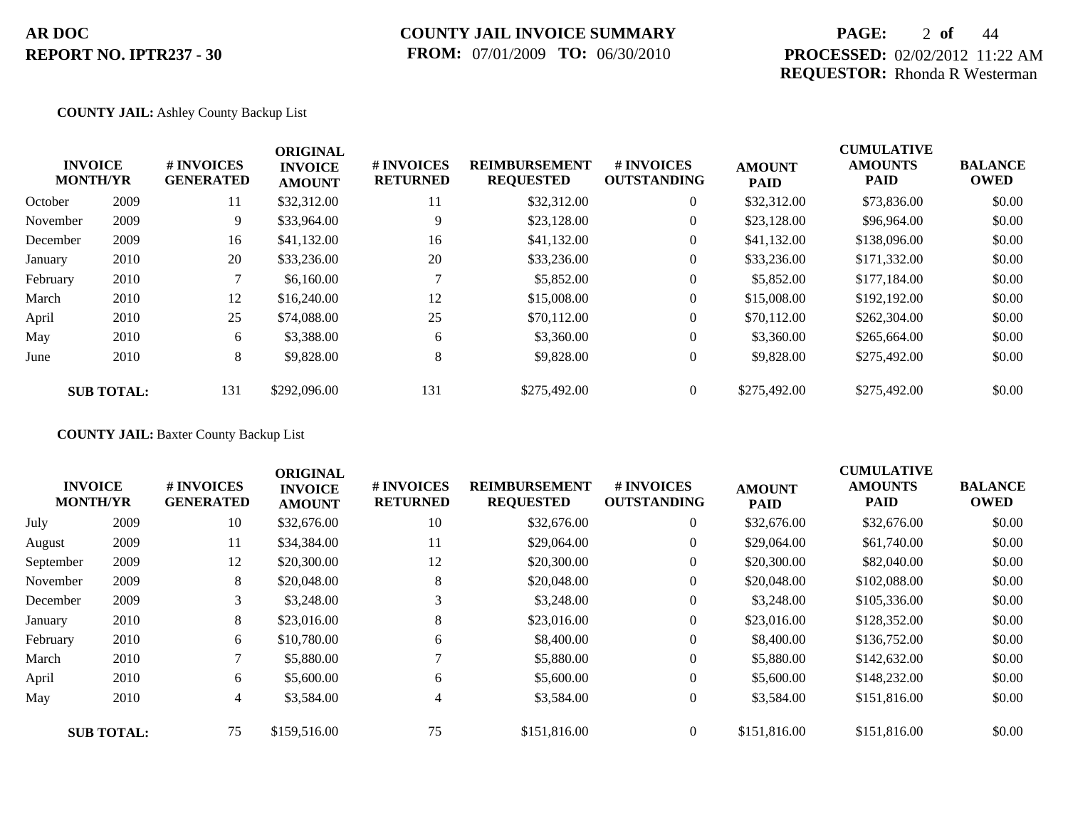**COUNTY JAIL:** Ashley County Backup List

| INVOICE MONTH/YR | | # INVOICES GENERATED | ORIGINAL INVOICE AMOUNT | # INVOICES RETURNED | REIMBURSEMENT REQUESTED | # INVOICES OUTSTANDING | AMOUNT PAID | CUMULATIVE AMOUNTS PAID | BALANCE OWED |
|---|---|---|---|---|---|---|---|---|---|
| October | 2009 | 11 | $32,312.00 | 11 | $32,312.00 | 0 | $32,312.00 | $73,836.00 | $0.00 |
| November | 2009 | 9 | $33,964.00 | 9 | $23,128.00 | 0 | $23,128.00 | $96,964.00 | $0.00 |
| December | 2009 | 16 | $41,132.00 | 16 | $41,132.00 | 0 | $41,132.00 | $138,096.00 | $0.00 |
| January | 2010 | 20 | $33,236.00 | 20 | $33,236.00 | 0 | $33,236.00 | $171,332.00 | $0.00 |
| February | 2010 | 7 | $6,160.00 | 7 | $5,852.00 | 0 | $5,852.00 | $177,184.00 | $0.00 |
| March | 2010 | 12 | $16,240.00 | 12 | $15,008.00 | 0 | $15,008.00 | $192,192.00 | $0.00 |
| April | 2010 | 25 | $74,088.00 | 25 | $70,112.00 | 0 | $70,112.00 | $262,304.00 | $0.00 |
| May | 2010 | 6 | $3,388.00 | 6 | $3,360.00 | 0 | $3,360.00 | $265,664.00 | $0.00 |
| June | 2010 | 8 | $9,828.00 | 8 | $9,828.00 | 0 | $9,828.00 | $275,492.00 | $0.00 |
| **SUB TOTAL:** | | 131 | $292,096.00 | 131 | $275,492.00 | 0 | $275,492.00 | $275,492.00 | $0.00 |

**COUNTY JAIL:** Baxter County Backup List

| INVOICE MONTH/YR | | # INVOICES GENERATED | ORIGINAL INVOICE AMOUNT | # INVOICES RETURNED | REIMBURSEMENT REQUESTED | # INVOICES OUTSTANDING | AMOUNT PAID | CUMULATIVE AMOUNTS PAID | BALANCE OWED |
|---|---|---|---|---|---|---|---|---|---|
| July | 2009 | 10 | $32,676.00 | 10 | $32,676.00 | 0 | $32,676.00 | $32,676.00 | $0.00 |
| August | 2009 | 11 | $34,384.00 | 11 | $29,064.00 | 0 | $29,064.00 | $61,740.00 | $0.00 |
| September | 2009 | 12 | $20,300.00 | 12 | $20,300.00 | 0 | $20,300.00 | $82,040.00 | $0.00 |
| November | 2009 | 8 | $20,048.00 | 8 | $20,048.00 | 0 | $20,048.00 | $102,088.00 | $0.00 |
| December | 2009 | 3 | $3,248.00 | 3 | $3,248.00 | 0 | $3,248.00 | $105,336.00 | $0.00 |
| January | 2010 | 8 | $23,016.00 | 8 | $23,016.00 | 0 | $23,016.00 | $128,352.00 | $0.00 |
| February | 2010 | 6 | $10,780.00 | 6 | $8,400.00 | 0 | $8,400.00 | $136,752.00 | $0.00 |
| March | 2010 | 7 | $5,880.00 | 7 | $5,880.00 | 0 | $5,880.00 | $142,632.00 | $0.00 |
| April | 2010 | 6 | $5,600.00 | 6 | $5,600.00 | 0 | $5,600.00 | $148,232.00 | $0.00 |
| May | 2010 | 4 | $3,584.00 | 4 | $3,584.00 | 0 | $3,584.00 | $151,816.00 | $0.00 |
| **SUB TOTAL:** | | 75 | $159,516.00 | 75 | $151,816.00 | 0 | $151,816.00 | $151,816.00 | $0.00 |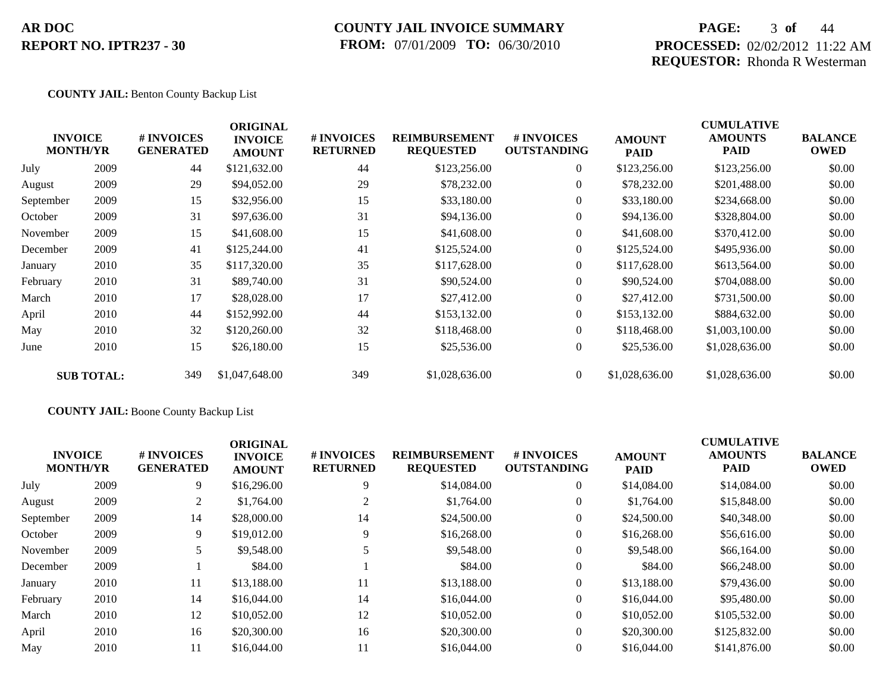**AR DOC**
**REPORT NO. IPTR237 - 30**

**COUNTY JAIL INVOICE SUMMARY**
**FROM:** 07/01/2009 **TO:** 06/30/2010

**PROCESSED:** 02/02/2012 11:22 AM
**REQUESTOR:** Rhonda R Westerman

**COUNTY JAIL:** Benton County Backup List

| INVOICE MONTH/YR | | # INVOICES GENERATED | ORIGINAL INVOICE AMOUNT | # INVOICES RETURNED | REIMBURSEMENT REQUESTED | # INVOICES OUTSTANDING | AMOUNT PAID | CUMULATIVE AMOUNTS PAID | BALANCE OWED |
|---|---|---|---|---|---|---|---|---|---|
| July | 2009 | 44 | $121,632.00 | 44 | $123,256.00 | 0 | $123,256.00 | $123,256.00 | $0.00 |
| August | 2009 | 29 | $94,052.00 | 29 | $78,232.00 | 0 | $78,232.00 | $201,488.00 | $0.00 |
| September | 2009 | 15 | $32,956.00 | 15 | $33,180.00 | 0 | $33,180.00 | $234,668.00 | $0.00 |
| October | 2009 | 31 | $97,636.00 | 31 | $94,136.00 | 0 | $94,136.00 | $328,804.00 | $0.00 |
| November | 2009 | 15 | $41,608.00 | 15 | $41,608.00 | 0 | $41,608.00 | $370,412.00 | $0.00 |
| December | 2009 | 41 | $125,244.00 | 41 | $125,524.00 | 0 | $125,524.00 | $495,936.00 | $0.00 |
| January | 2010 | 35 | $117,320.00 | 35 | $117,628.00 | 0 | $117,628.00 | $613,564.00 | $0.00 |
| February | 2010 | 31 | $89,740.00 | 31 | $90,524.00 | 0 | $90,524.00 | $704,088.00 | $0.00 |
| March | 2010 | 17 | $28,028.00 | 17 | $27,412.00 | 0 | $27,412.00 | $731,500.00 | $0.00 |
| April | 2010 | 44 | $152,992.00 | 44 | $153,132.00 | 0 | $153,132.00 | $884,632.00 | $0.00 |
| May | 2010 | 32 | $120,260.00 | 32 | $118,468.00 | 0 | $118,468.00 | $1,003,100.00 | $0.00 |
| June | 2010 | 15 | $26,180.00 | 15 | $25,536.00 | 0 | $25,536.00 | $1,028,636.00 | $0.00 |
| **SUB TOTAL:** | | 349 | $1,047,648.00 | 349 | $1,028,636.00 | 0 | $1,028,636.00 | $1,028,636.00 | $0.00 |

**COUNTY JAIL:** Boone County Backup List

| INVOICE MONTH/YR | | # INVOICES GENERATED | ORIGINAL INVOICE AMOUNT | # INVOICES RETURNED | REIMBURSEMENT REQUESTED | # INVOICES OUTSTANDING | AMOUNT PAID | CUMULATIVE AMOUNTS PAID | BALANCE OWED |
|---|---|---|---|---|---|---|---|---|---|
| July | 2009 | 9 | $16,296.00 | 9 | $14,084.00 | 0 | $14,084.00 | $14,084.00 | $0.00 |
| August | 2009 | 2 | $1,764.00 | 2 | $1,764.00 | 0 | $1,764.00 | $15,848.00 | $0.00 |
| September | 2009 | 14 | $28,000.00 | 14 | $24,500.00 | 0 | $24,500.00 | $40,348.00 | $0.00 |
| October | 2009 | 9 | $19,012.00 | 9 | $16,268.00 | 0 | $16,268.00 | $56,616.00 | $0.00 |
| November | 2009 | 5 | $9,548.00 | 5 | $9,548.00 | 0 | $9,548.00 | $66,164.00 | $0.00 |
| December | 2009 | 1 | $84.00 | 1 | $84.00 | 0 | $84.00 | $66,248.00 | $0.00 |
| January | 2010 | 11 | $13,188.00 | 11 | $13,188.00 | 0 | $13,188.00 | $79,436.00 | $0.00 |
| February | 2010 | 14 | $16,044.00 | 14 | $16,044.00 | 0 | $16,044.00 | $95,480.00 | $0.00 |
| March | 2010 | 12 | $10,052.00 | 12 | $10,052.00 | 0 | $10,052.00 | $105,532.00 | $0.00 |
| April | 2010 | 16 | $20,300.00 | 16 | $20,300.00 | 0 | $20,300.00 | $125,832.00 | $0.00 |
| May | 2010 | 11 | $16,044.00 | 11 | $16,044.00 | 0 | $16,044.00 | $141,876.00 | $0.00 |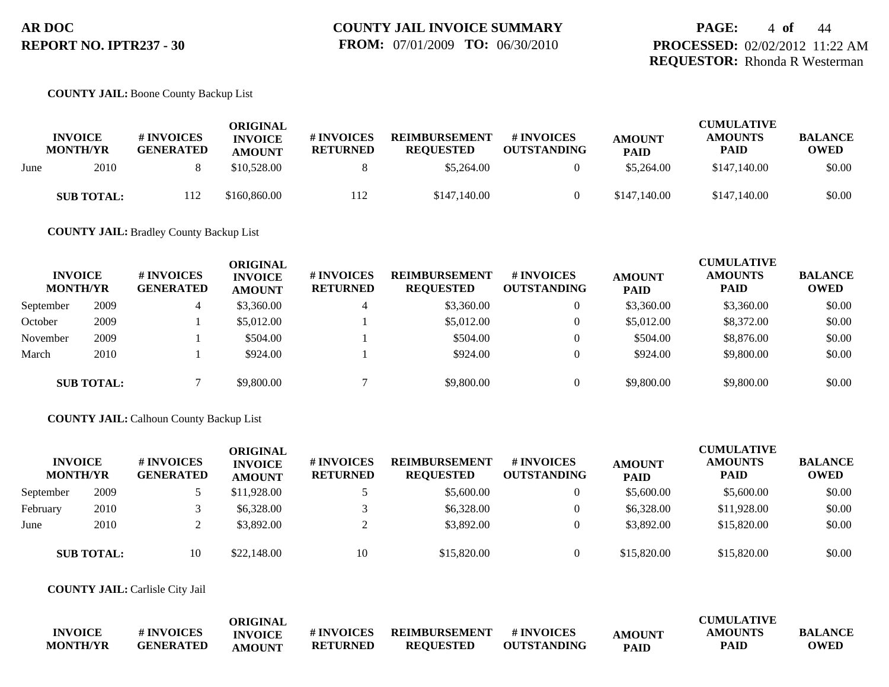**COUNTY JAIL:** Boone County Backup List

| INVOICE MONTH/YR | | # INVOICES GENERATED | ORIGINAL INVOICE AMOUNT | # INVOICES RETURNED | REIMBURSEMENT REQUESTED | # INVOICES OUTSTANDING | AMOUNT PAID | CUMULATIVE AMOUNTS PAID | BALANCE OWED |
|---|---|---|---|---|---|---|---|---|---|
| June | 2010 | 8 | $10,528.00 | 8 | $5,264.00 | 0 | $5,264.00 | $147,140.00 | $0.00 |
| **SUB TOTAL:** | | 112 | $160,860.00 | 112 | $147,140.00 | 0 | $147,140.00 | $147,140.00 | $0.00 |

**COUNTY JAIL:** Bradley County Backup List

| INVOICE MONTH/YR | | # INVOICES GENERATED | ORIGINAL INVOICE AMOUNT | # INVOICES RETURNED | REIMBURSEMENT REQUESTED | # INVOICES OUTSTANDING | AMOUNT PAID | CUMULATIVE AMOUNTS PAID | BALANCE OWED |
|---|---|---|---|---|---|---|---|---|---|
| September | 2009 | 4 | $3,360.00 | 4 | $3,360.00 | 0 | $3,360.00 | $3,360.00 | $0.00 |
| October | 2009 | 1 | $5,012.00 | 1 | $5,012.00 | 0 | $5,012.00 | $8,372.00 | $0.00 |
| November | 2009 | 1 | $504.00 | 1 | $504.00 | 0 | $504.00 | $8,876.00 | $0.00 |
| March | 2010 | 1 | $924.00 | 1 | $924.00 | 0 | $924.00 | $9,800.00 | $0.00 |
| **SUB TOTAL:** | | 7 | $9,800.00 | 7 | $9,800.00 | 0 | $9,800.00 | $9,800.00 | $0.00 |

**COUNTY JAIL:** Calhoun County Backup List

| INVOICE MONTH/YR | | # INVOICES GENERATED | ORIGINAL INVOICE AMOUNT | # INVOICES RETURNED | REIMBURSEMENT REQUESTED | # INVOICES OUTSTANDING | AMOUNT PAID | CUMULATIVE AMOUNTS PAID | BALANCE OWED |
|---|---|---|---|---|---|---|---|---|---|
| September | 2009 | 5 | $11,928.00 | 5 | $5,600.00 | 0 | $5,600.00 | $5,600.00 | $0.00 |
| February | 2010 | 3 | $6,328.00 | 3 | $6,328.00 | 0 | $6,328.00 | $11,928.00 | $0.00 |
| June | 2010 | 2 | $3,892.00 | 2 | $3,892.00 | 0 | $3,892.00 | $15,820.00 | $0.00 |
| **SUB TOTAL:** | | 10 | $22,148.00 | 10 | $15,820.00 | 0 | $15,820.00 | $15,820.00 | $0.00 |

**COUNTY JAIL:** Carlisle City Jail

| INVOICE MONTH/YR | # INVOICES GENERATED | ORIGINAL INVOICE AMOUNT | # INVOICES RETURNED | REIMBURSEMENT REQUESTED | # INVOICES OUTSTANDING | AMOUNT PAID | CUMULATIVE AMOUNTS PAID | BALANCE OWED |
|---|---|---|---|---|---|---|---|---|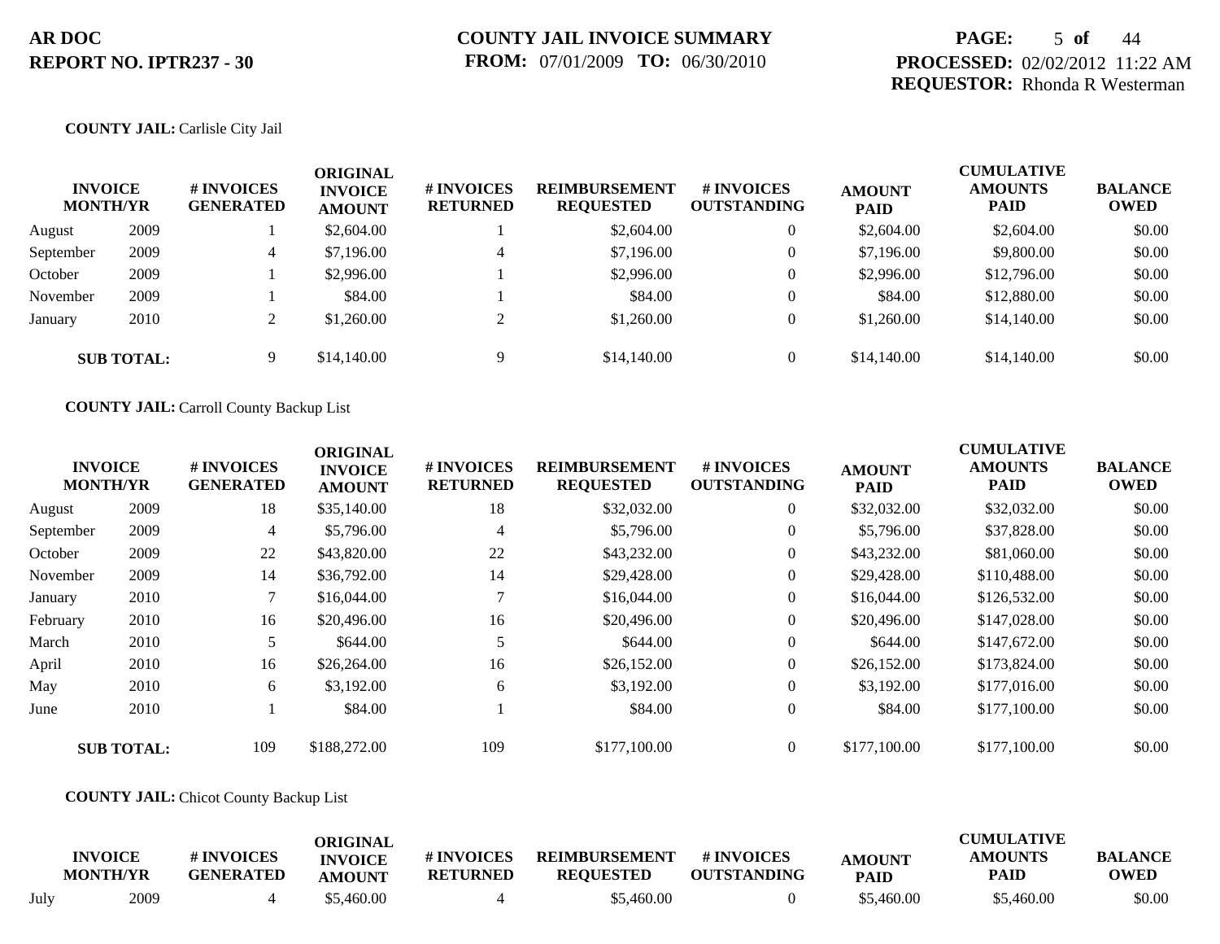**COUNTY JAIL:** Carlisle City Jail

| INVOICE MONTH/YR | | # INVOICES GENERATED | ORIGINAL INVOICE AMOUNT | # INVOICES RETURNED | REIMBURSEMENT REQUESTED | # INVOICES OUTSTANDING | AMOUNT PAID | CUMULATIVE AMOUNTS PAID | BALANCE OWED |
|---|---|---|---|---|---|---|---|---|---|
| August | 2009 | 1 | $2,604.00 | 1 | $2,604.00 | 0 | $2,604.00 | $2,604.00 | $0.00 |
| September | 2009 | 4 | $7,196.00 | 4 | $7,196.00 | 0 | $7,196.00 | $9,800.00 | $0.00 |
| October | 2009 | 1 | $2,996.00 | 1 | $2,996.00 | 0 | $2,996.00 | $12,796.00 | $0.00 |
| November | 2009 | 1 | $84.00 | 1 | $84.00 | 0 | $84.00 | $12,880.00 | $0.00 |
| January | 2010 | 2 | $1,260.00 | 2 | $1,260.00 | 0 | $1,260.00 | $14,140.00 | $0.00 |
| **SUB TOTAL:** | | 9 | $14,140.00 | 9 | $14,140.00 | 0 | $14,140.00 | $14,140.00 | $0.00 |

**COUNTY JAIL:** Carroll County Backup List

| INVOICE MONTH/YR | | # INVOICES GENERATED | ORIGINAL INVOICE AMOUNT | # INVOICES RETURNED | REIMBURSEMENT REQUESTED | # INVOICES OUTSTANDING | AMOUNT PAID | CUMULATIVE AMOUNTS PAID | BALANCE OWED |
|---|---|---|---|---|---|---|---|---|---|
| August | 2009 | 18 | $35,140.00 | 18 | $32,032.00 | 0 | $32,032.00 | $32,032.00 | $0.00 |
| September | 2009 | 4 | $5,796.00 | 4 | $5,796.00 | 0 | $5,796.00 | $37,828.00 | $0.00 |
| October | 2009 | 22 | $43,820.00 | 22 | $43,232.00 | 0 | $43,232.00 | $81,060.00 | $0.00 |
| November | 2009 | 14 | $36,792.00 | 14 | $29,428.00 | 0 | $29,428.00 | $110,488.00 | $0.00 |
| January | 2010 | 7 | $16,044.00 | 7 | $16,044.00 | 0 | $16,044.00 | $126,532.00 | $0.00 |
| February | 2010 | 16 | $20,496.00 | 16 | $20,496.00 | 0 | $20,496.00 | $147,028.00 | $0.00 |
| March | 2010 | 5 | $644.00 | 5 | $644.00 | 0 | $644.00 | $147,672.00 | $0.00 |
| April | 2010 | 16 | $26,264.00 | 16 | $26,152.00 | 0 | $26,152.00 | $173,824.00 | $0.00 |
| May | 2010 | 6 | $3,192.00 | 6 | $3,192.00 | 0 | $3,192.00 | $177,016.00 | $0.00 |
| June | 2010 | 1 | $84.00 | 1 | $84.00 | 0 | $84.00 | $177,100.00 | $0.00 |
| **SUB TOTAL:** | | 109 | $188,272.00 | 109 | $177,100.00 | 0 | $177,100.00 | $177,100.00 | $0.00 |

**COUNTY JAIL:** Chicot County Backup List

| INVOICE MONTH/YR | | # INVOICES GENERATED | ORIGINAL INVOICE AMOUNT | # INVOICES RETURNED | REIMBURSEMENT REQUESTED | # INVOICES OUTSTANDING | AMOUNT PAID | CUMULATIVE AMOUNTS PAID | BALANCE OWED |
|---|---|---|---|---|---|---|---|---|---|
| July | 2009 | 4 | $5,460.00 | 4 | $5,460.00 | 0 | $5,460.00 | $5,460.00 | $0.00 |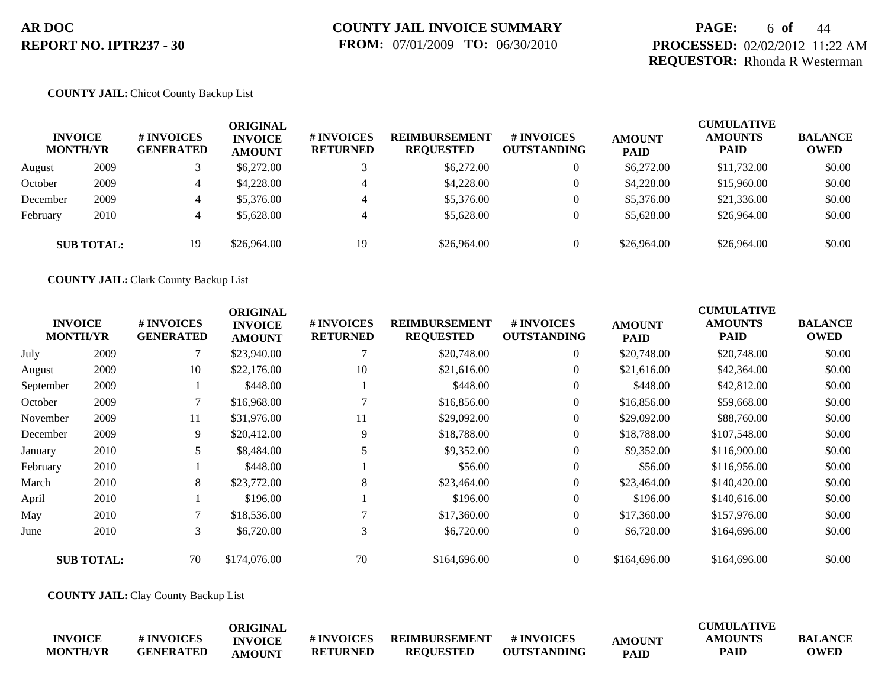**AR DOC**
**REPORT NO. IPTR237 - 30**

**COUNTY JAIL INVOICE SUMMARY**
**FROM:** 07/01/2009 **TO:** 06/30/2010

**PROCESSED:** 02/02/2012 11:22 AM
**REQUESTOR:** Rhonda R Westerman

**COUNTY JAIL:** Chicot County Backup List

| INVOICE MONTH/YR | | # INVOICES GENERATED | ORIGINAL INVOICE AMOUNT | # INVOICES RETURNED | REIMBURSEMENT REQUESTED | # INVOICES OUTSTANDING | AMOUNT PAID | CUMULATIVE AMOUNTS PAID | BALANCE OWED |
|---|---|---|---|---|---|---|---|---|---|
| August | 2009 | 3 | $6,272.00 | 3 | $6,272.00 | 0 | $6,272.00 | $11,732.00 | $0.00 |
| October | 2009 | 4 | $4,228.00 | 4 | $4,228.00 | 0 | $4,228.00 | $15,960.00 | $0.00 |
| December | 2009 | 4 | $5,376.00 | 4 | $5,376.00 | 0 | $5,376.00 | $21,336.00 | $0.00 |
| February | 2010 | 4 | $5,628.00 | 4 | $5,628.00 | 0 | $5,628.00 | $26,964.00 | $0.00 |
| **SUB TOTAL:** | | 19 | $26,964.00 | 19 | $26,964.00 | 0 | $26,964.00 | $26,964.00 | $0.00 |

**COUNTY JAIL:** Clark County Backup List

| INVOICE MONTH/YR | | # INVOICES GENERATED | ORIGINAL INVOICE AMOUNT | # INVOICES RETURNED | REIMBURSEMENT REQUESTED | # INVOICES OUTSTANDING | AMOUNT PAID | CUMULATIVE AMOUNTS PAID | BALANCE OWED |
|---|---|---|---|---|---|---|---|---|---|
| July | 2009 | 7 | $23,940.00 | 7 | $20,748.00 | 0 | $20,748.00 | $20,748.00 | $0.00 |
| August | 2009 | 10 | $22,176.00 | 10 | $21,616.00 | 0 | $21,616.00 | $42,364.00 | $0.00 |
| September | 2009 | 1 | $448.00 | 1 | $448.00 | 0 | $448.00 | $42,812.00 | $0.00 |
| October | 2009 | 7 | $16,968.00 | 7 | $16,856.00 | 0 | $16,856.00 | $59,668.00 | $0.00 |
| November | 2009 | 11 | $31,976.00 | 11 | $29,092.00 | 0 | $29,092.00 | $88,760.00 | $0.00 |
| December | 2009 | 9 | $20,412.00 | 9 | $18,788.00 | 0 | $18,788.00 | $107,548.00 | $0.00 |
| January | 2010 | 5 | $8,484.00 | 5 | $9,352.00 | 0 | $9,352.00 | $116,900.00 | $0.00 |
| February | 2010 | 1 | $448.00 | 1 | $56.00 | 0 | $56.00 | $116,956.00 | $0.00 |
| March | 2010 | 8 | $23,772.00 | 8 | $23,464.00 | 0 | $23,464.00 | $140,420.00 | $0.00 |
| April | 2010 | 1 | $196.00 | 1 | $196.00 | 0 | $196.00 | $140,616.00 | $0.00 |
| May | 2010 | 7 | $18,536.00 | 7 | $17,360.00 | 0 | $17,360.00 | $157,976.00 | $0.00 |
| June | 2010 | 3 | $6,720.00 | 3 | $6,720.00 | 0 | $6,720.00 | $164,696.00 | $0.00 |
| **SUB TOTAL:** | | 70 | $174,076.00 | 70 | $164,696.00 | 0 | $164,696.00 | $164,696.00 | $0.00 |

**COUNTY JAIL:** Clay County Backup List

| INVOICE MONTH/YR | # INVOICES GENERATED | ORIGINAL INVOICE AMOUNT | # INVOICES RETURNED | REIMBURSEMENT REQUESTED | # INVOICES OUTSTANDING | AMOUNT PAID | CUMULATIVE AMOUNTS PAID | BALANCE OWED |
|---|---|---|---|---|---|---|---|---|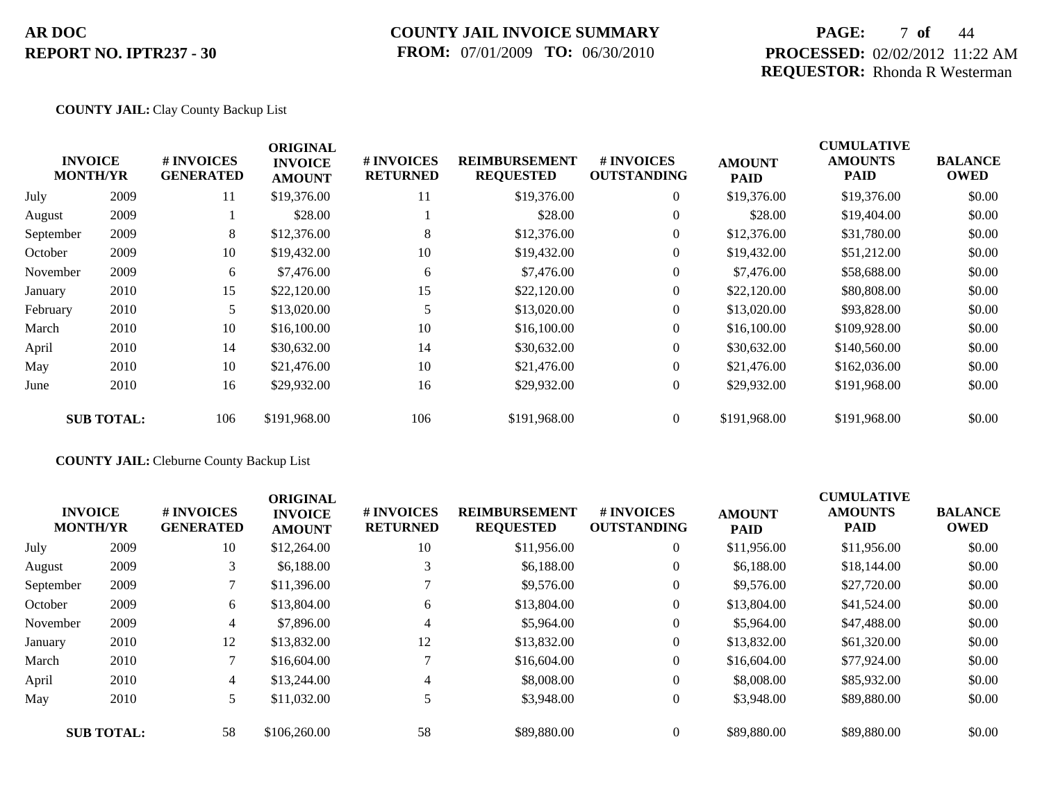**COUNTY JAIL:** Clay County Backup List

| INVOICE MONTH/YR | | # INVOICES GENERATED | ORIGINAL INVOICE AMOUNT | # INVOICES RETURNED | REIMBURSEMENT REQUESTED | # INVOICES OUTSTANDING | AMOUNT PAID | CUMULATIVE AMOUNTS PAID | BALANCE OWED |
|---|---|---|---|---|---|---|---|---|---|
| July | 2009 | 11 | $19,376.00 | 11 | $19,376.00 | 0 | $19,376.00 | $19,376.00 | $0.00 |
| August | 2009 | 1 | $28.00 | 1 | $28.00 | 0 | $28.00 | $19,404.00 | $0.00 |
| September | 2009 | 8 | $12,376.00 | 8 | $12,376.00 | 0 | $12,376.00 | $31,780.00 | $0.00 |
| October | 2009 | 10 | $19,432.00 | 10 | $19,432.00 | 0 | $19,432.00 | $51,212.00 | $0.00 |
| November | 2009 | 6 | $7,476.00 | 6 | $7,476.00 | 0 | $7,476.00 | $58,688.00 | $0.00 |
| January | 2010 | 15 | $22,120.00 | 15 | $22,120.00 | 0 | $22,120.00 | $80,808.00 | $0.00 |
| February | 2010 | 5 | $13,020.00 | 5 | $13,020.00 | 0 | $13,020.00 | $93,828.00 | $0.00 |
| March | 2010 | 10 | $16,100.00 | 10 | $16,100.00 | 0 | $16,100.00 | $109,928.00 | $0.00 |
| April | 2010 | 14 | $30,632.00 | 14 | $30,632.00 | 0 | $30,632.00 | $140,560.00 | $0.00 |
| May | 2010 | 10 | $21,476.00 | 10 | $21,476.00 | 0 | $21,476.00 | $162,036.00 | $0.00 |
| June | 2010 | 16 | $29,932.00 | 16 | $29,932.00 | 0 | $29,932.00 | $191,968.00 | $0.00 |
| **SUB TOTAL:** | | 106 | $191,968.00 | 106 | $191,968.00 | 0 | $191,968.00 | $191,968.00 | $0.00 |

**COUNTY JAIL:** Cleburne County Backup List

| INVOICE MONTH/YR | | # INVOICES GENERATED | ORIGINAL INVOICE AMOUNT | # INVOICES RETURNED | REIMBURSEMENT REQUESTED | # INVOICES OUTSTANDING | AMOUNT PAID | CUMULATIVE AMOUNTS PAID | BALANCE OWED |
|---|---|---|---|---|---|---|---|---|---|
| July | 2009 | 10 | $12,264.00 | 10 | $11,956.00 | 0 | $11,956.00 | $11,956.00 | $0.00 |
| August | 2009 | 3 | $6,188.00 | 3 | $6,188.00 | 0 | $6,188.00 | $18,144.00 | $0.00 |
| September | 2009 | 7 | $11,396.00 | 7 | $9,576.00 | 0 | $9,576.00 | $27,720.00 | $0.00 |
| October | 2009 | 6 | $13,804.00 | 6 | $13,804.00 | 0 | $13,804.00 | $41,524.00 | $0.00 |
| November | 2009 | 4 | $7,896.00 | 4 | $5,964.00 | 0 | $5,964.00 | $47,488.00 | $0.00 |
| January | 2010 | 12 | $13,832.00 | 12 | $13,832.00 | 0 | $13,832.00 | $61,320.00 | $0.00 |
| March | 2010 | 7 | $16,604.00 | 7 | $16,604.00 | 0 | $16,604.00 | $77,924.00 | $0.00 |
| April | 2010 | 4 | $13,244.00 | 4 | $8,008.00 | 0 | $8,008.00 | $85,932.00 | $0.00 |
| May | 2010 | 5 | $11,032.00 | 5 | $3,948.00 | 0 | $3,948.00 | $89,880.00 | $0.00 |
| **SUB TOTAL:** | | 58 | $106,260.00 | 58 | $89,880.00 | 0 | $89,880.00 | $89,880.00 | $0.00 |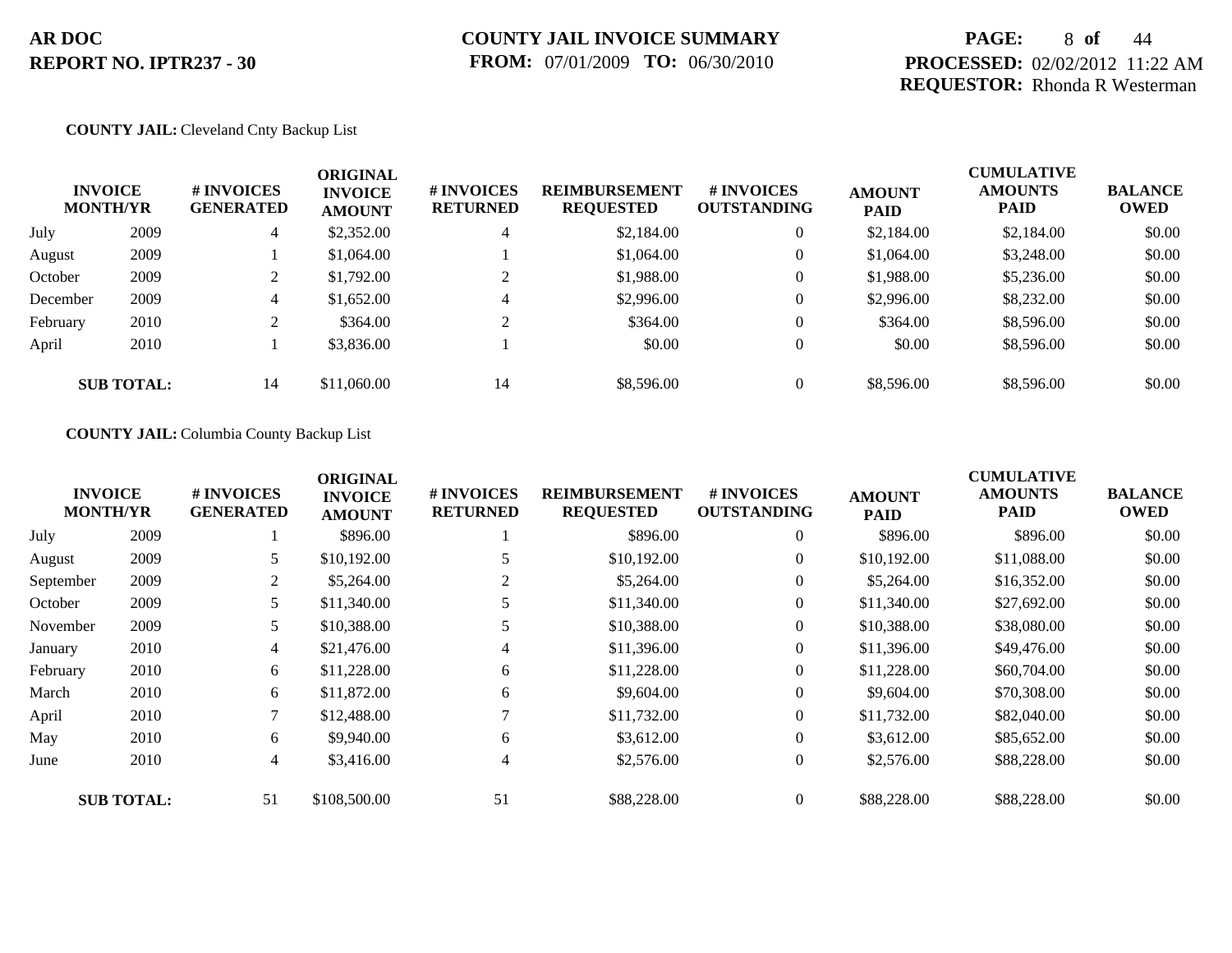**AR DOC**
**REPORT NO. IPTR237 - 30**

**COUNTY JAIL INVOICE SUMMARY**
**FROM:** 07/01/2009 **TO:** 06/30/2010

**PROCESSED:** 02/02/2012 11:22 AM
**REQUESTOR:** Rhonda R Westerman

**COUNTY JAIL:** Cleveland Cnty Backup List

| INVOICE MONTH/YR | | # INVOICES GENERATED | ORIGINAL INVOICE AMOUNT | # INVOICES RETURNED | REIMBURSEMENT REQUESTED | # INVOICES OUTSTANDING | AMOUNT PAID | CUMULATIVE AMOUNTS PAID | BALANCE OWED |
|---|---|---|---|---|---|---|---|---|---|
| July | 2009 | 4 | $2,352.00 | 4 | $2,184.00 | 0 | $2,184.00 | $2,184.00 | $0.00 |
| August | 2009 | 1 | $1,064.00 | 1 | $1,064.00 | 0 | $1,064.00 | $3,248.00 | $0.00 |
| October | 2009 | 2 | $1,792.00 | 2 | $1,988.00 | 0 | $1,988.00 | $5,236.00 | $0.00 |
| December | 2009 | 4 | $1,652.00 | 4 | $2,996.00 | 0 | $2,996.00 | $8,232.00 | $0.00 |
| February | 2010 | 2 | $364.00 | 2 | $364.00 | 0 | $364.00 | $8,596.00 | $0.00 |
| April | 2010 | 1 | $3,836.00 | 1 | $0.00 | 0 | $0.00 | $8,596.00 | $0.00 |
| **SUB TOTAL:** | | 14 | $11,060.00 | 14 | $8,596.00 | 0 | $8,596.00 | $8,596.00 | $0.00 |

**COUNTY JAIL:** Columbia County Backup List

| INVOICE MONTH/YR | | # INVOICES GENERATED | ORIGINAL INVOICE AMOUNT | # INVOICES RETURNED | REIMBURSEMENT REQUESTED | # INVOICES OUTSTANDING | AMOUNT PAID | CUMULATIVE AMOUNTS PAID | BALANCE OWED |
|---|---|---|---|---|---|---|---|---|---|
| July | 2009 | 1 | $896.00 | 1 | $896.00 | 0 | $896.00 | $896.00 | $0.00 |
| August | 2009 | 5 | $10,192.00 | 5 | $10,192.00 | 0 | $10,192.00 | $11,088.00 | $0.00 |
| September | 2009 | 2 | $5,264.00 | 2 | $5,264.00 | 0 | $5,264.00 | $16,352.00 | $0.00 |
| October | 2009 | 5 | $11,340.00 | 5 | $11,340.00 | 0 | $11,340.00 | $27,692.00 | $0.00 |
| November | 2009 | 5 | $10,388.00 | 5 | $10,388.00 | 0 | $10,388.00 | $38,080.00 | $0.00 |
| January | 2010 | 4 | $21,476.00 | 4 | $11,396.00 | 0 | $11,396.00 | $49,476.00 | $0.00 |
| February | 2010 | 6 | $11,228.00 | 6 | $11,228.00 | 0 | $11,228.00 | $60,704.00 | $0.00 |
| March | 2010 | 6 | $11,872.00 | 6 | $9,604.00 | 0 | $9,604.00 | $70,308.00 | $0.00 |
| April | 2010 | 7 | $12,488.00 | 7 | $11,732.00 | 0 | $11,732.00 | $82,040.00 | $0.00 |
| May | 2010 | 6 | $9,940.00 | 6 | $3,612.00 | 0 | $3,612.00 | $85,652.00 | $0.00 |
| June | 2010 | 4 | $3,416.00 | 4 | $2,576.00 | 0 | $2,576.00 | $88,228.00 | $0.00 |
| **SUB TOTAL:** | | 51 | $108,500.00 | 51 | $88,228.00 | 0 | $88,228.00 | $88,228.00 | $0.00 |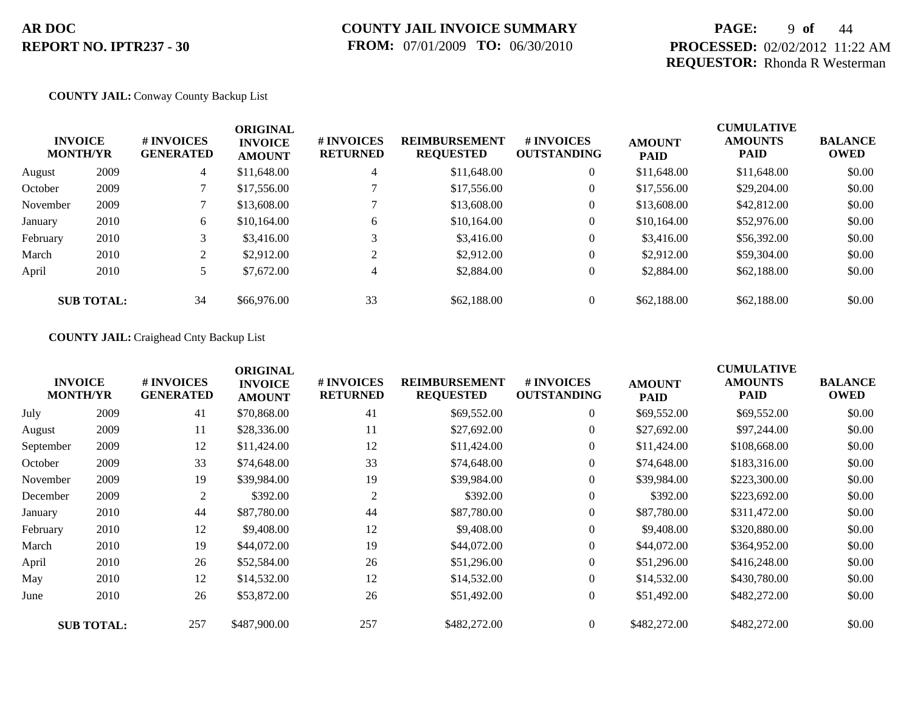**AR DOC**
**REPORT NO. IPTR237 - 30**

**COUNTY JAIL INVOICE SUMMARY**
**FROM:** 07/01/2009 **TO:** 06/30/2010

**PROCESSED:** 02/02/2012 11:22 AM
**REQUESTOR:** Rhonda R Westerman

**COUNTY JAIL:** Conway County Backup List

| INVOICE MONTH/YR | | # INVOICES GENERATED | ORIGINAL INVOICE AMOUNT | # INVOICES RETURNED | REIMBURSEMENT REQUESTED | # INVOICES OUTSTANDING | AMOUNT PAID | CUMULATIVE AMOUNTS PAID | BALANCE OWED |
|---|---|---|---|---|---|---|---|---|---|
| August | 2009 | 4 | $11,648.00 | 4 | $11,648.00 | 0 | $11,648.00 | $11,648.00 | $0.00 |
| October | 2009 | 7 | $17,556.00 | 7 | $17,556.00 | 0 | $17,556.00 | $29,204.00 | $0.00 |
| November | 2009 | 7 | $13,608.00 | 7 | $13,608.00 | 0 | $13,608.00 | $42,812.00 | $0.00 |
| January | 2010 | 6 | $10,164.00 | 6 | $10,164.00 | 0 | $10,164.00 | $52,976.00 | $0.00 |
| February | 2010 | 3 | $3,416.00 | 3 | $3,416.00 | 0 | $3,416.00 | $56,392.00 | $0.00 |
| March | 2010 | 2 | $2,912.00 | 2 | $2,912.00 | 0 | $2,912.00 | $59,304.00 | $0.00 |
| April | 2010 | 5 | $7,672.00 | 4 | $2,884.00 | 0 | $2,884.00 | $62,188.00 | $0.00 |
| **SUB TOTAL:** | | 34 | $66,976.00 | 33 | $62,188.00 | 0 | $62,188.00 | $62,188.00 | $0.00 |

**COUNTY JAIL:** Craighead Cnty Backup List

| INVOICE MONTH/YR | | # INVOICES GENERATED | ORIGINAL INVOICE AMOUNT | # INVOICES RETURNED | REIMBURSEMENT REQUESTED | # INVOICES OUTSTANDING | AMOUNT PAID | CUMULATIVE AMOUNTS PAID | BALANCE OWED |
|---|---|---|---|---|---|---|---|---|---|
| July | 2009 | 41 | $70,868.00 | 41 | $69,552.00 | 0 | $69,552.00 | $69,552.00 | $0.00 |
| August | 2009 | 11 | $28,336.00 | 11 | $27,692.00 | 0 | $27,692.00 | $97,244.00 | $0.00 |
| September | 2009 | 12 | $11,424.00 | 12 | $11,424.00 | 0 | $11,424.00 | $108,668.00 | $0.00 |
| October | 2009 | 33 | $74,648.00 | 33 | $74,648.00 | 0 | $74,648.00 | $183,316.00 | $0.00 |
| November | 2009 | 19 | $39,984.00 | 19 | $39,984.00 | 0 | $39,984.00 | $223,300.00 | $0.00 |
| December | 2009 | 2 | $392.00 | 2 | $392.00 | 0 | $392.00 | $223,692.00 | $0.00 |
| January | 2010 | 44 | $87,780.00 | 44 | $87,780.00 | 0 | $87,780.00 | $311,472.00 | $0.00 |
| February | 2010 | 12 | $9,408.00 | 12 | $9,408.00 | 0 | $9,408.00 | $320,880.00 | $0.00 |
| March | 2010 | 19 | $44,072.00 | 19 | $44,072.00 | 0 | $44,072.00 | $364,952.00 | $0.00 |
| April | 2010 | 26 | $52,584.00 | 26 | $51,296.00 | 0 | $51,296.00 | $416,248.00 | $0.00 |
| May | 2010 | 12 | $14,532.00 | 12 | $14,532.00 | 0 | $14,532.00 | $430,780.00 | $0.00 |
| June | 2010 | 26 | $53,872.00 | 26 | $51,492.00 | 0 | $51,492.00 | $482,272.00 | $0.00 |
| **SUB TOTAL:** | | 257 | $487,900.00 | 257 | $482,272.00 | 0 | $482,272.00 | $482,272.00 | $0.00 |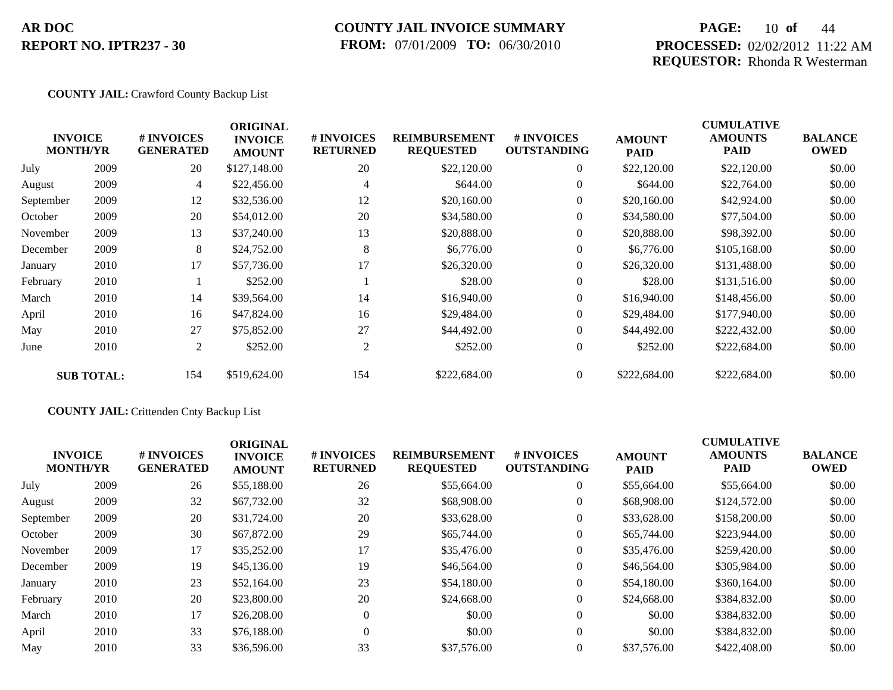**AR DOC**
**REPORT NO. IPTR237 - 30**

**COUNTY JAIL INVOICE SUMMARY**
**FROM:** 07/01/2009 **TO:** 06/30/2010

**PROCESSED:** 02/02/2012 11:22 AM
**REQUESTOR:** Rhonda R Westerman

**COUNTY JAIL:** Crawford County Backup List

| INVOICE MONTH/YR | | # INVOICES GENERATED | ORIGINAL INVOICE AMOUNT | # INVOICES RETURNED | REIMBURSEMENT REQUESTED | # INVOICES OUTSTANDING | AMOUNT PAID | CUMULATIVE AMOUNTS PAID | BALANCE OWED |
|---|---|---|---|---|---|---|---|---|---|
| July | 2009 | 20 | $127,148.00 | 20 | $22,120.00 | 0 | $22,120.00 | $22,120.00 | $0.00 |
| August | 2009 | 4 | $22,456.00 | 4 | $644.00 | 0 | $644.00 | $22,764.00 | $0.00 |
| September | 2009 | 12 | $32,536.00 | 12 | $20,160.00 | 0 | $20,160.00 | $42,924.00 | $0.00 |
| October | 2009 | 20 | $54,012.00 | 20 | $34,580.00 | 0 | $34,580.00 | $77,504.00 | $0.00 |
| November | 2009 | 13 | $37,240.00 | 13 | $20,888.00 | 0 | $20,888.00 | $98,392.00 | $0.00 |
| December | 2009 | 8 | $24,752.00 | 8 | $6,776.00 | 0 | $6,776.00 | $105,168.00 | $0.00 |
| January | 2010 | 17 | $57,736.00 | 17 | $26,320.00 | 0 | $26,320.00 | $131,488.00 | $0.00 |
| February | 2010 | 1 | $252.00 | 1 | $28.00 | 0 | $28.00 | $131,516.00 | $0.00 |
| March | 2010 | 14 | $39,564.00 | 14 | $16,940.00 | 0 | $16,940.00 | $148,456.00 | $0.00 |
| April | 2010 | 16 | $47,824.00 | 16 | $29,484.00 | 0 | $29,484.00 | $177,940.00 | $0.00 |
| May | 2010 | 27 | $75,852.00 | 27 | $44,492.00 | 0 | $44,492.00 | $222,432.00 | $0.00 |
| June | 2010 | 2 | $252.00 | 2 | $252.00 | 0 | $252.00 | $222,684.00 | $0.00 |
| **SUB TOTAL:** | | 154 | $519,624.00 | 154 | $222,684.00 | 0 | $222,684.00 | $222,684.00 | $0.00 |

**COUNTY JAIL:** Crittenden Cnty Backup List

| INVOICE MONTH/YR | | # INVOICES GENERATED | ORIGINAL INVOICE AMOUNT | # INVOICES RETURNED | REIMBURSEMENT REQUESTED | # INVOICES OUTSTANDING | AMOUNT PAID | CUMULATIVE AMOUNTS PAID | BALANCE OWED |
|---|---|---|---|---|---|---|---|---|---|
| July | 2009 | 26 | $55,188.00 | 26 | $55,664.00 | 0 | $55,664.00 | $55,664.00 | $0.00 |
| August | 2009 | 32 | $67,732.00 | 32 | $68,908.00 | 0 | $68,908.00 | $124,572.00 | $0.00 |
| September | 2009 | 20 | $31,724.00 | 20 | $33,628.00 | 0 | $33,628.00 | $158,200.00 | $0.00 |
| October | 2009 | 30 | $67,872.00 | 29 | $65,744.00 | 0 | $65,744.00 | $223,944.00 | $0.00 |
| November | 2009 | 17 | $35,252.00 | 17 | $35,476.00 | 0 | $35,476.00 | $259,420.00 | $0.00 |
| December | 2009 | 19 | $45,136.00 | 19 | $46,564.00 | 0 | $46,564.00 | $305,984.00 | $0.00 |
| January | 2010 | 23 | $52,164.00 | 23 | $54,180.00 | 0 | $54,180.00 | $360,164.00 | $0.00 |
| February | 2010 | 20 | $23,800.00 | 20 | $24,668.00 | 0 | $24,668.00 | $384,832.00 | $0.00 |
| March | 2010 | 17 | $26,208.00 | 0 | $0.00 | 0 | $0.00 | $384,832.00 | $0.00 |
| April | 2010 | 33 | $76,188.00 | 0 | $0.00 | 0 | $0.00 | $384,832.00 | $0.00 |
| May | 2010 | 33 | $36,596.00 | 33 | $37,576.00 | 0 | $37,576.00 | $422,408.00 | $0.00 |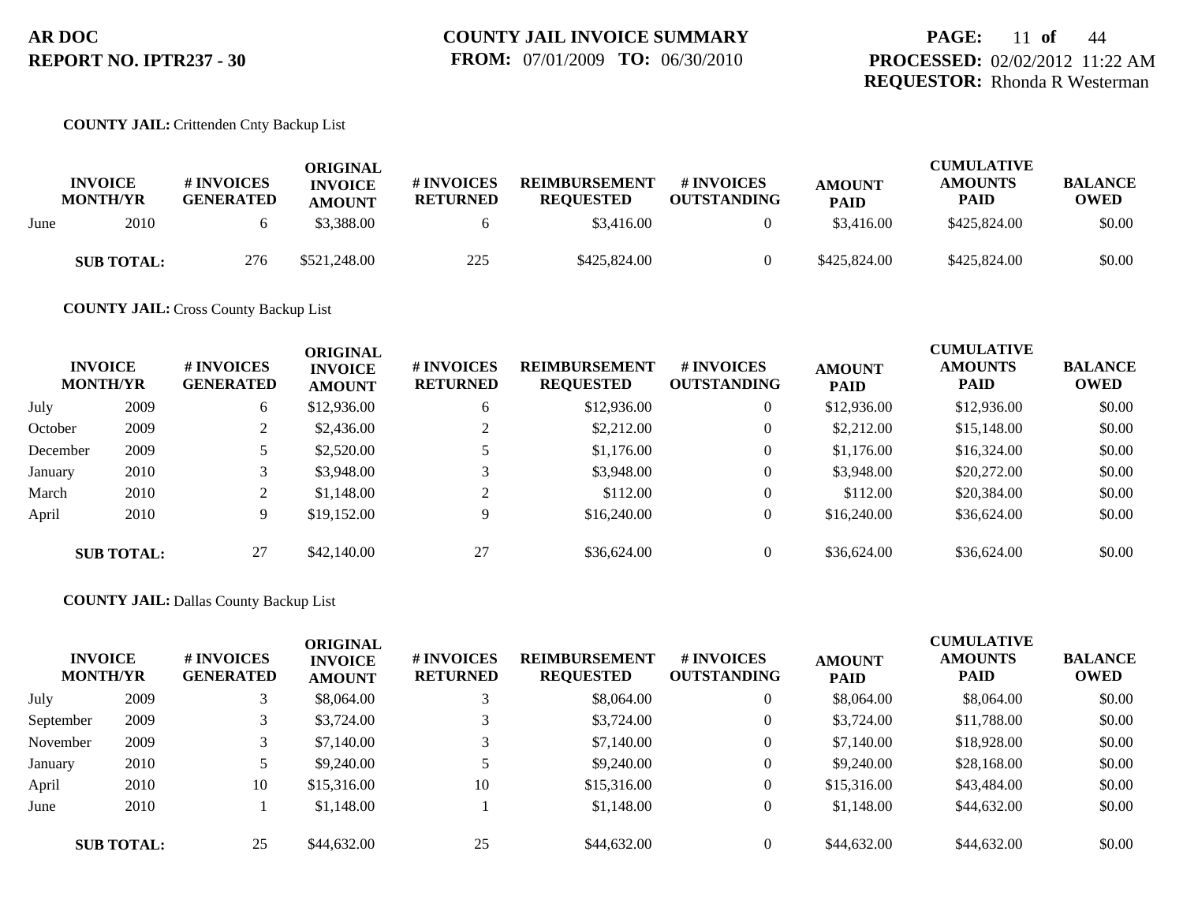**AR DOC**
**REPORT NO. IPTR237 - 30**

**COUNTY JAIL INVOICE SUMMARY**
**FROM:** 07/01/2009 **TO:** 06/30/2010

**PROCESSED:** 02/02/2012 11:22 AM
**REQUESTOR:** Rhonda R Westerman

**COUNTY JAIL:** Crittenden Cnty Backup List

| INVOICE MONTH/YR | | # INVOICES GENERATED | ORIGINAL INVOICE AMOUNT | # INVOICES RETURNED | REIMBURSEMENT REQUESTED | # INVOICES OUTSTANDING | AMOUNT PAID | CUMULATIVE AMOUNTS PAID | BALANCE OWED |
|---|---|---|---|---|---|---|---|---|---|
| June | 2010 | 6 | $3,388.00 | 6 | $3,416.00 | 0 | $3,416.00 | $425,824.00 | $0.00 |
| **SUB TOTAL:** | | 276 | $521,248.00 | 225 | $425,824.00 | 0 | $425,824.00 | $425,824.00 | $0.00 |

**COUNTY JAIL:** Cross County Backup List

| INVOICE MONTH/YR | | # INVOICES GENERATED | ORIGINAL INVOICE AMOUNT | # INVOICES RETURNED | REIMBURSEMENT REQUESTED | # INVOICES OUTSTANDING | AMOUNT PAID | CUMULATIVE AMOUNTS PAID | BALANCE OWED |
|---|---|---|---|---|---|---|---|---|---|
| July | 2009 | 6 | $12,936.00 | 6 | $12,936.00 | 0 | $12,936.00 | $12,936.00 | $0.00 |
| October | 2009 | 2 | $2,436.00 | 2 | $2,212.00 | 0 | $2,212.00 | $15,148.00 | $0.00 |
| December | 2009 | 5 | $2,520.00 | 5 | $1,176.00 | 0 | $1,176.00 | $16,324.00 | $0.00 |
| January | 2010 | 3 | $3,948.00 | 3 | $3,948.00 | 0 | $3,948.00 | $20,272.00 | $0.00 |
| March | 2010 | 2 | $1,148.00 | 2 | $112.00 | 0 | $112.00 | $20,384.00 | $0.00 |
| April | 2010 | 9 | $19,152.00 | 9 | $16,240.00 | 0 | $16,240.00 | $36,624.00 | $0.00 |
| **SUB TOTAL:** | | 27 | $42,140.00 | 27 | $36,624.00 | 0 | $36,624.00 | $36,624.00 | $0.00 |

**COUNTY JAIL:** Dallas County Backup List

| INVOICE MONTH/YR | | # INVOICES GENERATED | ORIGINAL INVOICE AMOUNT | # INVOICES RETURNED | REIMBURSEMENT REQUESTED | # INVOICES OUTSTANDING | AMOUNT PAID | CUMULATIVE AMOUNTS PAID | BALANCE OWED |
|---|---|---|---|---|---|---|---|---|---|
| July | 2009 | 3 | $8,064.00 | 3 | $8,064.00 | 0 | $8,064.00 | $8,064.00 | $0.00 |
| September | 2009 | 3 | $3,724.00 | 3 | $3,724.00 | 0 | $3,724.00 | $11,788.00 | $0.00 |
| November | 2009 | 3 | $7,140.00 | 3 | $7,140.00 | 0 | $7,140.00 | $18,928.00 | $0.00 |
| January | 2010 | 5 | $9,240.00 | 5 | $9,240.00 | 0 | $9,240.00 | $28,168.00 | $0.00 |
| April | 2010 | 10 | $15,316.00 | 10 | $15,316.00 | 0 | $15,316.00 | $43,484.00 | $0.00 |
| June | 2010 | 1 | $1,148.00 | 1 | $1,148.00 | 0 | $1,148.00 | $44,632.00 | $0.00 |
| **SUB TOTAL:** | | 25 | $44,632.00 | 25 | $44,632.00 | 0 | $44,632.00 | $44,632.00 | $0.00 |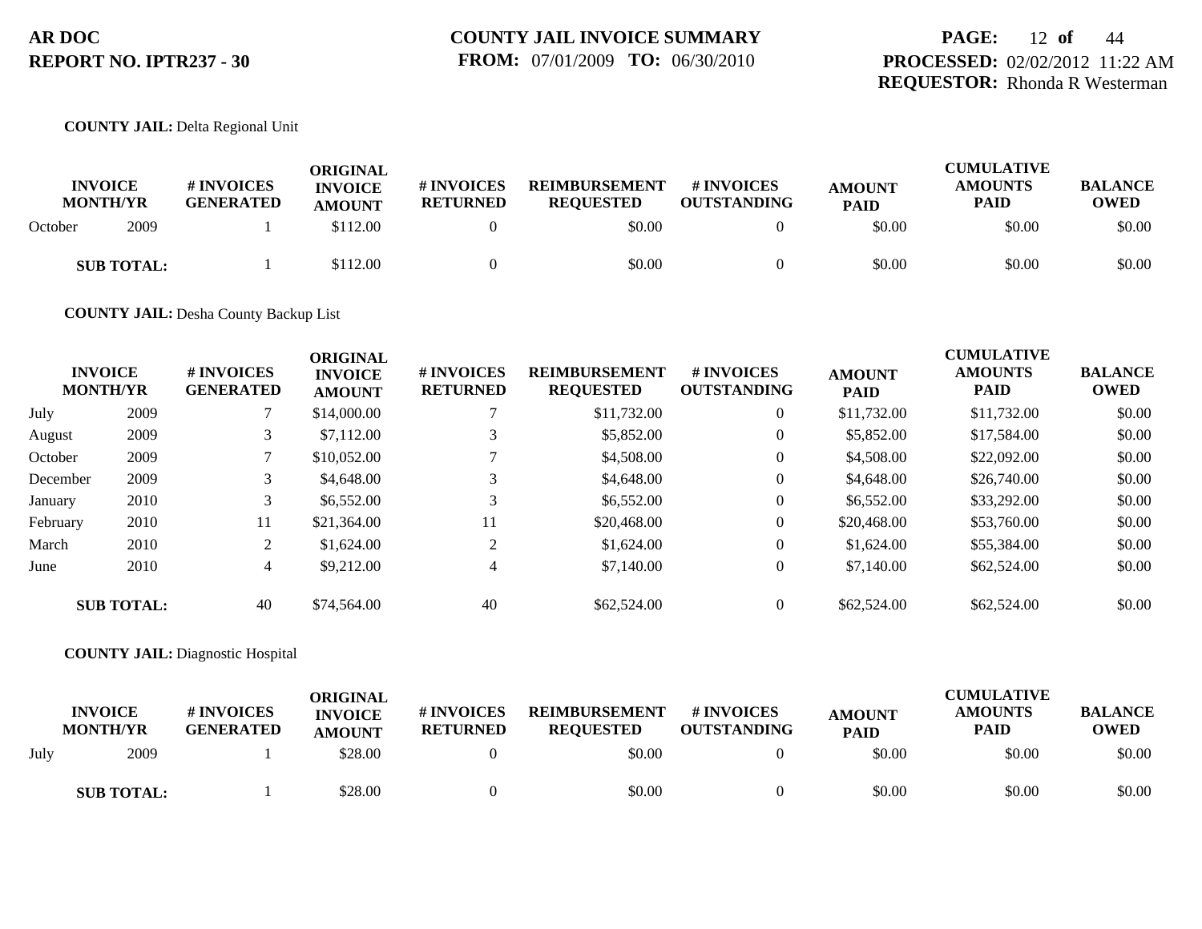**AR DOC**
**REPORT NO. IPTR237 - 30**

**COUNTY JAIL INVOICE SUMMARY**
**FROM:** 07/01/2009 **TO:** 06/30/2010

**PROCESSED:** 02/02/2012 11:22 AM
**REQUESTOR:** Rhonda R Westerman

**COUNTY JAIL:** Delta Regional Unit

| INVOICE MONTH/YR | | # INVOICES GENERATED | ORIGINAL INVOICE AMOUNT | # INVOICES RETURNED | REIMBURSEMENT REQUESTED | # INVOICES OUTSTANDING | AMOUNT PAID | CUMULATIVE AMOUNTS PAID | BALANCE OWED |
|---|---|---|---|---|---|---|---|---|---|
| October | 2009 | 1 | $112.00 | 0 | $0.00 | 0 | $0.00 | $0.00 | $0.00 |
| **SUB TOTAL:** | | 1 | $112.00 | 0 | $0.00 | 0 | $0.00 | $0.00 | $0.00 |

**COUNTY JAIL:** Desha County Backup List

| INVOICE MONTH/YR | | # INVOICES GENERATED | ORIGINAL INVOICE AMOUNT | # INVOICES RETURNED | REIMBURSEMENT REQUESTED | # INVOICES OUTSTANDING | AMOUNT PAID | CUMULATIVE AMOUNTS PAID | BALANCE OWED |
|---|---|---|---|---|---|---|---|---|---|
| July | 2009 | 7 | $14,000.00 | 7 | $11,732.00 | 0 | $11,732.00 | $11,732.00 | $0.00 |
| August | 2009 | 3 | $7,112.00 | 3 | $5,852.00 | 0 | $5,852.00 | $17,584.00 | $0.00 |
| October | 2009 | 7 | $10,052.00 | 7 | $4,508.00 | 0 | $4,508.00 | $22,092.00 | $0.00 |
| December | 2009 | 3 | $4,648.00 | 3 | $4,648.00 | 0 | $4,648.00 | $26,740.00 | $0.00 |
| January | 2010 | 3 | $6,552.00 | 3 | $6,552.00 | 0 | $6,552.00 | $33,292.00 | $0.00 |
| February | 2010 | 11 | $21,364.00 | 11 | $20,468.00 | 0 | $20,468.00 | $53,760.00 | $0.00 |
| March | 2010 | 2 | $1,624.00 | 2 | $1,624.00 | 0 | $1,624.00 | $55,384.00 | $0.00 |
| June | 2010 | 4 | $9,212.00 | 4 | $7,140.00 | 0 | $7,140.00 | $62,524.00 | $0.00 |
| **SUB TOTAL:** | | 40 | $74,564.00 | 40 | $62,524.00 | 0 | $62,524.00 | $62,524.00 | $0.00 |

**COUNTY JAIL:** Diagnostic Hospital

| INVOICE MONTH/YR | | # INVOICES GENERATED | ORIGINAL INVOICE AMOUNT | # INVOICES RETURNED | REIMBURSEMENT REQUESTED | # INVOICES OUTSTANDING | AMOUNT PAID | CUMULATIVE AMOUNTS PAID | BALANCE OWED |
|---|---|---|---|---|---|---|---|---|---|
| July | 2009 | 1 | $28.00 | 0 | $0.00 | 0 | $0.00 | $0.00 | $0.00 |
| **SUB TOTAL:** | | 1 | $28.00 | 0 | $0.00 | 0 | $0.00 | $0.00 | $0.00 |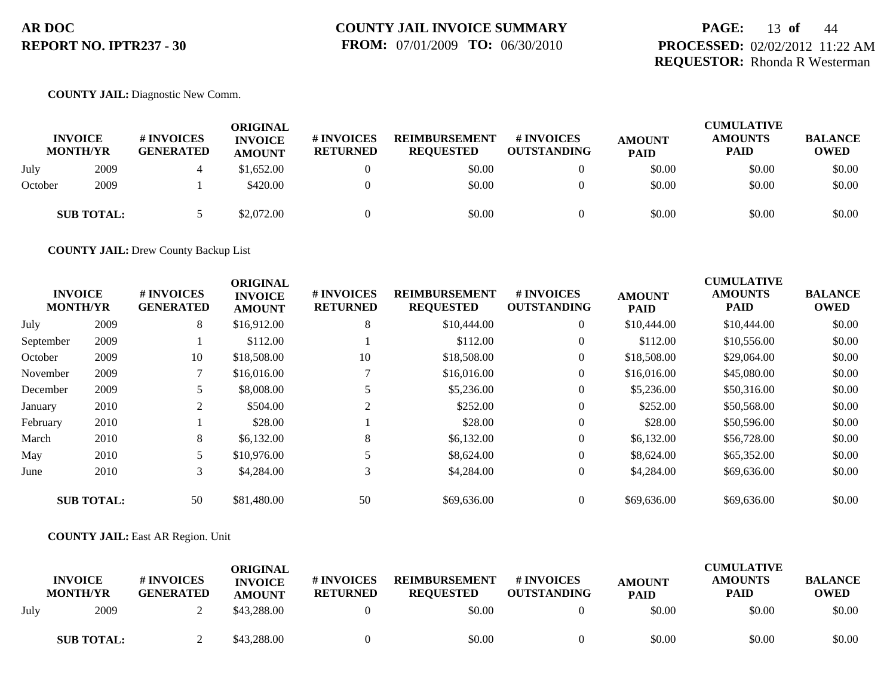**COUNTY JAIL:** Diagnostic New Comm.

| INVOICE MONTH/YR | | # INVOICES GENERATED | ORIGINAL INVOICE AMOUNT | # INVOICES RETURNED | REIMBURSEMENT REQUESTED | # INVOICES OUTSTANDING | AMOUNT PAID | CUMULATIVE AMOUNTS PAID | BALANCE OWED |
|---|---|---|---|---|---|---|---|---|---|
| July | 2009 | 4 | $1,652.00 | 0 | $0.00 | 0 | $0.00 | $0.00 | $0.00 |
| October | 2009 | 1 | $420.00 | 0 | $0.00 | 0 | $0.00 | $0.00 | $0.00 |
| **SUB TOTAL:** | | 5 | $2,072.00 | 0 | $0.00 | 0 | $0.00 | $0.00 | $0.00 |

**COUNTY JAIL:** Drew County Backup List

| INVOICE MONTH/YR | | # INVOICES GENERATED | ORIGINAL INVOICE AMOUNT | # INVOICES RETURNED | REIMBURSEMENT REQUESTED | # INVOICES OUTSTANDING | AMOUNT PAID | CUMULATIVE AMOUNTS PAID | BALANCE OWED |
|---|---|---|---|---|---|---|---|---|---|
| July | 2009 | 8 | $16,912.00 | 8 | $10,444.00 | 0 | $10,444.00 | $10,444.00 | $0.00 |
| September | 2009 | 1 | $112.00 | 1 | $112.00 | 0 | $112.00 | $10,556.00 | $0.00 |
| October | 2009 | 10 | $18,508.00 | 10 | $18,508.00 | 0 | $18,508.00 | $29,064.00 | $0.00 |
| November | 2009 | 7 | $16,016.00 | 7 | $16,016.00 | 0 | $16,016.00 | $45,080.00 | $0.00 |
| December | 2009 | 5 | $8,008.00 | 5 | $5,236.00 | 0 | $5,236.00 | $50,316.00 | $0.00 |
| January | 2010 | 2 | $504.00 | 2 | $252.00 | 0 | $252.00 | $50,568.00 | $0.00 |
| February | 2010 | 1 | $28.00 | 1 | $28.00 | 0 | $28.00 | $50,596.00 | $0.00 |
| March | 2010 | 8 | $6,132.00 | 8 | $6,132.00 | 0 | $6,132.00 | $56,728.00 | $0.00 |
| May | 2010 | 5 | $10,976.00 | 5 | $8,624.00 | 0 | $8,624.00 | $65,352.00 | $0.00 |
| June | 2010 | 3 | $4,284.00 | 3 | $4,284.00 | 0 | $4,284.00 | $69,636.00 | $0.00 |
| **SUB TOTAL:** | | 50 | $81,480.00 | 50 | $69,636.00 | 0 | $69,636.00 | $69,636.00 | $0.00 |

**COUNTY JAIL:** East AR Region. Unit

| INVOICE MONTH/YR | | # INVOICES GENERATED | ORIGINAL INVOICE AMOUNT | # INVOICES RETURNED | REIMBURSEMENT REQUESTED | # INVOICES OUTSTANDING | AMOUNT PAID | CUMULATIVE AMOUNTS PAID | BALANCE OWED |
|---|---|---|---|---|---|---|---|---|---|
| July | 2009 | 2 | $43,288.00 | 0 | $0.00 | 0 | $0.00 | $0.00 | $0.00 |
| **SUB TOTAL:** | | 2 | $43,288.00 | 0 | $0.00 | 0 | $0.00 | $0.00 | $0.00 |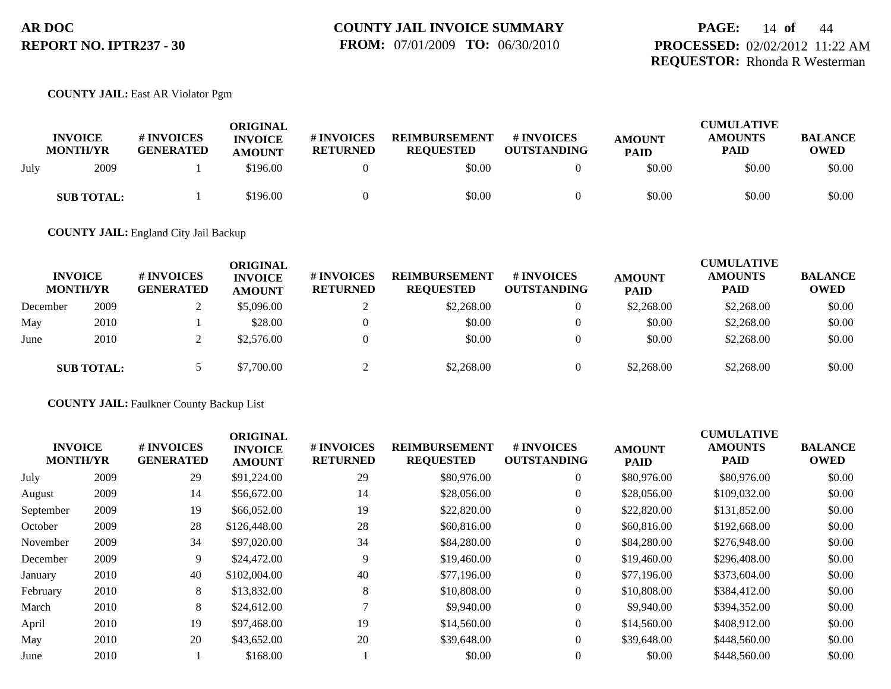**AR DOC**
**REPORT NO. IPTR237 - 30**

**COUNTY JAIL INVOICE SUMMARY**
**FROM:** 07/01/2009 **TO:** 06/30/2010

**PROCESSED:** 02/02/2012 11:22 AM
**REQUESTOR:** Rhonda R Westerman

**COUNTY JAIL:** East AR Violator Pgm

| INVOICE MONTH/YR | | # INVOICES GENERATED | ORIGINAL INVOICE AMOUNT | # INVOICES RETURNED | REIMBURSEMENT REQUESTED | # INVOICES OUTSTANDING | AMOUNT PAID | CUMULATIVE AMOUNTS PAID | BALANCE OWED |
|---|---|---|---|---|---|---|---|---|---|
| July | 2009 | 1 | $196.00 | 0 | $0.00 | 0 | $0.00 | $0.00 | $0.00 |
| **SUB TOTAL:** | | 1 | $196.00 | 0 | $0.00 | 0 | $0.00 | $0.00 | $0.00 |

**COUNTY JAIL:** England City Jail Backup

| INVOICE MONTH/YR | | # INVOICES GENERATED | ORIGINAL INVOICE AMOUNT | # INVOICES RETURNED | REIMBURSEMENT REQUESTED | # INVOICES OUTSTANDING | AMOUNT PAID | CUMULATIVE AMOUNTS PAID | BALANCE OWED |
|---|---|---|---|---|---|---|---|---|---|
| December | 2009 | 2 | $5,096.00 | 2 | $2,268.00 | 0 | $2,268.00 | $2,268.00 | $0.00 |
| May | 2010 | 1 | $28.00 | 0 | $0.00 | 0 | $0.00 | $2,268.00 | $0.00 |
| June | 2010 | 2 | $2,576.00 | 0 | $0.00 | 0 | $0.00 | $2,268.00 | $0.00 |
| **SUB TOTAL:** | | 5 | $7,700.00 | 2 | $2,268.00 | 0 | $2,268.00 | $2,268.00 | $0.00 |

**COUNTY JAIL:** Faulkner County Backup List

| INVOICE MONTH/YR | | # INVOICES GENERATED | ORIGINAL INVOICE AMOUNT | # INVOICES RETURNED | REIMBURSEMENT REQUESTED | # INVOICES OUTSTANDING | AMOUNT PAID | CUMULATIVE AMOUNTS PAID | BALANCE OWED |
|---|---|---|---|---|---|---|---|---|---|
| July | 2009 | 29 | $91,224.00 | 29 | $80,976.00 | 0 | $80,976.00 | $80,976.00 | $0.00 |
| August | 2009 | 14 | $56,672.00 | 14 | $28,056.00 | 0 | $28,056.00 | $109,032.00 | $0.00 |
| September | 2009 | 19 | $66,052.00 | 19 | $22,820.00 | 0 | $22,820.00 | $131,852.00 | $0.00 |
| October | 2009 | 28 | $126,448.00 | 28 | $60,816.00 | 0 | $60,816.00 | $192,668.00 | $0.00 |
| November | 2009 | 34 | $97,020.00 | 34 | $84,280.00 | 0 | $84,280.00 | $276,948.00 | $0.00 |
| December | 2009 | 9 | $24,472.00 | 9 | $19,460.00 | 0 | $19,460.00 | $296,408.00 | $0.00 |
| January | 2010 | 40 | $102,004.00 | 40 | $77,196.00 | 0 | $77,196.00 | $373,604.00 | $0.00 |
| February | 2010 | 8 | $13,832.00 | 8 | $10,808.00 | 0 | $10,808.00 | $384,412.00 | $0.00 |
| March | 2010 | 8 | $24,612.00 | 7 | $9,940.00 | 0 | $9,940.00 | $394,352.00 | $0.00 |
| April | 2010 | 19 | $97,468.00 | 19 | $14,560.00 | 0 | $14,560.00 | $408,912.00 | $0.00 |
| May | 2010 | 20 | $43,652.00 | 20 | $39,648.00 | 0 | $39,648.00 | $448,560.00 | $0.00 |
| June | 2010 | 1 | $168.00 | 1 | $0.00 | 0 | $0.00 | $448,560.00 | $0.00 |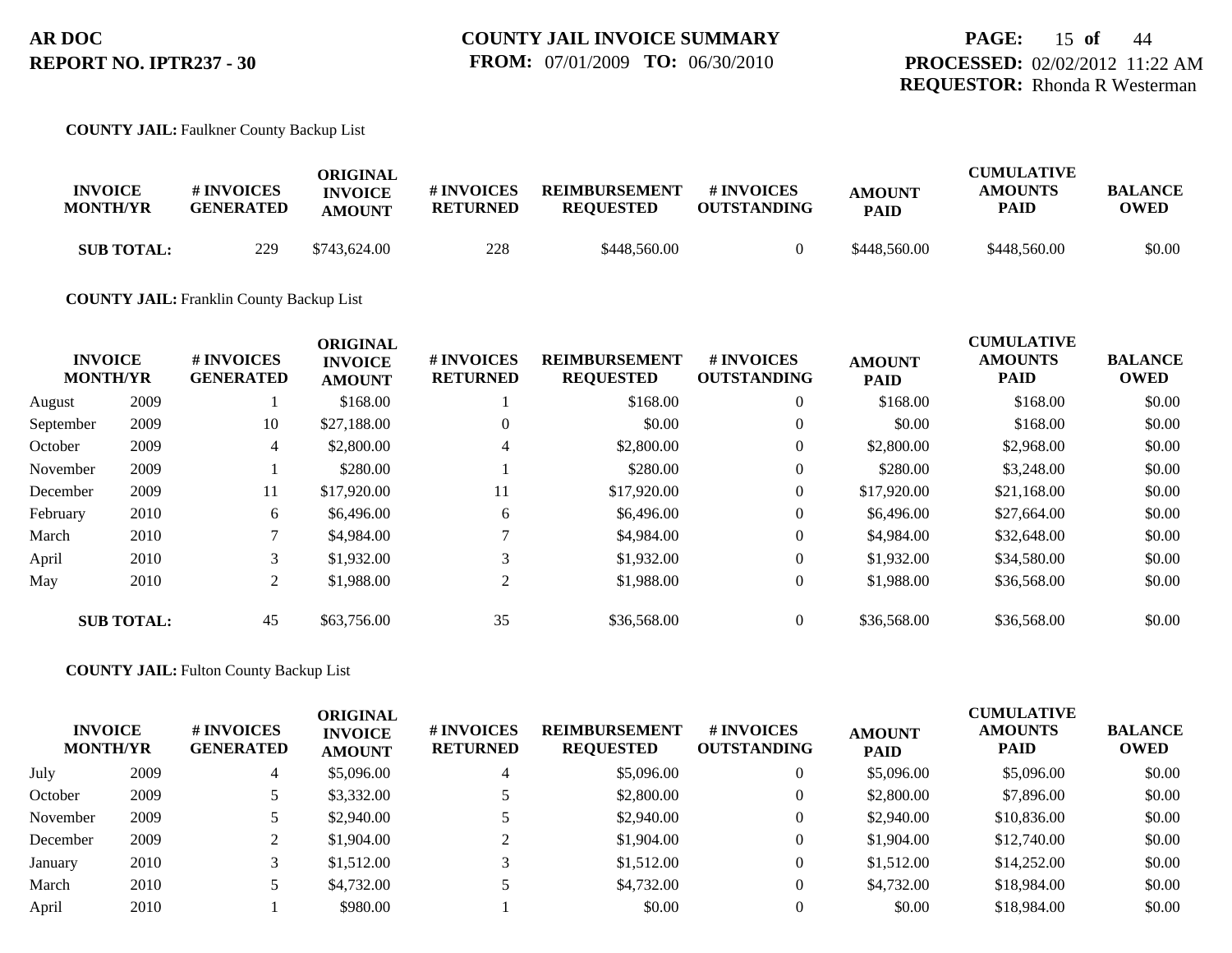**COUNTY JAIL:** Faulkner County Backup List

| INVOICE MONTH/YR | | # INVOICES GENERATED | ORIGINAL INVOICE AMOUNT | # INVOICES RETURNED | REIMBURSEMENT REQUESTED | # INVOICES OUTSTANDING | AMOUNT PAID | CUMULATIVE AMOUNTS PAID | BALANCE OWED |
|---|---|---|---|---|---|---|---|---|---|
| **SUB TOTAL:** | | 229 | $743,624.00 | 228 | $448,560.00 | 0 | $448,560.00 | $448,560.00 | $0.00 |

**COUNTY JAIL:** Franklin County Backup List

| INVOICE MONTH/YR | | # INVOICES GENERATED | ORIGINAL INVOICE AMOUNT | # INVOICES RETURNED | REIMBURSEMENT REQUESTED | # INVOICES OUTSTANDING | AMOUNT PAID | CUMULATIVE AMOUNTS PAID | BALANCE OWED |
|---|---|---|---|---|---|---|---|---|---|
| August | 2009 | 1 | $168.00 | 1 | $168.00 | 0 | $168.00 | $168.00 | $0.00 |
| September | 2009 | 10 | $27,188.00 | 0 | $0.00 | 0 | $0.00 | $168.00 | $0.00 |
| October | 2009 | 4 | $2,800.00 | 4 | $2,800.00 | 0 | $2,800.00 | $2,968.00 | $0.00 |
| November | 2009 | 1 | $280.00 | 1 | $280.00 | 0 | $280.00 | $3,248.00 | $0.00 |
| December | 2009 | 11 | $17,920.00 | 11 | $17,920.00 | 0 | $17,920.00 | $21,168.00 | $0.00 |
| February | 2010 | 6 | $6,496.00 | 6 | $6,496.00 | 0 | $6,496.00 | $27,664.00 | $0.00 |
| March | 2010 | 7 | $4,984.00 | 7 | $4,984.00 | 0 | $4,984.00 | $32,648.00 | $0.00 |
| April | 2010 | 3 | $1,932.00 | 3 | $1,932.00 | 0 | $1,932.00 | $34,580.00 | $0.00 |
| May | 2010 | 2 | $1,988.00 | 2 | $1,988.00 | 0 | $1,988.00 | $36,568.00 | $0.00 |
| **SUB TOTAL:** | | 45 | $63,756.00 | 35 | $36,568.00 | 0 | $36,568.00 | $36,568.00 | $0.00 |

**COUNTY JAIL:** Fulton County Backup List

| INVOICE MONTH/YR | | # INVOICES GENERATED | ORIGINAL INVOICE AMOUNT | # INVOICES RETURNED | REIMBURSEMENT REQUESTED | # INVOICES OUTSTANDING | AMOUNT PAID | CUMULATIVE AMOUNTS PAID | BALANCE OWED |
|---|---|---|---|---|---|---|---|---|---|
| July | 2009 | 4 | $5,096.00 | 4 | $5,096.00 | 0 | $5,096.00 | $5,096.00 | $0.00 |
| October | 2009 | 5 | $3,332.00 | 5 | $2,800.00 | 0 | $2,800.00 | $7,896.00 | $0.00 |
| November | 2009 | 5 | $2,940.00 | 5 | $2,940.00 | 0 | $2,940.00 | $10,836.00 | $0.00 |
| December | 2009 | 2 | $1,904.00 | 2 | $1,904.00 | 0 | $1,904.00 | $12,740.00 | $0.00 |
| January | 2010 | 3 | $1,512.00 | 3 | $1,512.00 | 0 | $1,512.00 | $14,252.00 | $0.00 |
| March | 2010 | 5 | $4,732.00 | 5 | $4,732.00 | 0 | $4,732.00 | $18,984.00 | $0.00 |
| April | 2010 | 1 | $980.00 | 1 | $0.00 | 0 | $0.00 | $18,984.00 | $0.00 |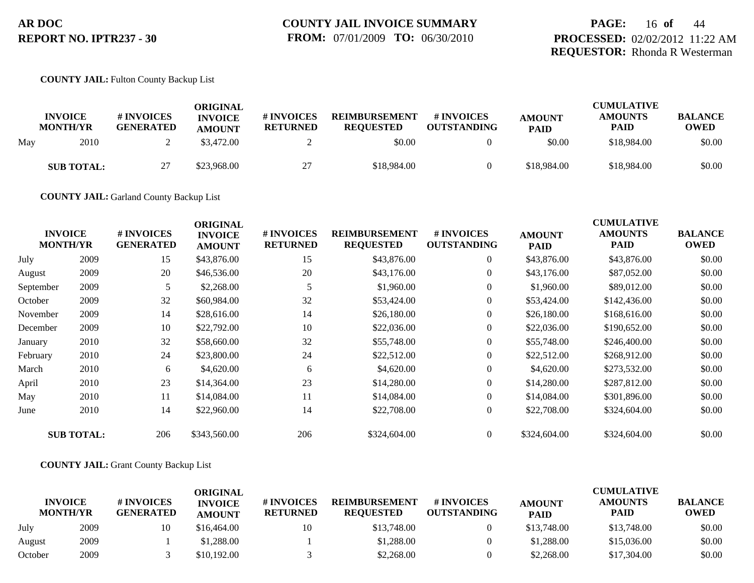**AR DOC**
**REPORT NO. IPTR237 - 30**

**COUNTY JAIL INVOICE SUMMARY**
**FROM:** 07/01/2009 **TO:** 06/30/2010

**PROCESSED:** 02/02/2012 11:22 AM
**REQUESTOR:** Rhonda R Westerman

**COUNTY JAIL:** Fulton County Backup List

| INVOICE MONTH/YR | | # INVOICES GENERATED | ORIGINAL INVOICE AMOUNT | # INVOICES RETURNED | REIMBURSEMENT REQUESTED | # INVOICES OUTSTANDING | AMOUNT PAID | CUMULATIVE AMOUNTS PAID | BALANCE OWED |
|---|---|---|---|---|---|---|---|---|---|
| May | 2010 | 2 | $3,472.00 | 2 | $0.00 | 0 | $0.00 | $18,984.00 | $0.00 |
| **SUB TOTAL:** | | 27 | $23,968.00 | 27 | $18,984.00 | 0 | $18,984.00 | $18,984.00 | $0.00 |

**COUNTY JAIL:** Garland County Backup List

| INVOICE MONTH/YR | | # INVOICES GENERATED | ORIGINAL INVOICE AMOUNT | # INVOICES RETURNED | REIMBURSEMENT REQUESTED | # INVOICES OUTSTANDING | AMOUNT PAID | CUMULATIVE AMOUNTS PAID | BALANCE OWED |
|---|---|---|---|---|---|---|---|---|---|
| July | 2009 | 15 | $43,876.00 | 15 | $43,876.00 | 0 | $43,876.00 | $43,876.00 | $0.00 |
| August | 2009 | 20 | $46,536.00 | 20 | $43,176.00 | 0 | $43,176.00 | $87,052.00 | $0.00 |
| September | 2009 | 5 | $2,268.00 | 5 | $1,960.00 | 0 | $1,960.00 | $89,012.00 | $0.00 |
| October | 2009 | 32 | $60,984.00 | 32 | $53,424.00 | 0 | $53,424.00 | $142,436.00 | $0.00 |
| November | 2009 | 14 | $28,616.00 | 14 | $26,180.00 | 0 | $26,180.00 | $168,616.00 | $0.00 |
| December | 2009 | 10 | $22,792.00 | 10 | $22,036.00 | 0 | $22,036.00 | $190,652.00 | $0.00 |
| January | 2010 | 32 | $58,660.00 | 32 | $55,748.00 | 0 | $55,748.00 | $246,400.00 | $0.00 |
| February | 2010 | 24 | $23,800.00 | 24 | $22,512.00 | 0 | $22,512.00 | $268,912.00 | $0.00 |
| March | 2010 | 6 | $4,620.00 | 6 | $4,620.00 | 0 | $4,620.00 | $273,532.00 | $0.00 |
| April | 2010 | 23 | $14,364.00 | 23 | $14,280.00 | 0 | $14,280.00 | $287,812.00 | $0.00 |
| May | 2010 | 11 | $14,084.00 | 11 | $14,084.00 | 0 | $14,084.00 | $301,896.00 | $0.00 |
| June | 2010 | 14 | $22,960.00 | 14 | $22,708.00 | 0 | $22,708.00 | $324,604.00 | $0.00 |
| **SUB TOTAL:** | | 206 | $343,560.00 | 206 | $324,604.00 | 0 | $324,604.00 | $324,604.00 | $0.00 |

**COUNTY JAIL:** Grant County Backup List

| INVOICE MONTH/YR | | # INVOICES GENERATED | ORIGINAL INVOICE AMOUNT | # INVOICES RETURNED | REIMBURSEMENT REQUESTED | # INVOICES OUTSTANDING | AMOUNT PAID | CUMULATIVE AMOUNTS PAID | BALANCE OWED |
|---|---|---|---|---|---|---|---|---|---|
| July | 2009 | 10 | $16,464.00 | 10 | $13,748.00 | 0 | $13,748.00 | $13,748.00 | $0.00 |
| August | 2009 | 1 | $1,288.00 | 1 | $1,288.00 | 0 | $1,288.00 | $15,036.00 | $0.00 |
| October | 2009 | 3 | $10,192.00 | 3 | $2,268.00 | 0 | $2,268.00 | $17,304.00 | $0.00 |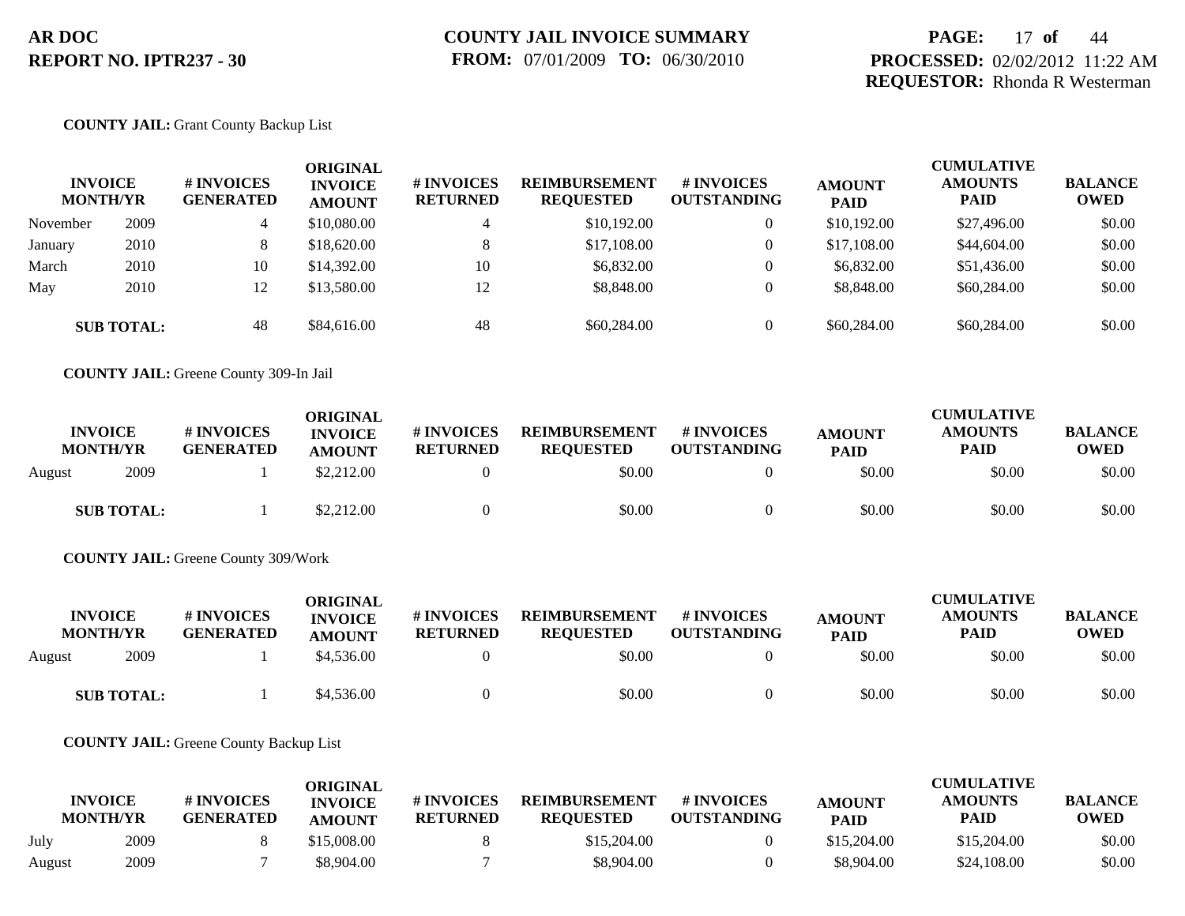**COUNTY JAIL:** Grant County Backup List

| INVOICE MONTH/YR | | # INVOICES GENERATED | ORIGINAL INVOICE AMOUNT | # INVOICES RETURNED | REIMBURSEMENT REQUESTED | # INVOICES OUTSTANDING | AMOUNT PAID | CUMULATIVE AMOUNTS PAID | BALANCE OWED |
|---|---|---|---|---|---|---|---|---|---|
| November | 2009 | 4 | $10,080.00 | 4 | $10,192.00 | 0 | $10,192.00 | $27,496.00 | $0.00 |
| January | 2010 | 8 | $18,620.00 | 8 | $17,108.00 | 0 | $17,108.00 | $44,604.00 | $0.00 |
| March | 2010 | 10 | $14,392.00 | 10 | $6,832.00 | 0 | $6,832.00 | $51,436.00 | $0.00 |
| May | 2010 | 12 | $13,580.00 | 12 | $8,848.00 | 0 | $8,848.00 | $60,284.00 | $0.00 |
| **SUB TOTAL:** | | 48 | $84,616.00 | 48 | $60,284.00 | 0 | $60,284.00 | $60,284.00 | $0.00 |

**COUNTY JAIL:** Greene County 309-In Jail

| INVOICE MONTH/YR | | # INVOICES GENERATED | ORIGINAL INVOICE AMOUNT | # INVOICES RETURNED | REIMBURSEMENT REQUESTED | # INVOICES OUTSTANDING | AMOUNT PAID | CUMULATIVE AMOUNTS PAID | BALANCE OWED |
|---|---|---|---|---|---|---|---|---|---|
| August | 2009 | 1 | $2,212.00 | 0 | $0.00 | 0 | $0.00 | $0.00 | $0.00 |
| **SUB TOTAL:** | | 1 | $2,212.00 | 0 | $0.00 | 0 | $0.00 | $0.00 | $0.00 |

**COUNTY JAIL:** Greene County 309/Work

| INVOICE MONTH/YR | | # INVOICES GENERATED | ORIGINAL INVOICE AMOUNT | # INVOICES RETURNED | REIMBURSEMENT REQUESTED | # INVOICES OUTSTANDING | AMOUNT PAID | CUMULATIVE AMOUNTS PAID | BALANCE OWED |
|---|---|---|---|---|---|---|---|---|---|
| August | 2009 | 1 | $4,536.00 | 0 | $0.00 | 0 | $0.00 | $0.00 | $0.00 |
| **SUB TOTAL:** | | 1 | $4,536.00 | 0 | $0.00 | 0 | $0.00 | $0.00 | $0.00 |

**COUNTY JAIL:** Greene County Backup List

| INVOICE MONTH/YR | | # INVOICES GENERATED | ORIGINAL INVOICE AMOUNT | # INVOICES RETURNED | REIMBURSEMENT REQUESTED | # INVOICES OUTSTANDING | AMOUNT PAID | CUMULATIVE AMOUNTS PAID | BALANCE OWED |
|---|---|---|---|---|---|---|---|---|---|
| July | 2009 | 8 | $15,008.00 | 8 | $15,204.00 | 0 | $15,204.00 | $15,204.00 | $0.00 |
| August | 2009 | 7 | $8,904.00 | 7 | $8,904.00 | 0 | $8,904.00 | $24,108.00 | $0.00 |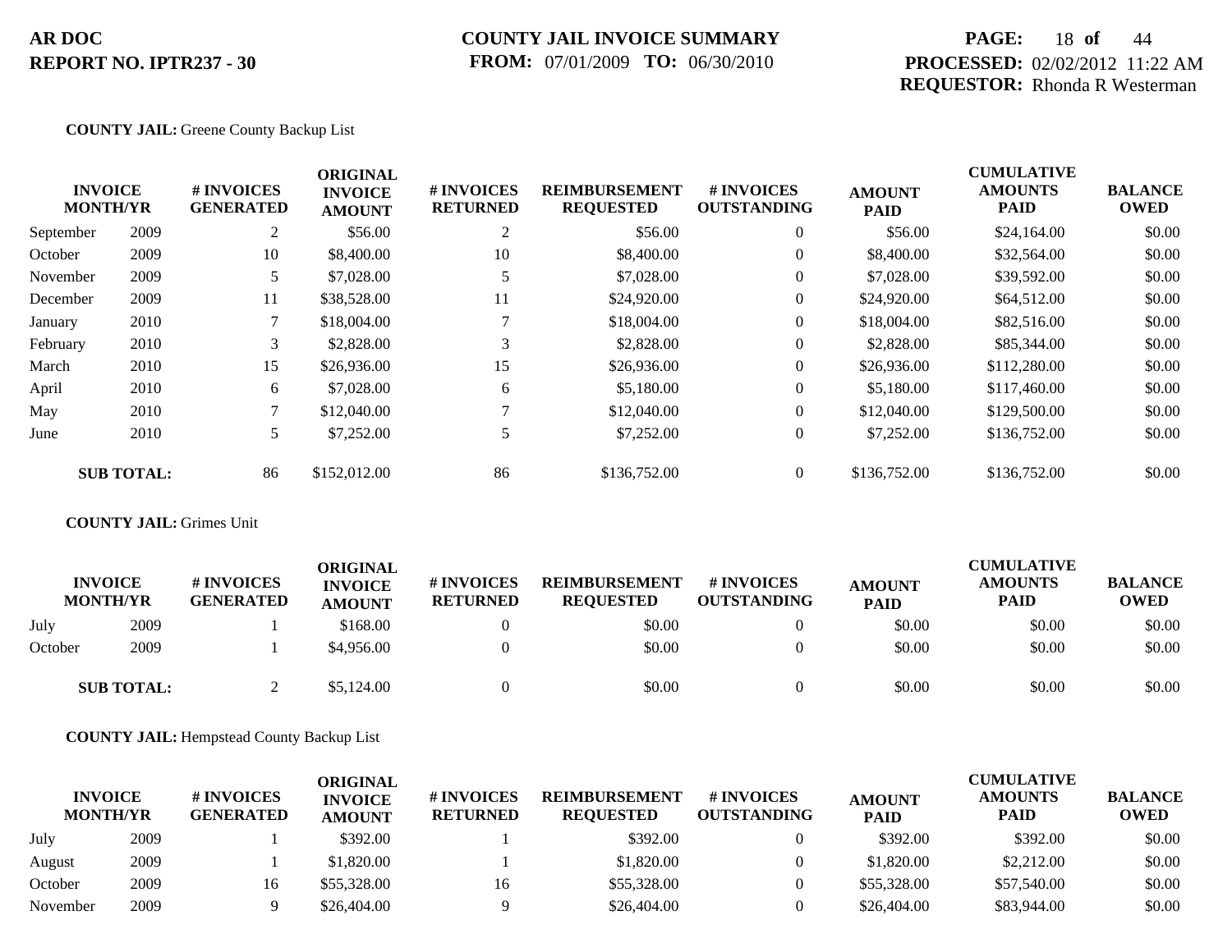**AR DOC**
**REPORT NO. IPTR237 - 30**

**COUNTY JAIL INVOICE SUMMARY**
**FROM:** 07/01/2009 **TO:** 06/30/2010

**PROCESSED:** 02/02/2012 11:22 AM
**REQUESTOR:** Rhonda R Westerman

**COUNTY JAIL:** Greene County Backup List

| INVOICE MONTH/YR | | # INVOICES GENERATED | ORIGINAL INVOICE AMOUNT | # INVOICES RETURNED | REIMBURSEMENT REQUESTED | # INVOICES OUTSTANDING | AMOUNT PAID | CUMULATIVE AMOUNTS PAID | BALANCE OWED |
|---|---|---|---|---|---|---|---|---|---|
| September | 2009 | 2 | $56.00 | 2 | $56.00 | 0 | $56.00 | $24,164.00 | $0.00 |
| October | 2009 | 10 | $8,400.00 | 10 | $8,400.00 | 0 | $8,400.00 | $32,564.00 | $0.00 |
| November | 2009 | 5 | $7,028.00 | 5 | $7,028.00 | 0 | $7,028.00 | $39,592.00 | $0.00 |
| December | 2009 | 11 | $38,528.00 | 11 | $24,920.00 | 0 | $24,920.00 | $64,512.00 | $0.00 |
| January | 2010 | 7 | $18,004.00 | 7 | $18,004.00 | 0 | $18,004.00 | $82,516.00 | $0.00 |
| February | 2010 | 3 | $2,828.00 | 3 | $2,828.00 | 0 | $2,828.00 | $85,344.00 | $0.00 |
| March | 2010 | 15 | $26,936.00 | 15 | $26,936.00 | 0 | $26,936.00 | $112,280.00 | $0.00 |
| April | 2010 | 6 | $7,028.00 | 6 | $5,180.00 | 0 | $5,180.00 | $117,460.00 | $0.00 |
| May | 2010 | 7 | $12,040.00 | 7 | $12,040.00 | 0 | $12,040.00 | $129,500.00 | $0.00 |
| June | 2010 | 5 | $7,252.00 | 5 | $7,252.00 | 0 | $7,252.00 | $136,752.00 | $0.00 |
| **SUB TOTAL:** | | 86 | $152,012.00 | 86 | $136,752.00 | 0 | $136,752.00 | $136,752.00 | $0.00 |

**COUNTY JAIL:** Grimes Unit

| INVOICE MONTH/YR | | # INVOICES GENERATED | ORIGINAL INVOICE AMOUNT | # INVOICES RETURNED | REIMBURSEMENT REQUESTED | # INVOICES OUTSTANDING | AMOUNT PAID | CUMULATIVE AMOUNTS PAID | BALANCE OWED |
|---|---|---|---|---|---|---|---|---|---|
| July | 2009 | 1 | $168.00 | 0 | $0.00 | 0 | $0.00 | $0.00 | $0.00 |
| October | 2009 | 1 | $4,956.00 | 0 | $0.00 | 0 | $0.00 | $0.00 | $0.00 |
| **SUB TOTAL:** | | 2 | $5,124.00 | 0 | $0.00 | 0 | $0.00 | $0.00 | $0.00 |

**COUNTY JAIL:** Hempstead County Backup List

| INVOICE MONTH/YR | | # INVOICES GENERATED | ORIGINAL INVOICE AMOUNT | # INVOICES RETURNED | REIMBURSEMENT REQUESTED | # INVOICES OUTSTANDING | AMOUNT PAID | CUMULATIVE AMOUNTS PAID | BALANCE OWED |
|---|---|---|---|---|---|---|---|---|---|
| July | 2009 | 1 | $392.00 | 1 | $392.00 | 0 | $392.00 | $392.00 | $0.00 |
| August | 2009 | 1 | $1,820.00 | 1 | $1,820.00 | 0 | $1,820.00 | $2,212.00 | $0.00 |
| October | 2009 | 16 | $55,328.00 | 16 | $55,328.00 | 0 | $55,328.00 | $57,540.00 | $0.00 |
| November | 2009 | 9 | $26,404.00 | 9 | $26,404.00 | 0 | $26,404.00 | $83,944.00 | $0.00 |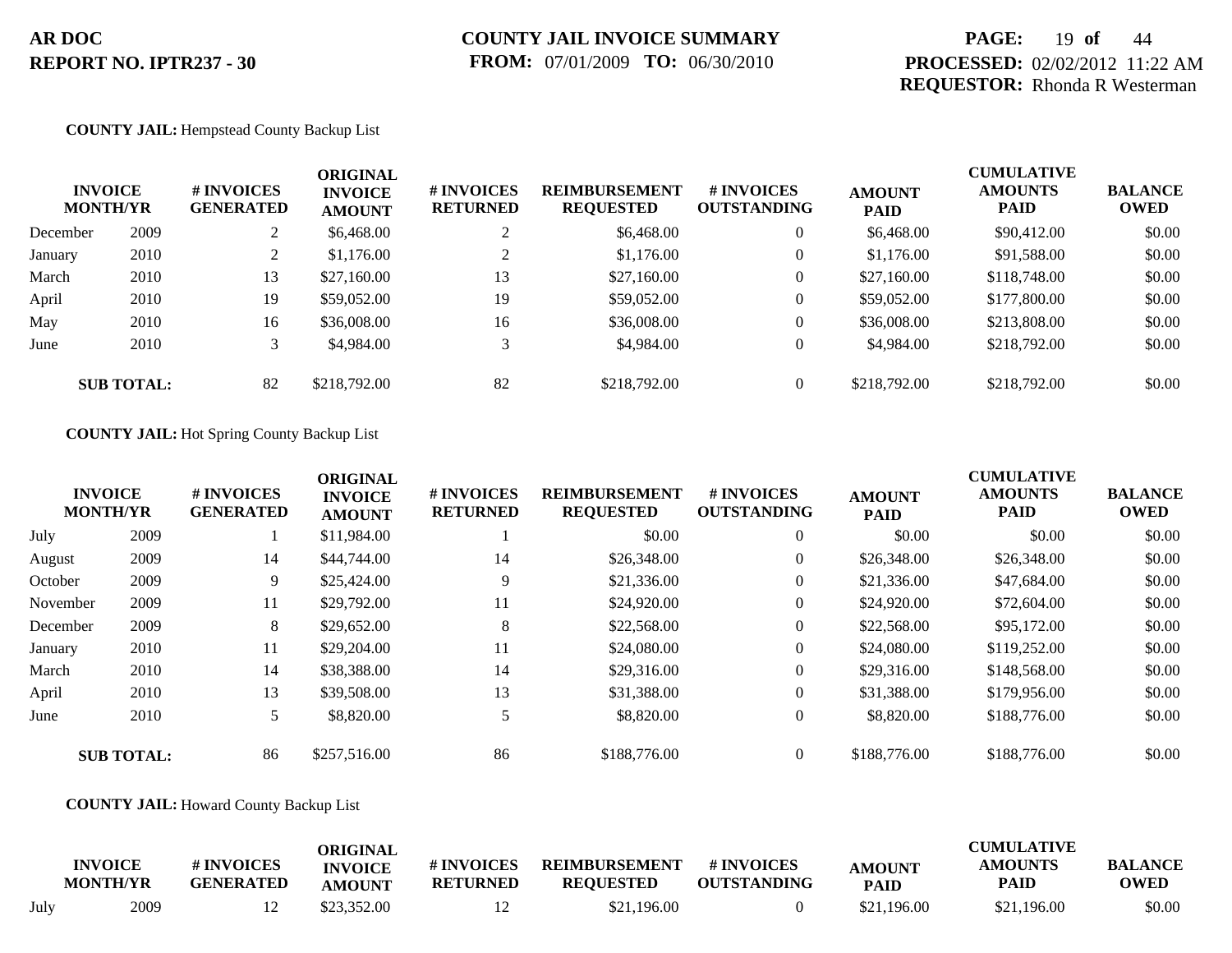**AR DOC**
**REPORT NO. IPTR237 - 30**

**COUNTY JAIL INVOICE SUMMARY**
**FROM:** 07/01/2009 **TO:** 06/30/2010

**PROCESSED:** 02/02/2012 11:22 AM
**REQUESTOR:** Rhonda R Westerman

**COUNTY JAIL:** Hempstead County Backup List

| INVOICE MONTH/YR | | # INVOICES GENERATED | ORIGINAL INVOICE AMOUNT | # INVOICES RETURNED | REIMBURSEMENT REQUESTED | # INVOICES OUTSTANDING | AMOUNT PAID | CUMULATIVE AMOUNTS PAID | BALANCE OWED |
|---|---|---|---|---|---|---|---|---|---|
| December | 2009 | 2 | $6,468.00 | 2 | $6,468.00 | 0 | $6,468.00 | $90,412.00 | $0.00 |
| January | 2010 | 2 | $1,176.00 | 2 | $1,176.00 | 0 | $1,176.00 | $91,588.00 | $0.00 |
| March | 2010 | 13 | $27,160.00 | 13 | $27,160.00 | 0 | $27,160.00 | $118,748.00 | $0.00 |
| April | 2010 | 19 | $59,052.00 | 19 | $59,052.00 | 0 | $59,052.00 | $177,800.00 | $0.00 |
| May | 2010 | 16 | $36,008.00 | 16 | $36,008.00 | 0 | $36,008.00 | $213,808.00 | $0.00 |
| June | 2010 | 3 | $4,984.00 | 3 | $4,984.00 | 0 | $4,984.00 | $218,792.00 | $0.00 |
| **SUB TOTAL:** | | 82 | $218,792.00 | 82 | $218,792.00 | 0 | $218,792.00 | $218,792.00 | $0.00 |

**COUNTY JAIL:** Hot Spring County Backup List

| INVOICE MONTH/YR | | # INVOICES GENERATED | ORIGINAL INVOICE AMOUNT | # INVOICES RETURNED | REIMBURSEMENT REQUESTED | # INVOICES OUTSTANDING | AMOUNT PAID | CUMULATIVE AMOUNTS PAID | BALANCE OWED |
|---|---|---|---|---|---|---|---|---|---|
| July | 2009 | 1 | $11,984.00 | 1 | $0.00 | 0 | $0.00 | $0.00 | $0.00 |
| August | 2009 | 14 | $44,744.00 | 14 | $26,348.00 | 0 | $26,348.00 | $26,348.00 | $0.00 |
| October | 2009 | 9 | $25,424.00 | 9 | $21,336.00 | 0 | $21,336.00 | $47,684.00 | $0.00 |
| November | 2009 | 11 | $29,792.00 | 11 | $24,920.00 | 0 | $24,920.00 | $72,604.00 | $0.00 |
| December | 2009 | 8 | $29,652.00 | 8 | $22,568.00 | 0 | $22,568.00 | $95,172.00 | $0.00 |
| January | 2010 | 11 | $29,204.00 | 11 | $24,080.00 | 0 | $24,080.00 | $119,252.00 | $0.00 |
| March | 2010 | 14 | $38,388.00 | 14 | $29,316.00 | 0 | $29,316.00 | $148,568.00 | $0.00 |
| April | 2010 | 13 | $39,508.00 | 13 | $31,388.00 | 0 | $31,388.00 | $179,956.00 | $0.00 |
| June | 2010 | 5 | $8,820.00 | 5 | $8,820.00 | 0 | $8,820.00 | $188,776.00 | $0.00 |
| **SUB TOTAL:** | | 86 | $257,516.00 | 86 | $188,776.00 | 0 | $188,776.00 | $188,776.00 | $0.00 |

**COUNTY JAIL:** Howard County Backup List

| INVOICE MONTH/YR | | # INVOICES GENERATED | ORIGINAL INVOICE AMOUNT | # INVOICES RETURNED | REIMBURSEMENT REQUESTED | # INVOICES OUTSTANDING | AMOUNT PAID | CUMULATIVE AMOUNTS PAID | BALANCE OWED |
|---|---|---|---|---|---|---|---|---|---|
| July | 2009 | 12 | $23,352.00 | 12 | $21,196.00 | 0 | $21,196.00 | $21,196.00 | $0.00 |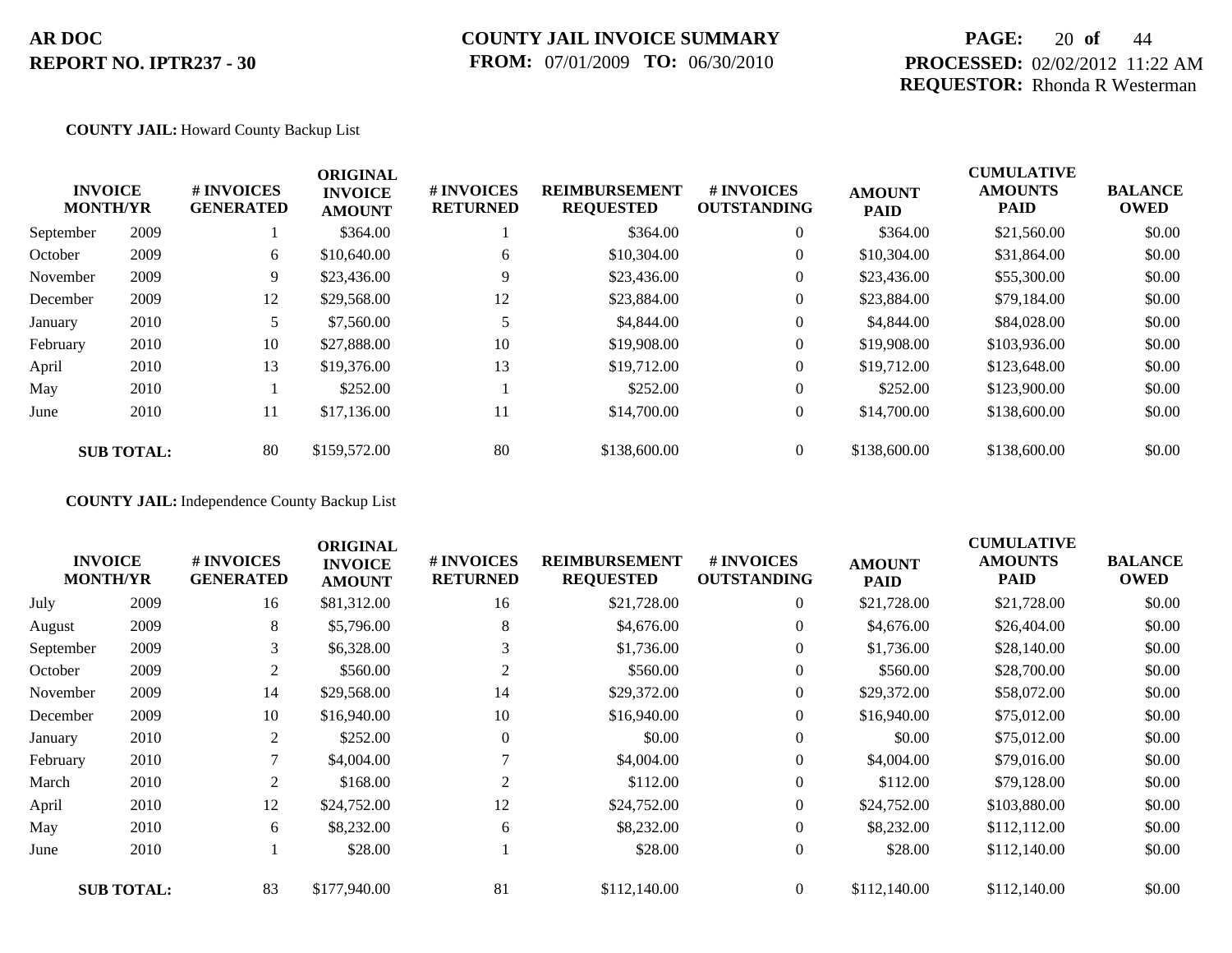**AR DOC**
**REPORT NO. IPTR237 - 30**

**COUNTY JAIL INVOICE SUMMARY**
**FROM:** 07/01/2009 **TO:** 06/30/2010

**PROCESSED:** 02/02/2012 11:22 AM
**REQUESTOR:** Rhonda R Westerman

**COUNTY JAIL:** Howard County Backup List

| INVOICE MONTH/YR | | # INVOICES GENERATED | ORIGINAL INVOICE AMOUNT | # INVOICES RETURNED | REIMBURSEMENT REQUESTED | # INVOICES OUTSTANDING | AMOUNT PAID | CUMULATIVE AMOUNTS PAID | BALANCE OWED |
|---|---|---|---|---|---|---|---|---|---|
| September | 2009 | 1 | $364.00 | 1 | $364.00 | 0 | $364.00 | $21,560.00 | $0.00 |
| October | 2009 | 6 | $10,640.00 | 6 | $10,304.00 | 0 | $10,304.00 | $31,864.00 | $0.00 |
| November | 2009 | 9 | $23,436.00 | 9 | $23,436.00 | 0 | $23,436.00 | $55,300.00 | $0.00 |
| December | 2009 | 12 | $29,568.00 | 12 | $23,884.00 | 0 | $23,884.00 | $79,184.00 | $0.00 |
| January | 2010 | 5 | $7,560.00 | 5 | $4,844.00 | 0 | $4,844.00 | $84,028.00 | $0.00 |
| February | 2010 | 10 | $27,888.00 | 10 | $19,908.00 | 0 | $19,908.00 | $103,936.00 | $0.00 |
| April | 2010 | 13 | $19,376.00 | 13 | $19,712.00 | 0 | $19,712.00 | $123,648.00 | $0.00 |
| May | 2010 | 1 | $252.00 | 1 | $252.00 | 0 | $252.00 | $123,900.00 | $0.00 |
| June | 2010 | 11 | $17,136.00 | 11 | $14,700.00 | 0 | $14,700.00 | $138,600.00 | $0.00 |
| **SUB TOTAL:** | | 80 | $159,572.00 | 80 | $138,600.00 | 0 | $138,600.00 | $138,600.00 | $0.00 |

**COUNTY JAIL:** Independence County Backup List

| INVOICE MONTH/YR | | # INVOICES GENERATED | ORIGINAL INVOICE AMOUNT | # INVOICES RETURNED | REIMBURSEMENT REQUESTED | # INVOICES OUTSTANDING | AMOUNT PAID | CUMULATIVE AMOUNTS PAID | BALANCE OWED |
|---|---|---|---|---|---|---|---|---|---|
| July | 2009 | 16 | $81,312.00 | 16 | $21,728.00 | 0 | $21,728.00 | $21,728.00 | $0.00 |
| August | 2009 | 8 | $5,796.00 | 8 | $4,676.00 | 0 | $4,676.00 | $26,404.00 | $0.00 |
| September | 2009 | 3 | $6,328.00 | 3 | $1,736.00 | 0 | $1,736.00 | $28,140.00 | $0.00 |
| October | 2009 | 2 | $560.00 | 2 | $560.00 | 0 | $560.00 | $28,700.00 | $0.00 |
| November | 2009 | 14 | $29,568.00 | 14 | $29,372.00 | 0 | $29,372.00 | $58,072.00 | $0.00 |
| December | 2009 | 10 | $16,940.00 | 10 | $16,940.00 | 0 | $16,940.00 | $75,012.00 | $0.00 |
| January | 2010 | 2 | $252.00 | 0 | $0.00 | 0 | $0.00 | $75,012.00 | $0.00 |
| February | 2010 | 7 | $4,004.00 | 7 | $4,004.00 | 0 | $4,004.00 | $79,016.00 | $0.00 |
| March | 2010 | 2 | $168.00 | 2 | $112.00 | 0 | $112.00 | $79,128.00 | $0.00 |
| April | 2010 | 12 | $24,752.00 | 12 | $24,752.00 | 0 | $24,752.00 | $103,880.00 | $0.00 |
| May | 2010 | 6 | $8,232.00 | 6 | $8,232.00 | 0 | $8,232.00 | $112,112.00 | $0.00 |
| June | 2010 | 1 | $28.00 | 1 | $28.00 | 0 | $28.00 | $112,140.00 | $0.00 |
| **SUB TOTAL:** | | 83 | $177,940.00 | 81 | $112,140.00 | 0 | $112,140.00 | $112,140.00 | $0.00 |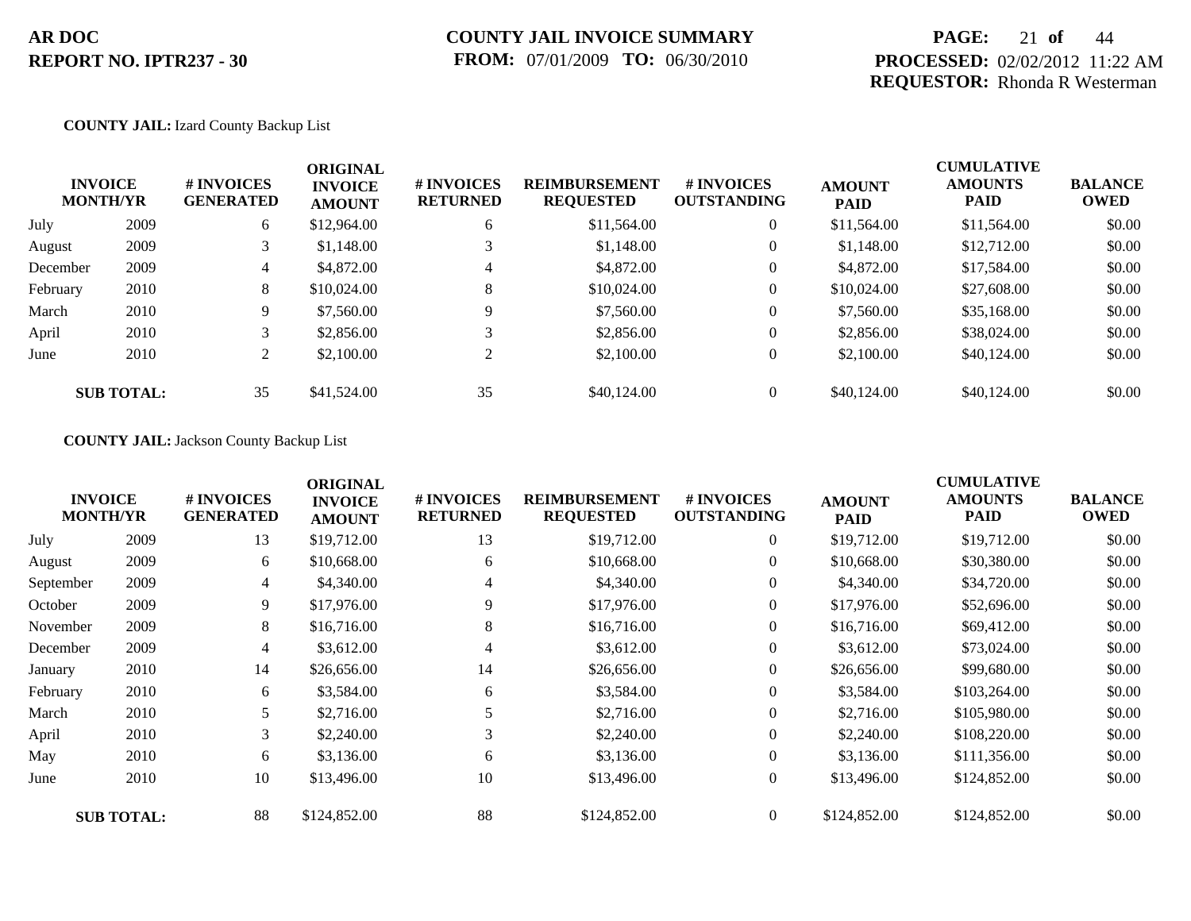**COUNTY JAIL:** Izard County Backup List

| INVOICE MONTH/YR | | # INVOICES GENERATED | ORIGINAL INVOICE AMOUNT | # INVOICES RETURNED | REIMBURSEMENT REQUESTED | # INVOICES OUTSTANDING | AMOUNT PAID | CUMULATIVE AMOUNTS PAID | BALANCE OWED |
|---|---|---|---|---|---|---|---|---|---|
| July | 2009 | 6 | $12,964.00 | 6 | $11,564.00 | 0 | $11,564.00 | $11,564.00 | $0.00 |
| August | 2009 | 3 | $1,148.00 | 3 | $1,148.00 | 0 | $1,148.00 | $12,712.00 | $0.00 |
| December | 2009 | 4 | $4,872.00 | 4 | $4,872.00 | 0 | $4,872.00 | $17,584.00 | $0.00 |
| February | 2010 | 8 | $10,024.00 | 8 | $10,024.00 | 0 | $10,024.00 | $27,608.00 | $0.00 |
| March | 2010 | 9 | $7,560.00 | 9 | $7,560.00 | 0 | $7,560.00 | $35,168.00 | $0.00 |
| April | 2010 | 3 | $2,856.00 | 3 | $2,856.00 | 0 | $2,856.00 | $38,024.00 | $0.00 |
| June | 2010 | 2 | $2,100.00 | 2 | $2,100.00 | 0 | $2,100.00 | $40,124.00 | $0.00 |
| **SUB TOTAL:** | | 35 | $41,524.00 | 35 | $40,124.00 | 0 | $40,124.00 | $40,124.00 | $0.00 |

**COUNTY JAIL:** Jackson County Backup List

| INVOICE MONTH/YR | | # INVOICES GENERATED | ORIGINAL INVOICE AMOUNT | # INVOICES RETURNED | REIMBURSEMENT REQUESTED | # INVOICES OUTSTANDING | AMOUNT PAID | CUMULATIVE AMOUNTS PAID | BALANCE OWED |
|---|---|---|---|---|---|---|---|---|---|
| July | 2009 | 13 | $19,712.00 | 13 | $19,712.00 | 0 | $19,712.00 | $19,712.00 | $0.00 |
| August | 2009 | 6 | $10,668.00 | 6 | $10,668.00 | 0 | $10,668.00 | $30,380.00 | $0.00 |
| September | 2009 | 4 | $4,340.00 | 4 | $4,340.00 | 0 | $4,340.00 | $34,720.00 | $0.00 |
| October | 2009 | 9 | $17,976.00 | 9 | $17,976.00 | 0 | $17,976.00 | $52,696.00 | $0.00 |
| November | 2009 | 8 | $16,716.00 | 8 | $16,716.00 | 0 | $16,716.00 | $69,412.00 | $0.00 |
| December | 2009 | 4 | $3,612.00 | 4 | $3,612.00 | 0 | $3,612.00 | $73,024.00 | $0.00 |
| January | 2010 | 14 | $26,656.00 | 14 | $26,656.00 | 0 | $26,656.00 | $99,680.00 | $0.00 |
| February | 2010 | 6 | $3,584.00 | 6 | $3,584.00 | 0 | $3,584.00 | $103,264.00 | $0.00 |
| March | 2010 | 5 | $2,716.00 | 5 | $2,716.00 | 0 | $2,716.00 | $105,980.00 | $0.00 |
| April | 2010 | 3 | $2,240.00 | 3 | $2,240.00 | 0 | $2,240.00 | $108,220.00 | $0.00 |
| May | 2010 | 6 | $3,136.00 | 6 | $3,136.00 | 0 | $3,136.00 | $111,356.00 | $0.00 |
| June | 2010 | 10 | $13,496.00 | 10 | $13,496.00 | 0 | $13,496.00 | $124,852.00 | $0.00 |
| **SUB TOTAL:** | | 88 | $124,852.00 | 88 | $124,852.00 | 0 | $124,852.00 | $124,852.00 | $0.00 |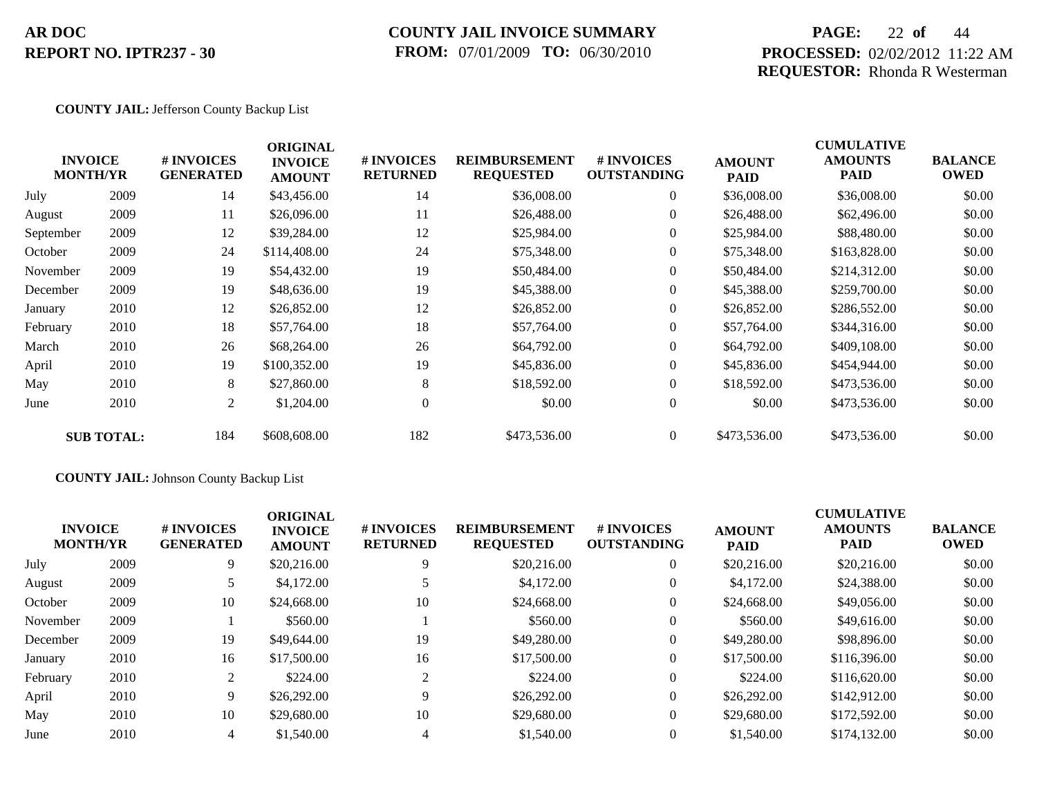**COUNTY JAIL:** Jefferson County Backup List

| INVOICE MONTH/YR | | # INVOICES GENERATED | ORIGINAL INVOICE AMOUNT | # INVOICES RETURNED | REIMBURSEMENT REQUESTED | # INVOICES OUTSTANDING | AMOUNT PAID | CUMULATIVE AMOUNTS PAID | BALANCE OWED |
|---|---|---|---|---|---|---|---|---|---|
| July | 2009 | 14 | $43,456.00 | 14 | $36,008.00 | 0 | $36,008.00 | $36,008.00 | $0.00 |
| August | 2009 | 11 | $26,096.00 | 11 | $26,488.00 | 0 | $26,488.00 | $62,496.00 | $0.00 |
| September | 2009 | 12 | $39,284.00 | 12 | $25,984.00 | 0 | $25,984.00 | $88,480.00 | $0.00 |
| October | 2009 | 24 | $114,408.00 | 24 | $75,348.00 | 0 | $75,348.00 | $163,828.00 | $0.00 |
| November | 2009 | 19 | $54,432.00 | 19 | $50,484.00 | 0 | $50,484.00 | $214,312.00 | $0.00 |
| December | 2009 | 19 | $48,636.00 | 19 | $45,388.00 | 0 | $45,388.00 | $259,700.00 | $0.00 |
| January | 2010 | 12 | $26,852.00 | 12 | $26,852.00 | 0 | $26,852.00 | $286,552.00 | $0.00 |
| February | 2010 | 18 | $57,764.00 | 18 | $57,764.00 | 0 | $57,764.00 | $344,316.00 | $0.00 |
| March | 2010 | 26 | $68,264.00 | 26 | $64,792.00 | 0 | $64,792.00 | $409,108.00 | $0.00 |
| April | 2010 | 19 | $100,352.00 | 19 | $45,836.00 | 0 | $45,836.00 | $454,944.00 | $0.00 |
| May | 2010 | 8 | $27,860.00 | 8 | $18,592.00 | 0 | $18,592.00 | $473,536.00 | $0.00 |
| June | 2010 | 2 | $1,204.00 | 0 | $0.00 | 0 | $0.00 | $473,536.00 | $0.00 |
| **SUB TOTAL:** | | 184 | $608,608.00 | 182 | $473,536.00 | 0 | $473,536.00 | $473,536.00 | $0.00 |

**COUNTY JAIL:** Johnson County Backup List

| INVOICE MONTH/YR | | # INVOICES GENERATED | ORIGINAL INVOICE AMOUNT | # INVOICES RETURNED | REIMBURSEMENT REQUESTED | # INVOICES OUTSTANDING | AMOUNT PAID | CUMULATIVE AMOUNTS PAID | BALANCE OWED |
|---|---|---|---|---|---|---|---|---|---|
| July | 2009 | 9 | $20,216.00 | 9 | $20,216.00 | 0 | $20,216.00 | $20,216.00 | $0.00 |
| August | 2009 | 5 | $4,172.00 | 5 | $4,172.00 | 0 | $4,172.00 | $24,388.00 | $0.00 |
| October | 2009 | 10 | $24,668.00 | 10 | $24,668.00 | 0 | $24,668.00 | $49,056.00 | $0.00 |
| November | 2009 | 1 | $560.00 | 1 | $560.00 | 0 | $560.00 | $49,616.00 | $0.00 |
| December | 2009 | 19 | $49,644.00 | 19 | $49,280.00 | 0 | $49,280.00 | $98,896.00 | $0.00 |
| January | 2010 | 16 | $17,500.00 | 16 | $17,500.00 | 0 | $17,500.00 | $116,396.00 | $0.00 |
| February | 2010 | 2 | $224.00 | 2 | $224.00 | 0 | $224.00 | $116,620.00 | $0.00 |
| April | 2010 | 9 | $26,292.00 | 9 | $26,292.00 | 0 | $26,292.00 | $142,912.00 | $0.00 |
| May | 2010 | 10 | $29,680.00 | 10 | $29,680.00 | 0 | $29,680.00 | $172,592.00 | $0.00 |
| June | 2010 | 4 | $1,540.00 | 4 | $1,540.00 | 0 | $1,540.00 | $174,132.00 | $0.00 |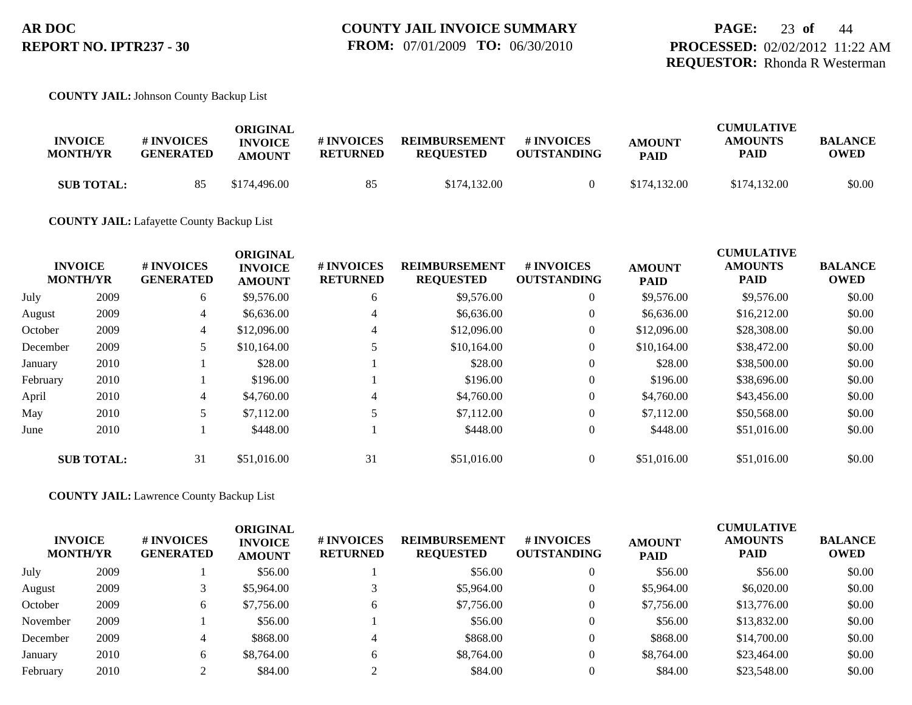**AR DOC**
**REPORT NO. IPTR237 - 30**

**COUNTY JAIL INVOICE SUMMARY**
**FROM:** 07/01/2009 **TO:** 06/30/2010

**PROCESSED:** 02/02/2012 11:22 AM
**REQUESTOR:** Rhonda R Westerman

**COUNTY JAIL:** Johnson County Backup List

| INVOICE MONTH/YR | | # INVOICES GENERATED | ORIGINAL INVOICE AMOUNT | # INVOICES RETURNED | REIMBURSEMENT REQUESTED | # INVOICES OUTSTANDING | AMOUNT PAID | CUMULATIVE AMOUNTS PAID | BALANCE OWED |
|---|---|---|---|---|---|---|---|---|---|
| **SUB TOTAL:** | | 85 | $174,496.00 | 85 | $174,132.00 | 0 | $174,132.00 | $174,132.00 | $0.00 |

**COUNTY JAIL:** Lafayette County Backup List

| INVOICE MONTH/YR | | # INVOICES GENERATED | ORIGINAL INVOICE AMOUNT | # INVOICES RETURNED | REIMBURSEMENT REQUESTED | # INVOICES OUTSTANDING | AMOUNT PAID | CUMULATIVE AMOUNTS PAID | BALANCE OWED |
|---|---|---|---|---|---|---|---|---|---|
| July | 2009 | 6 | $9,576.00 | 6 | $9,576.00 | 0 | $9,576.00 | $9,576.00 | $0.00 |
| August | 2009 | 4 | $6,636.00 | 4 | $6,636.00 | 0 | $6,636.00 | $16,212.00 | $0.00 |
| October | 2009 | 4 | $12,096.00 | 4 | $12,096.00 | 0 | $12,096.00 | $28,308.00 | $0.00 |
| December | 2009 | 5 | $10,164.00 | 5 | $10,164.00 | 0 | $10,164.00 | $38,472.00 | $0.00 |
| January | 2010 | 1 | $28.00 | 1 | $28.00 | 0 | $28.00 | $38,500.00 | $0.00 |
| February | 2010 | 1 | $196.00 | 1 | $196.00 | 0 | $196.00 | $38,696.00 | $0.00 |
| April | 2010 | 4 | $4,760.00 | 4 | $4,760.00 | 0 | $4,760.00 | $43,456.00 | $0.00 |
| May | 2010 | 5 | $7,112.00 | 5 | $7,112.00 | 0 | $7,112.00 | $50,568.00 | $0.00 |
| June | 2010 | 1 | $448.00 | 1 | $448.00 | 0 | $448.00 | $51,016.00 | $0.00 |
| **SUB TOTAL:** | | 31 | $51,016.00 | 31 | $51,016.00 | 0 | $51,016.00 | $51,016.00 | $0.00 |

**COUNTY JAIL:** Lawrence County Backup List

| INVOICE MONTH/YR | | # INVOICES GENERATED | ORIGINAL INVOICE AMOUNT | # INVOICES RETURNED | REIMBURSEMENT REQUESTED | # INVOICES OUTSTANDING | AMOUNT PAID | CUMULATIVE AMOUNTS PAID | BALANCE OWED |
|---|---|---|---|---|---|---|---|---|---|
| July | 2009 | 1 | $56.00 | 1 | $56.00 | 0 | $56.00 | $56.00 | $0.00 |
| August | 2009 | 3 | $5,964.00 | 3 | $5,964.00 | 0 | $5,964.00 | $6,020.00 | $0.00 |
| October | 2009 | 6 | $7,756.00 | 6 | $7,756.00 | 0 | $7,756.00 | $13,776.00 | $0.00 |
| November | 2009 | 1 | $56.00 | 1 | $56.00 | 0 | $56.00 | $13,832.00 | $0.00 |
| December | 2009 | 4 | $868.00 | 4 | $868.00 | 0 | $868.00 | $14,700.00 | $0.00 |
| January | 2010 | 6 | $8,764.00 | 6 | $8,764.00 | 0 | $8,764.00 | $23,464.00 | $0.00 |
| February | 2010 | 2 | $84.00 | 2 | $84.00 | 0 | $84.00 | $23,548.00 | $0.00 |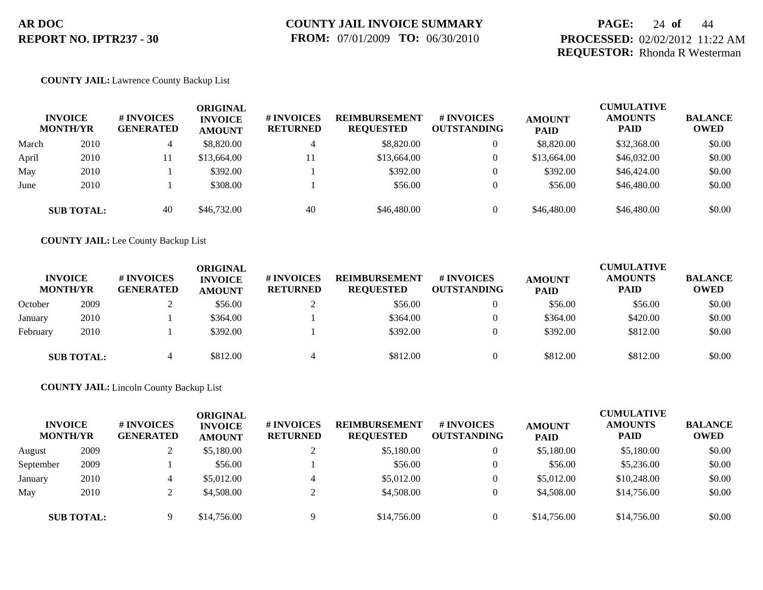**COUNTY JAIL:** Lawrence County Backup List

| INVOICE MONTH/YR | | # INVOICES GENERATED | ORIGINAL INVOICE AMOUNT | # INVOICES RETURNED | REIMBURSEMENT REQUESTED | # INVOICES OUTSTANDING | AMOUNT PAID | CUMULATIVE AMOUNTS PAID | BALANCE OWED |
|---|---|---|---|---|---|---|---|---|---|
| March | 2010 | 4 | $8,820.00 | 4 | $8,820.00 | 0 | $8,820.00 | $32,368.00 | $0.00 |
| April | 2010 | 11 | $13,664.00 | 11 | $13,664.00 | 0 | $13,664.00 | $46,032.00 | $0.00 |
| May | 2010 | 1 | $392.00 | 1 | $392.00 | 0 | $392.00 | $46,424.00 | $0.00 |
| June | 2010 | 1 | $308.00 | 1 | $56.00 | 0 | $56.00 | $46,480.00 | $0.00 |
| **SUB TOTAL:** | | 40 | $46,732.00 | 40 | $46,480.00 | 0 | $46,480.00 | $46,480.00 | $0.00 |

**COUNTY JAIL:** Lee County Backup List

| INVOICE MONTH/YR | | # INVOICES GENERATED | ORIGINAL INVOICE AMOUNT | # INVOICES RETURNED | REIMBURSEMENT REQUESTED | # INVOICES OUTSTANDING | AMOUNT PAID | CUMULATIVE AMOUNTS PAID | BALANCE OWED |
|---|---|---|---|---|---|---|---|---|---|
| October | 2009 | 2 | $56.00 | 2 | $56.00 | 0 | $56.00 | $56.00 | $0.00 |
| January | 2010 | 1 | $364.00 | 1 | $364.00 | 0 | $364.00 | $420.00 | $0.00 |
| February | 2010 | 1 | $392.00 | 1 | $392.00 | 0 | $392.00 | $812.00 | $0.00 |
| **SUB TOTAL:** | | 4 | $812.00 | 4 | $812.00 | 0 | $812.00 | $812.00 | $0.00 |

**COUNTY JAIL:** Lincoln County Backup List

| INVOICE MONTH/YR | | # INVOICES GENERATED | ORIGINAL INVOICE AMOUNT | # INVOICES RETURNED | REIMBURSEMENT REQUESTED | # INVOICES OUTSTANDING | AMOUNT PAID | CUMULATIVE AMOUNTS PAID | BALANCE OWED |
|---|---|---|---|---|---|---|---|---|---|
| August | 2009 | 2 | $5,180.00 | 2 | $5,180.00 | 0 | $5,180.00 | $5,180.00 | $0.00 |
| September | 2009 | 1 | $56.00 | 1 | $56.00 | 0 | $56.00 | $5,236.00 | $0.00 |
| January | 2010 | 4 | $5,012.00 | 4 | $5,012.00 | 0 | $5,012.00 | $10,248.00 | $0.00 |
| May | 2010 | 2 | $4,508.00 | 2 | $4,508.00 | 0 | $4,508.00 | $14,756.00 | $0.00 |
| **SUB TOTAL:** | | 9 | $14,756.00 | 9 | $14,756.00 | 0 | $14,756.00 | $14,756.00 | $0.00 |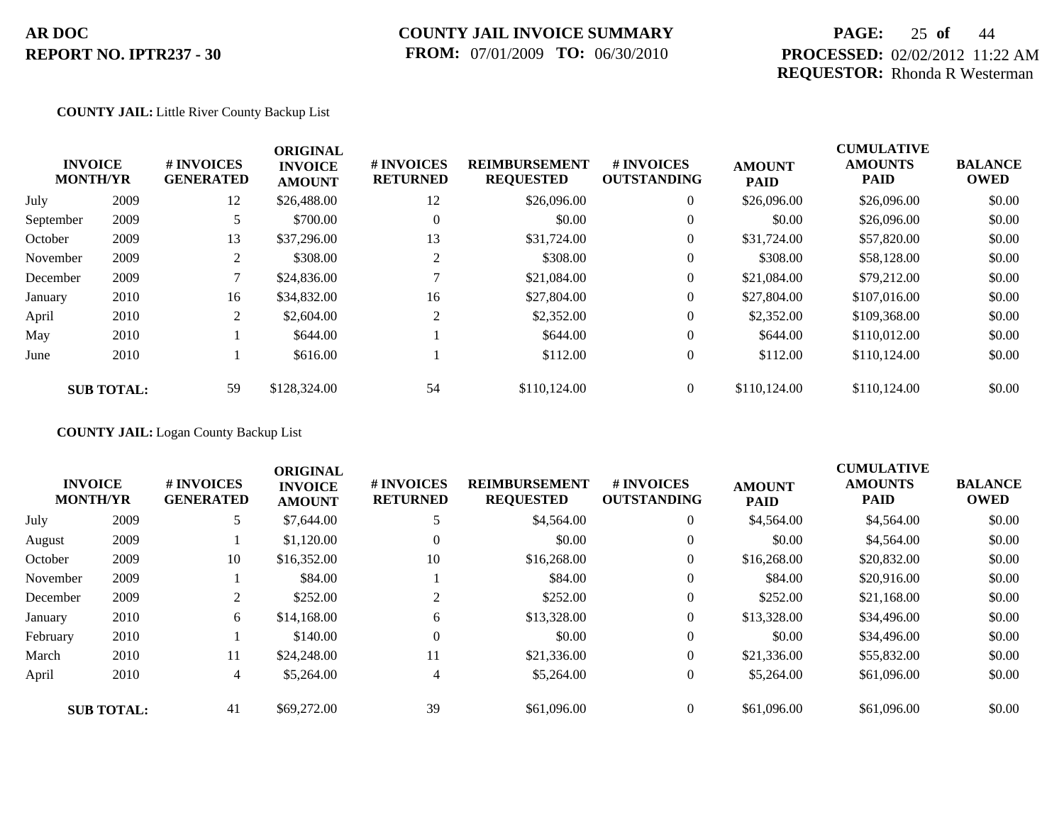**COUNTY JAIL:** Little River County Backup List

| INVOICE MONTH/YR | | # INVOICES GENERATED | ORIGINAL INVOICE AMOUNT | # INVOICES RETURNED | REIMBURSEMENT REQUESTED | # INVOICES OUTSTANDING | AMOUNT PAID | CUMULATIVE AMOUNTS PAID | BALANCE OWED |
|---|---|---|---|---|---|---|---|---|---|
| July | 2009 | 12 | $26,488.00 | 12 | $26,096.00 | 0 | $26,096.00 | $26,096.00 | $0.00 |
| September | 2009 | 5 | $700.00 | 0 | $0.00 | 0 | $0.00 | $26,096.00 | $0.00 |
| October | 2009 | 13 | $37,296.00 | 13 | $31,724.00 | 0 | $31,724.00 | $57,820.00 | $0.00 |
| November | 2009 | 2 | $308.00 | 2 | $308.00 | 0 | $308.00 | $58,128.00 | $0.00 |
| December | 2009 | 7 | $24,836.00 | 7 | $21,084.00 | 0 | $21,084.00 | $79,212.00 | $0.00 |
| January | 2010 | 16 | $34,832.00 | 16 | $27,804.00 | 0 | $27,804.00 | $107,016.00 | $0.00 |
| April | 2010 | 2 | $2,604.00 | 2 | $2,352.00 | 0 | $2,352.00 | $109,368.00 | $0.00 |
| May | 2010 | 1 | $644.00 | 1 | $644.00 | 0 | $644.00 | $110,012.00 | $0.00 |
| June | 2010 | 1 | $616.00 | 1 | $112.00 | 0 | $112.00 | $110,124.00 | $0.00 |
| **SUB TOTAL:** | | 59 | $128,324.00 | 54 | $110,124.00 | 0 | $110,124.00 | $110,124.00 | $0.00 |

**COUNTY JAIL:** Logan County Backup List

| INVOICE MONTH/YR | | # INVOICES GENERATED | ORIGINAL INVOICE AMOUNT | # INVOICES RETURNED | REIMBURSEMENT REQUESTED | # INVOICES OUTSTANDING | AMOUNT PAID | CUMULATIVE AMOUNTS PAID | BALANCE OWED |
|---|---|---|---|---|---|---|---|---|---|
| July | 2009 | 5 | $7,644.00 | 5 | $4,564.00 | 0 | $4,564.00 | $4,564.00 | $0.00 |
| August | 2009 | 1 | $1,120.00 | 0 | $0.00 | 0 | $0.00 | $4,564.00 | $0.00 |
| October | 2009 | 10 | $16,352.00 | 10 | $16,268.00 | 0 | $16,268.00 | $20,832.00 | $0.00 |
| November | 2009 | 1 | $84.00 | 1 | $84.00 | 0 | $84.00 | $20,916.00 | $0.00 |
| December | 2009 | 2 | $252.00 | 2 | $252.00 | 0 | $252.00 | $21,168.00 | $0.00 |
| January | 2010 | 6 | $14,168.00 | 6 | $13,328.00 | 0 | $13,328.00 | $34,496.00 | $0.00 |
| February | 2010 | 1 | $140.00 | 0 | $0.00 | 0 | $0.00 | $34,496.00 | $0.00 |
| March | 2010 | 11 | $24,248.00 | 11 | $21,336.00 | 0 | $21,336.00 | $55,832.00 | $0.00 |
| April | 2010 | 4 | $5,264.00 | 4 | $5,264.00 | 0 | $5,264.00 | $61,096.00 | $0.00 |
| **SUB TOTAL:** | | 41 | $69,272.00 | 39 | $61,096.00 | 0 | $61,096.00 | $61,096.00 | $0.00 |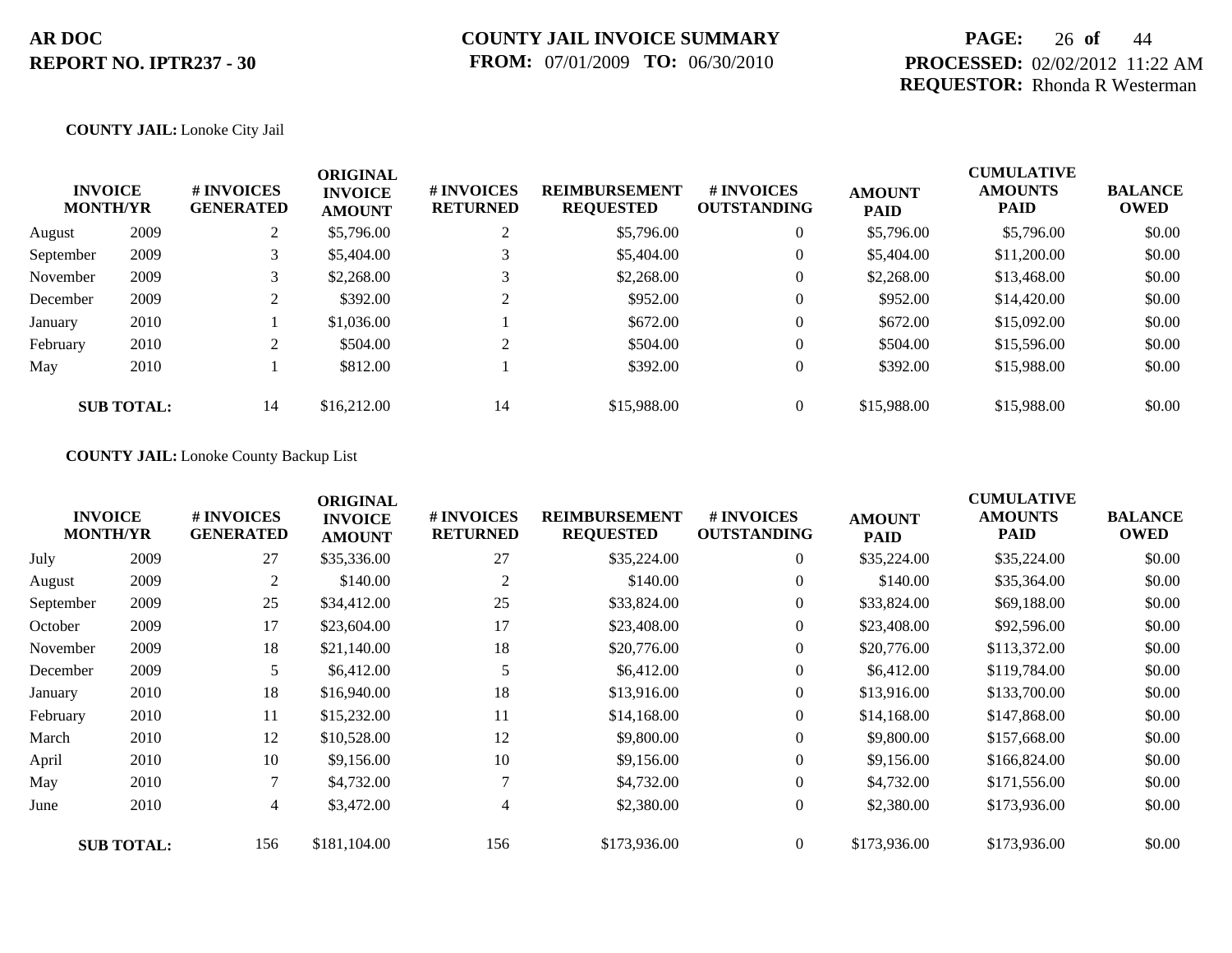**COUNTY JAIL:** Lonoke City Jail

| INVOICE MONTH/YR | | # INVOICES GENERATED | ORIGINAL INVOICE AMOUNT | # INVOICES RETURNED | REIMBURSEMENT REQUESTED | # INVOICES OUTSTANDING | AMOUNT PAID | CUMULATIVE AMOUNTS PAID | BALANCE OWED |
|---|---|---|---|---|---|---|---|---|---|
| August | 2009 | 2 | $5,796.00 | 2 | $5,796.00 | 0 | $5,796.00 | $5,796.00 | $0.00 |
| September | 2009 | 3 | $5,404.00 | 3 | $5,404.00 | 0 | $5,404.00 | $11,200.00 | $0.00 |
| November | 2009 | 3 | $2,268.00 | 3 | $2,268.00 | 0 | $2,268.00 | $13,468.00 | $0.00 |
| December | 2009 | 2 | $392.00 | 2 | $952.00 | 0 | $952.00 | $14,420.00 | $0.00 |
| January | 2010 | 1 | $1,036.00 | 1 | $672.00 | 0 | $672.00 | $15,092.00 | $0.00 |
| February | 2010 | 2 | $504.00 | 2 | $504.00 | 0 | $504.00 | $15,596.00 | $0.00 |
| May | 2010 | 1 | $812.00 | 1 | $392.00 | 0 | $392.00 | $15,988.00 | $0.00 |
| **SUB TOTAL:** | | 14 | $16,212.00 | 14 | $15,988.00 | 0 | $15,988.00 | $15,988.00 | $0.00 |

**COUNTY JAIL:** Lonoke County Backup List

| INVOICE MONTH/YR | | # INVOICES GENERATED | ORIGINAL INVOICE AMOUNT | # INVOICES RETURNED | REIMBURSEMENT REQUESTED | # INVOICES OUTSTANDING | AMOUNT PAID | CUMULATIVE AMOUNTS PAID | BALANCE OWED |
|---|---|---|---|---|---|---|---|---|---|
| July | 2009 | 27 | $35,336.00 | 27 | $35,224.00 | 0 | $35,224.00 | $35,224.00 | $0.00 |
| August | 2009 | 2 | $140.00 | 2 | $140.00 | 0 | $140.00 | $35,364.00 | $0.00 |
| September | 2009 | 25 | $34,412.00 | 25 | $33,824.00 | 0 | $33,824.00 | $69,188.00 | $0.00 |
| October | 2009 | 17 | $23,604.00 | 17 | $23,408.00 | 0 | $23,408.00 | $92,596.00 | $0.00 |
| November | 2009 | 18 | $21,140.00 | 18 | $20,776.00 | 0 | $20,776.00 | $113,372.00 | $0.00 |
| December | 2009 | 5 | $6,412.00 | 5 | $6,412.00 | 0 | $6,412.00 | $119,784.00 | $0.00 |
| January | 2010 | 18 | $16,940.00 | 18 | $13,916.00 | 0 | $13,916.00 | $133,700.00 | $0.00 |
| February | 2010 | 11 | $15,232.00 | 11 | $14,168.00 | 0 | $14,168.00 | $147,868.00 | $0.00 |
| March | 2010 | 12 | $10,528.00 | 12 | $9,800.00 | 0 | $9,800.00 | $157,668.00 | $0.00 |
| April | 2010 | 10 | $9,156.00 | 10 | $9,156.00 | 0 | $9,156.00 | $166,824.00 | $0.00 |
| May | 2010 | 7 | $4,732.00 | 7 | $4,732.00 | 0 | $4,732.00 | $171,556.00 | $0.00 |
| June | 2010 | 4 | $3,472.00 | 4 | $2,380.00 | 0 | $2,380.00 | $173,936.00 | $0.00 |
| **SUB TOTAL:** | | 156 | $181,104.00 | 156 | $173,936.00 | 0 | $173,936.00 | $173,936.00 | $0.00 |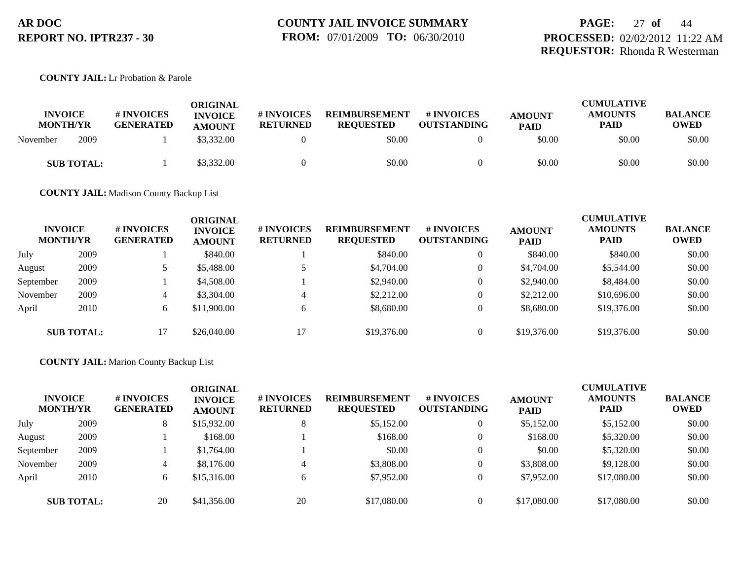**AR DOC**
**REPORT NO. IPTR237 - 30**

**COUNTY JAIL INVOICE SUMMARY**
**FROM:** 07/01/2009 **TO:** 06/30/2010

**PROCESSED:** 02/02/2012 11:22 AM
**REQUESTOR:** Rhonda R Westerman

**COUNTY JAIL:** Lr Probation & Parole

| INVOICE MONTH/YR | | # INVOICES GENERATED | ORIGINAL INVOICE AMOUNT | # INVOICES RETURNED | REIMBURSEMENT REQUESTED | # INVOICES OUTSTANDING | AMOUNT PAID | CUMULATIVE AMOUNTS PAID | BALANCE OWED |
|---|---|---|---|---|---|---|---|---|---|
| November | 2009 | 1 | $3,332.00 | 0 | $0.00 | 0 | $0.00 | $0.00 | $0.00 |
| **SUB TOTAL:** | | 1 | $3,332.00 | 0 | $0.00 | 0 | $0.00 | $0.00 | $0.00 |

**COUNTY JAIL:** Madison County Backup List

| INVOICE MONTH/YR | | # INVOICES GENERATED | ORIGINAL INVOICE AMOUNT | # INVOICES RETURNED | REIMBURSEMENT REQUESTED | # INVOICES OUTSTANDING | AMOUNT PAID | CUMULATIVE AMOUNTS PAID | BALANCE OWED |
|---|---|---|---|---|---|---|---|---|---|
| July | 2009 | 1 | $840.00 | 1 | $840.00 | 0 | $840.00 | $840.00 | $0.00 |
| August | 2009 | 5 | $5,488.00 | 5 | $4,704.00 | 0 | $4,704.00 | $5,544.00 | $0.00 |
| September | 2009 | 1 | $4,508.00 | 1 | $2,940.00 | 0 | $2,940.00 | $8,484.00 | $0.00 |
| November | 2009 | 4 | $3,304.00 | 4 | $2,212.00 | 0 | $2,212.00 | $10,696.00 | $0.00 |
| April | 2010 | 6 | $11,900.00 | 6 | $8,680.00 | 0 | $8,680.00 | $19,376.00 | $0.00 |
| **SUB TOTAL:** | | 17 | $26,040.00 | 17 | $19,376.00 | 0 | $19,376.00 | $19,376.00 | $0.00 |

**COUNTY JAIL:** Marion County Backup List

| INVOICE MONTH/YR | | # INVOICES GENERATED | ORIGINAL INVOICE AMOUNT | # INVOICES RETURNED | REIMBURSEMENT REQUESTED | # INVOICES OUTSTANDING | AMOUNT PAID | CUMULATIVE AMOUNTS PAID | BALANCE OWED |
|---|---|---|---|---|---|---|---|---|---|
| July | 2009 | 8 | $15,932.00 | 8 | $5,152.00 | 0 | $5,152.00 | $5,152.00 | $0.00 |
| August | 2009 | 1 | $168.00 | 1 | $168.00 | 0 | $168.00 | $5,320.00 | $0.00 |
| September | 2009 | 1 | $1,764.00 | 1 | $0.00 | 0 | $0.00 | $5,320.00 | $0.00 |
| November | 2009 | 4 | $8,176.00 | 4 | $3,808.00 | 0 | $3,808.00 | $9,128.00 | $0.00 |
| April | 2010 | 6 | $15,316.00 | 6 | $7,952.00 | 0 | $7,952.00 | $17,080.00 | $0.00 |
| **SUB TOTAL:** | | 20 | $41,356.00 | 20 | $17,080.00 | 0 | $17,080.00 | $17,080.00 | $0.00 |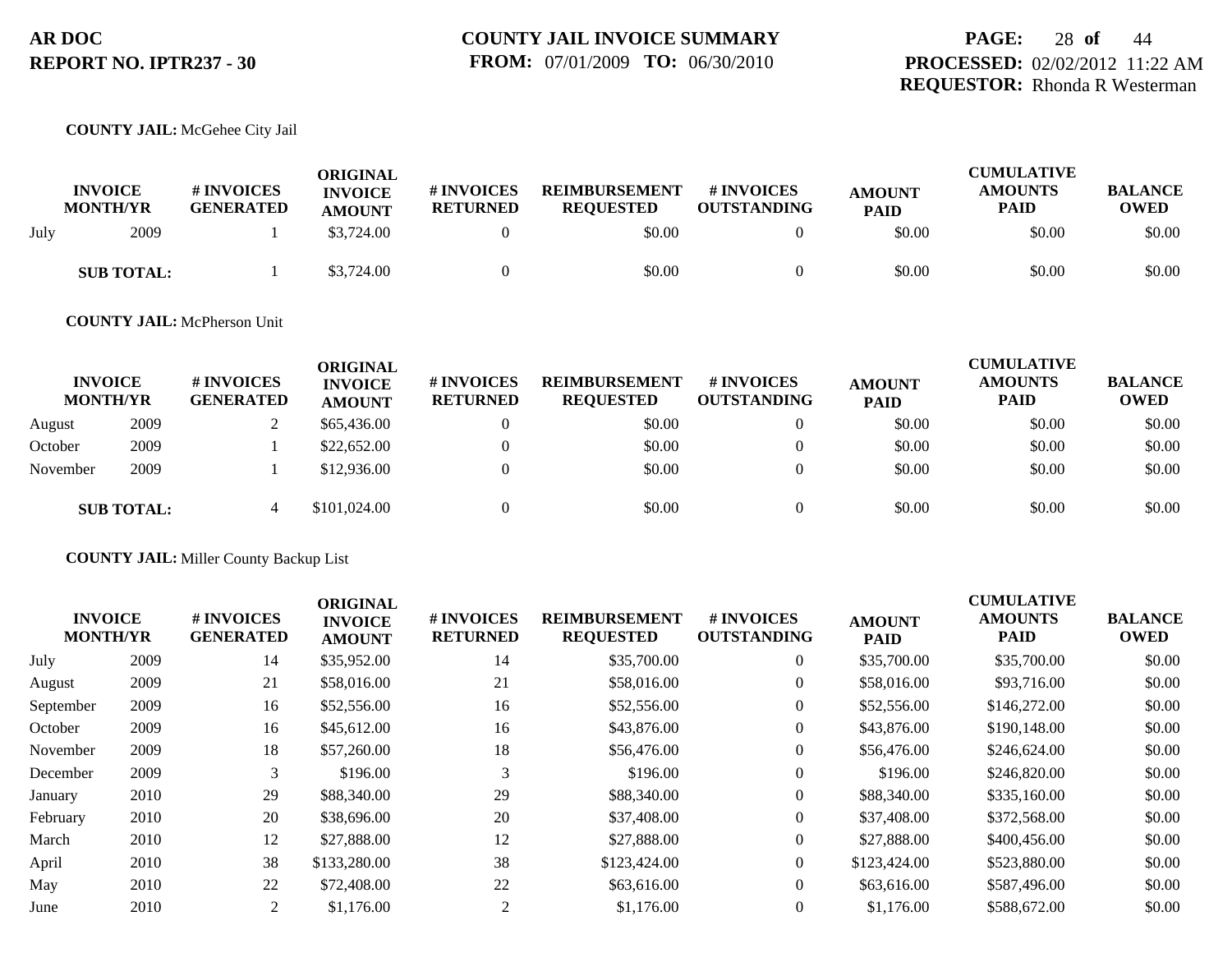**COUNTY JAIL:** McGehee City Jail

| INVOICE MONTH/YR | | # INVOICES GENERATED | ORIGINAL INVOICE AMOUNT | # INVOICES RETURNED | REIMBURSEMENT REQUESTED | # INVOICES OUTSTANDING | AMOUNT PAID | CUMULATIVE AMOUNTS PAID | BALANCE OWED |
|---|---|---|---|---|---|---|---|---|---|
| July | 2009 | 1 | $3,724.00 | 0 | $0.00 | 0 | $0.00 | $0.00 | $0.00 |
| **SUB TOTAL:** | | 1 | $3,724.00 | 0 | $0.00 | 0 | $0.00 | $0.00 | $0.00 |

**COUNTY JAIL:** McPherson Unit

| INVOICE MONTH/YR | | # INVOICES GENERATED | ORIGINAL INVOICE AMOUNT | # INVOICES RETURNED | REIMBURSEMENT REQUESTED | # INVOICES OUTSTANDING | AMOUNT PAID | CUMULATIVE AMOUNTS PAID | BALANCE OWED |
|---|---|---|---|---|---|---|---|---|---|
| August | 2009 | 2 | $65,436.00 | 0 | $0.00 | 0 | $0.00 | $0.00 | $0.00 |
| October | 2009 | 1 | $22,652.00 | 0 | $0.00 | 0 | $0.00 | $0.00 | $0.00 |
| November | 2009 | 1 | $12,936.00 | 0 | $0.00 | 0 | $0.00 | $0.00 | $0.00 |
| **SUB TOTAL:** | | 4 | $101,024.00 | 0 | $0.00 | 0 | $0.00 | $0.00 | $0.00 |

**COUNTY JAIL:** Miller County Backup List

| INVOICE MONTH/YR | | # INVOICES GENERATED | ORIGINAL INVOICE AMOUNT | # INVOICES RETURNED | REIMBURSEMENT REQUESTED | # INVOICES OUTSTANDING | AMOUNT PAID | CUMULATIVE AMOUNTS PAID | BALANCE OWED |
|---|---|---|---|---|---|---|---|---|---|
| July | 2009 | 14 | $35,952.00 | 14 | $35,700.00 | 0 | $35,700.00 | $35,700.00 | $0.00 |
| August | 2009 | 21 | $58,016.00 | 21 | $58,016.00 | 0 | $58,016.00 | $93,716.00 | $0.00 |
| September | 2009 | 16 | $52,556.00 | 16 | $52,556.00 | 0 | $52,556.00 | $146,272.00 | $0.00 |
| October | 2009 | 16 | $45,612.00 | 16 | $43,876.00 | 0 | $43,876.00 | $190,148.00 | $0.00 |
| November | 2009 | 18 | $57,260.00 | 18 | $56,476.00 | 0 | $56,476.00 | $246,624.00 | $0.00 |
| December | 2009 | 3 | $196.00 | 3 | $196.00 | 0 | $196.00 | $246,820.00 | $0.00 |
| January | 2010 | 29 | $88,340.00 | 29 | $88,340.00 | 0 | $88,340.00 | $335,160.00 | $0.00 |
| February | 2010 | 20 | $38,696.00 | 20 | $37,408.00 | 0 | $37,408.00 | $372,568.00 | $0.00 |
| March | 2010 | 12 | $27,888.00 | 12 | $27,888.00 | 0 | $27,888.00 | $400,456.00 | $0.00 |
| April | 2010 | 38 | $133,280.00 | 38 | $123,424.00 | 0 | $123,424.00 | $523,880.00 | $0.00 |
| May | 2010 | 22 | $72,408.00 | 22 | $63,616.00 | 0 | $63,616.00 | $587,496.00 | $0.00 |
| June | 2010 | 2 | $1,176.00 | 2 | $1,176.00 | 0 | $1,176.00 | $588,672.00 | $0.00 |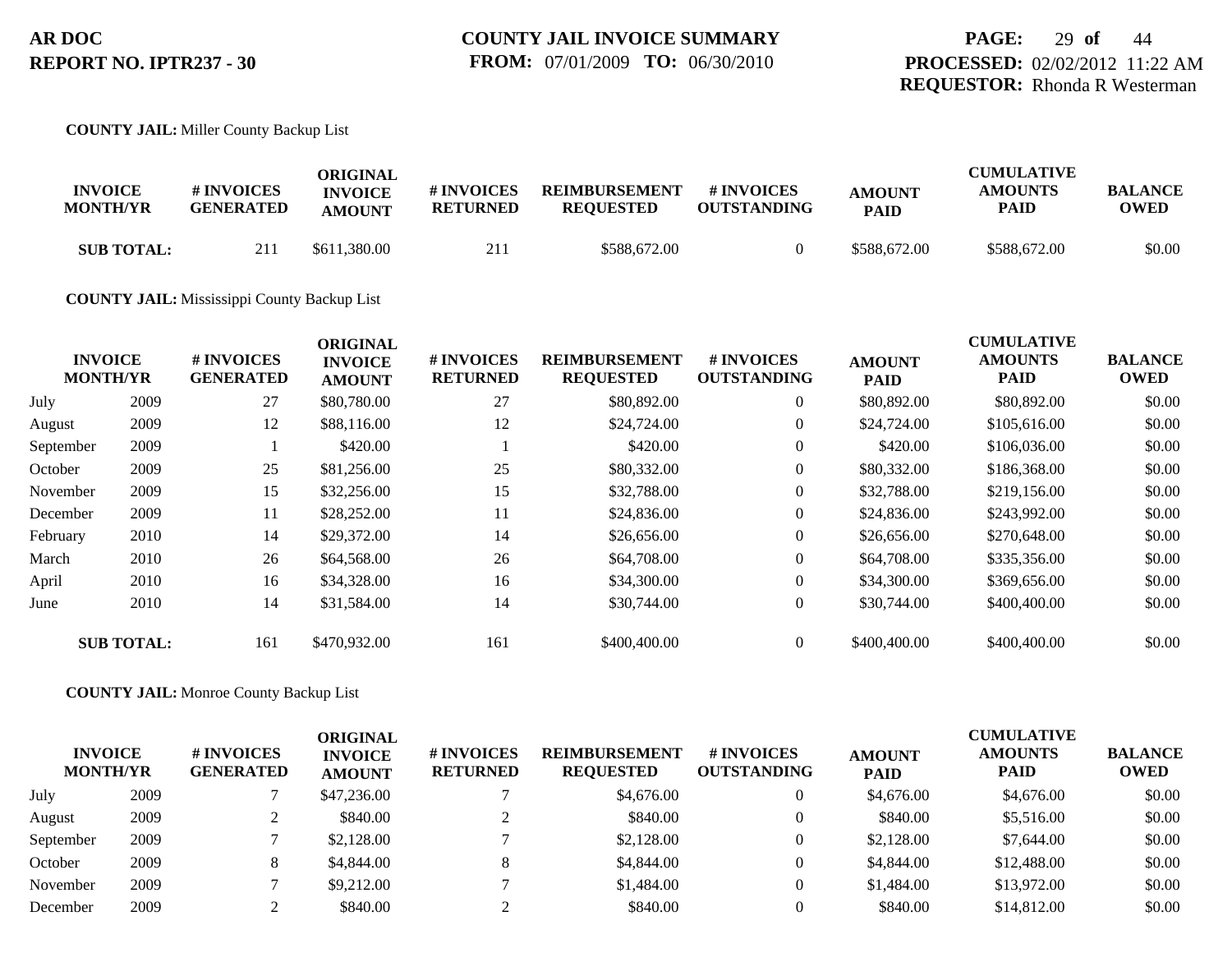**COUNTY JAIL:** Miller County Backup List

| INVOICE MONTH/YR | | # INVOICES GENERATED | ORIGINAL INVOICE AMOUNT | # INVOICES RETURNED | REIMBURSEMENT REQUESTED | # INVOICES OUTSTANDING | AMOUNT PAID | CUMULATIVE AMOUNTS PAID | BALANCE OWED |
|---|---|---|---|---|---|---|---|---|---|
| **SUB TOTAL:** | | 211 | $611,380.00 | 211 | $588,672.00 | 0 | $588,672.00 | $588,672.00 | $0.00 |

**COUNTY JAIL:** Mississippi County Backup List

| INVOICE MONTH/YR | | # INVOICES GENERATED | ORIGINAL INVOICE AMOUNT | # INVOICES RETURNED | REIMBURSEMENT REQUESTED | # INVOICES OUTSTANDING | AMOUNT PAID | CUMULATIVE AMOUNTS PAID | BALANCE OWED |
|---|---|---|---|---|---|---|---|---|---|
| July | 2009 | 27 | $80,780.00 | 27 | $80,892.00 | 0 | $80,892.00 | $80,892.00 | $0.00 |
| August | 2009 | 12 | $88,116.00 | 12 | $24,724.00 | 0 | $24,724.00 | $105,616.00 | $0.00 |
| September | 2009 | 1 | $420.00 | 1 | $420.00 | 0 | $420.00 | $106,036.00 | $0.00 |
| October | 2009 | 25 | $81,256.00 | 25 | $80,332.00 | 0 | $80,332.00 | $186,368.00 | $0.00 |
| November | 2009 | 15 | $32,256.00 | 15 | $32,788.00 | 0 | $32,788.00 | $219,156.00 | $0.00 |
| December | 2009 | 11 | $28,252.00 | 11 | $24,836.00 | 0 | $24,836.00 | $243,992.00 | $0.00 |
| February | 2010 | 14 | $29,372.00 | 14 | $26,656.00 | 0 | $26,656.00 | $270,648.00 | $0.00 |
| March | 2010 | 26 | $64,568.00 | 26 | $64,708.00 | 0 | $64,708.00 | $335,356.00 | $0.00 |
| April | 2010 | 16 | $34,328.00 | 16 | $34,300.00 | 0 | $34,300.00 | $369,656.00 | $0.00 |
| June | 2010 | 14 | $31,584.00 | 14 | $30,744.00 | 0 | $30,744.00 | $400,400.00 | $0.00 |
| **SUB TOTAL:** | | 161 | $470,932.00 | 161 | $400,400.00 | 0 | $400,400.00 | $400,400.00 | $0.00 |

**COUNTY JAIL:** Monroe County Backup List

| INVOICE MONTH/YR | | # INVOICES GENERATED | ORIGINAL INVOICE AMOUNT | # INVOICES RETURNED | REIMBURSEMENT REQUESTED | # INVOICES OUTSTANDING | AMOUNT PAID | CUMULATIVE AMOUNTS PAID | BALANCE OWED |
|---|---|---|---|---|---|---|---|---|---|
| July | 2009 | 7 | $47,236.00 | 7 | $4,676.00 | 0 | $4,676.00 | $4,676.00 | $0.00 |
| August | 2009 | 2 | $840.00 | 2 | $840.00 | 0 | $840.00 | $5,516.00 | $0.00 |
| September | 2009 | 7 | $2,128.00 | 7 | $2,128.00 | 0 | $2,128.00 | $7,644.00 | $0.00 |
| October | 2009 | 8 | $4,844.00 | 8 | $4,844.00 | 0 | $4,844.00 | $12,488.00 | $0.00 |
| November | 2009 | 7 | $9,212.00 | 7 | $1,484.00 | 0 | $1,484.00 | $13,972.00 | $0.00 |
| December | 2009 | 2 | $840.00 | 2 | $840.00 | 0 | $840.00 | $14,812.00 | $0.00 |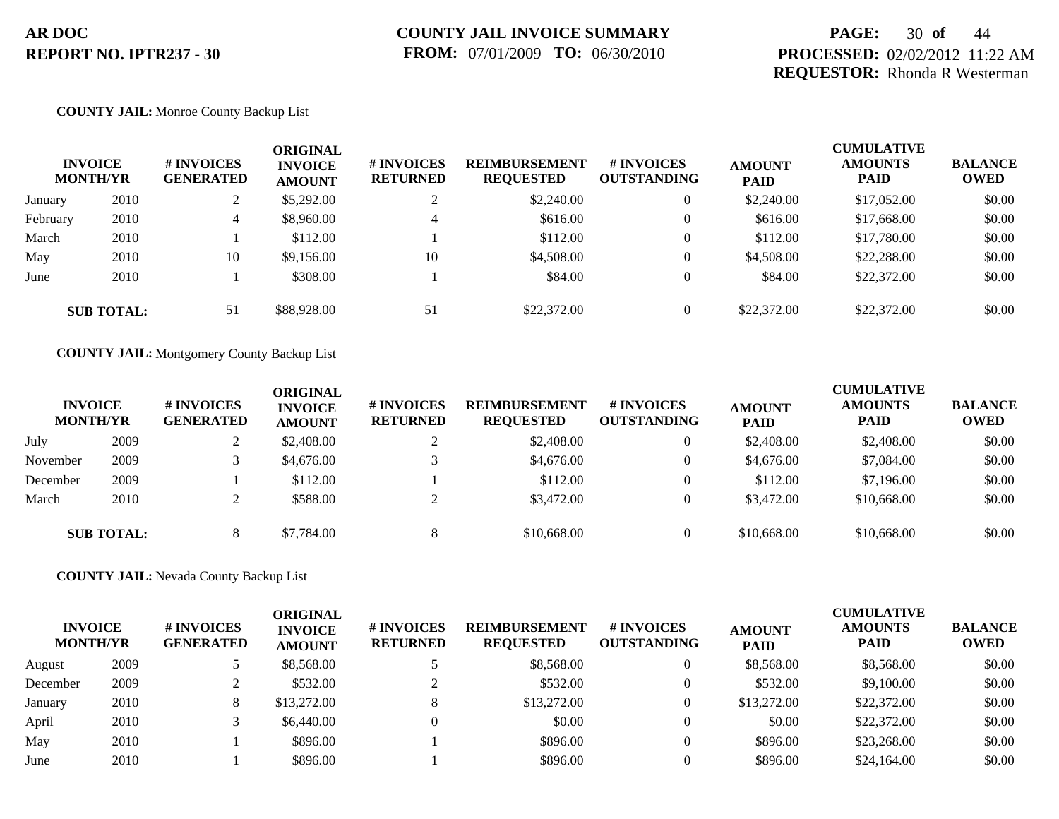AR DOC
REPORT NO. IPTR237 - 30

COUNTY JAIL INVOICE SUMMARY
FROM: 07/01/2009 TO: 06/30/2010

PROCESSED: 02/02/2012 11:22 AM
REQUESTOR: Rhonda R Westerman

**COUNTY JAIL:** Monroe County Backup List

| INVOICE MONTH | YR | # INVOICES GENERATED | ORIGINAL INVOICE AMOUNT | # INVOICES RETURNED | REIMBURSEMENT REQUESTED | # INVOICES OUTSTANDING | AMOUNT PAID | CUMULATIVE AMOUNTS PAID | BALANCE OWED |
|---|---|---|---|---|---|---|---|---|---|
| January | 2010 | 2 | $5,292.00 | 2 | $2,240.00 | 0 | $2,240.00 | $17,052.00 | $0.00 |
| February | 2010 | 4 | $8,960.00 | 4 | $616.00 | 0 | $616.00 | $17,668.00 | $0.00 |
| March | 2010 | 1 | $112.00 | 1 | $112.00 | 0 | $112.00 | $17,780.00 | $0.00 |
| May | 2010 | 10 | $9,156.00 | 10 | $4,508.00 | 0 | $4,508.00 | $22,288.00 | $0.00 |
| June | 2010 | 1 | $308.00 | 1 | $84.00 | 0 | $84.00 | $22,372.00 | $0.00 |
| **SUB TOTAL:** | | 51 | $88,928.00 | 51 | $22,372.00 | 0 | $22,372.00 | $22,372.00 | $0.00 |

**COUNTY JAIL:** Montgomery County Backup List

| INVOICE MONTH | YR | # INVOICES GENERATED | ORIGINAL INVOICE AMOUNT | # INVOICES RETURNED | REIMBURSEMENT REQUESTED | # INVOICES OUTSTANDING | AMOUNT PAID | CUMULATIVE AMOUNTS PAID | BALANCE OWED |
|---|---|---|---|---|---|---|---|---|---|
| July | 2009 | 2 | $2,408.00 | 2 | $2,408.00 | 0 | $2,408.00 | $2,408.00 | $0.00 |
| November | 2009 | 3 | $4,676.00 | 3 | $4,676.00 | 0 | $4,676.00 | $7,084.00 | $0.00 |
| December | 2009 | 1 | $112.00 | 1 | $112.00 | 0 | $112.00 | $7,196.00 | $0.00 |
| March | 2010 | 2 | $588.00 | 2 | $3,472.00 | 0 | $3,472.00 | $10,668.00 | $0.00 |
| **SUB TOTAL:** | | 8 | $7,784.00 | 8 | $10,668.00 | 0 | $10,668.00 | $10,668.00 | $0.00 |

**COUNTY JAIL:** Nevada County Backup List

| INVOICE MONTH | YR | # INVOICES GENERATED | ORIGINAL INVOICE AMOUNT | # INVOICES RETURNED | REIMBURSEMENT REQUESTED | # INVOICES OUTSTANDING | AMOUNT PAID | CUMULATIVE AMOUNTS PAID | BALANCE OWED |
|---|---|---|---|---|---|---|---|---|---|
| August | 2009 | 5 | $8,568.00 | 5 | $8,568.00 | 0 | $8,568.00 | $8,568.00 | $0.00 |
| December | 2009 | 2 | $532.00 | 2 | $532.00 | 0 | $532.00 | $9,100.00 | $0.00 |
| January | 2010 | 8 | $13,272.00 | 8 | $13,272.00 | 0 | $13,272.00 | $22,372.00 | $0.00 |
| April | 2010 | 3 | $6,440.00 | 0 | $0.00 | 0 | $0.00 | $22,372.00 | $0.00 |
| May | 2010 | 1 | $896.00 | 1 | $896.00 | 0 | $896.00 | $23,268.00 | $0.00 |
| June | 2010 | 1 | $896.00 | 1 | $896.00 | 0 | $896.00 | $24,164.00 | $0.00 |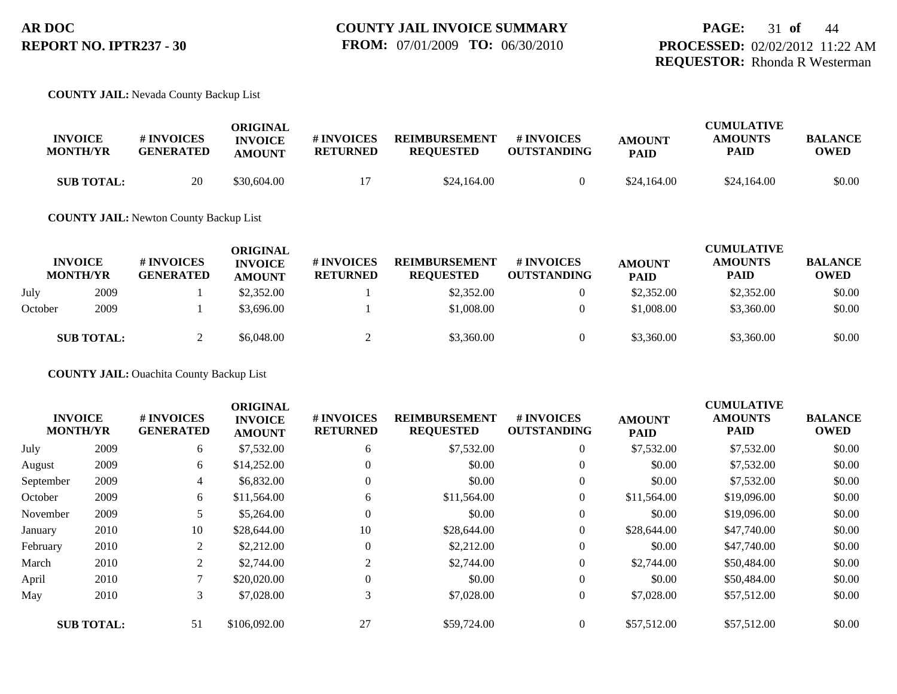**AR DOC**
**REPORT NO. IPTR237 - 30**

**COUNTY JAIL INVOICE SUMMARY**
**FROM:** 07/01/2009 **TO:** 06/30/2010

**PROCESSED:** 02/02/2012 11:22 AM
**REQUESTOR:** Rhonda R Westerman

**COUNTY JAIL:** Nevada County Backup List

| INVOICE MONTH/YR | | # INVOICES GENERATED | ORIGINAL INVOICE AMOUNT | # INVOICES RETURNED | REIMBURSEMENT REQUESTED | # INVOICES OUTSTANDING | AMOUNT PAID | CUMULATIVE AMOUNTS PAID | BALANCE OWED |
|---|---|---|---|---|---|---|---|---|---|
| **SUB TOTAL:** | | 20 | $30,604.00 | 17 | $24,164.00 | 0 | $24,164.00 | $24,164.00 | $0.00 |

**COUNTY JAIL:** Newton County Backup List

| INVOICE MONTH/YR | | # INVOICES GENERATED | ORIGINAL INVOICE AMOUNT | # INVOICES RETURNED | REIMBURSEMENT REQUESTED | # INVOICES OUTSTANDING | AMOUNT PAID | CUMULATIVE AMOUNTS PAID | BALANCE OWED |
|---|---|---|---|---|---|---|---|---|---|
| July | 2009 | 1 | $2,352.00 | 1 | $2,352.00 | 0 | $2,352.00 | $2,352.00 | $0.00 |
| October | 2009 | 1 | $3,696.00 | 1 | $1,008.00 | 0 | $1,008.00 | $3,360.00 | $0.00 |
| **SUB TOTAL:** | | 2 | $6,048.00 | 2 | $3,360.00 | 0 | $3,360.00 | $3,360.00 | $0.00 |

**COUNTY JAIL:** Ouachita County Backup List

| INVOICE MONTH/YR | | # INVOICES GENERATED | ORIGINAL INVOICE AMOUNT | # INVOICES RETURNED | REIMBURSEMENT REQUESTED | # INVOICES OUTSTANDING | AMOUNT PAID | CUMULATIVE AMOUNTS PAID | BALANCE OWED |
|---|---|---|---|---|---|---|---|---|---|
| July | 2009 | 6 | $7,532.00 | 6 | $7,532.00 | 0 | $7,532.00 | $7,532.00 | $0.00 |
| August | 2009 | 6 | $14,252.00 | 0 | $0.00 | 0 | $0.00 | $7,532.00 | $0.00 |
| September | 2009 | 4 | $6,832.00 | 0 | $0.00 | 0 | $0.00 | $7,532.00 | $0.00 |
| October | 2009 | 6 | $11,564.00 | 6 | $11,564.00 | 0 | $11,564.00 | $19,096.00 | $0.00 |
| November | 2009 | 5 | $5,264.00 | 0 | $0.00 | 0 | $0.00 | $19,096.00 | $0.00 |
| January | 2010 | 10 | $28,644.00 | 10 | $28,644.00 | 0 | $28,644.00 | $47,740.00 | $0.00 |
| February | 2010 | 2 | $2,212.00 | 0 | $2,212.00 | 0 | $0.00 | $47,740.00 | $0.00 |
| March | 2010 | 2 | $2,744.00 | 2 | $2,744.00 | 0 | $2,744.00 | $50,484.00 | $0.00 |
| April | 2010 | 7 | $20,020.00 | 0 | $0.00 | 0 | $0.00 | $50,484.00 | $0.00 |
| May | 2010 | 3 | $7,028.00 | 3 | $7,028.00 | 0 | $7,028.00 | $57,512.00 | $0.00 |
| **SUB TOTAL:** | | 51 | $106,092.00 | 27 | $59,724.00 | 0 | $57,512.00 | $57,512.00 | $0.00 |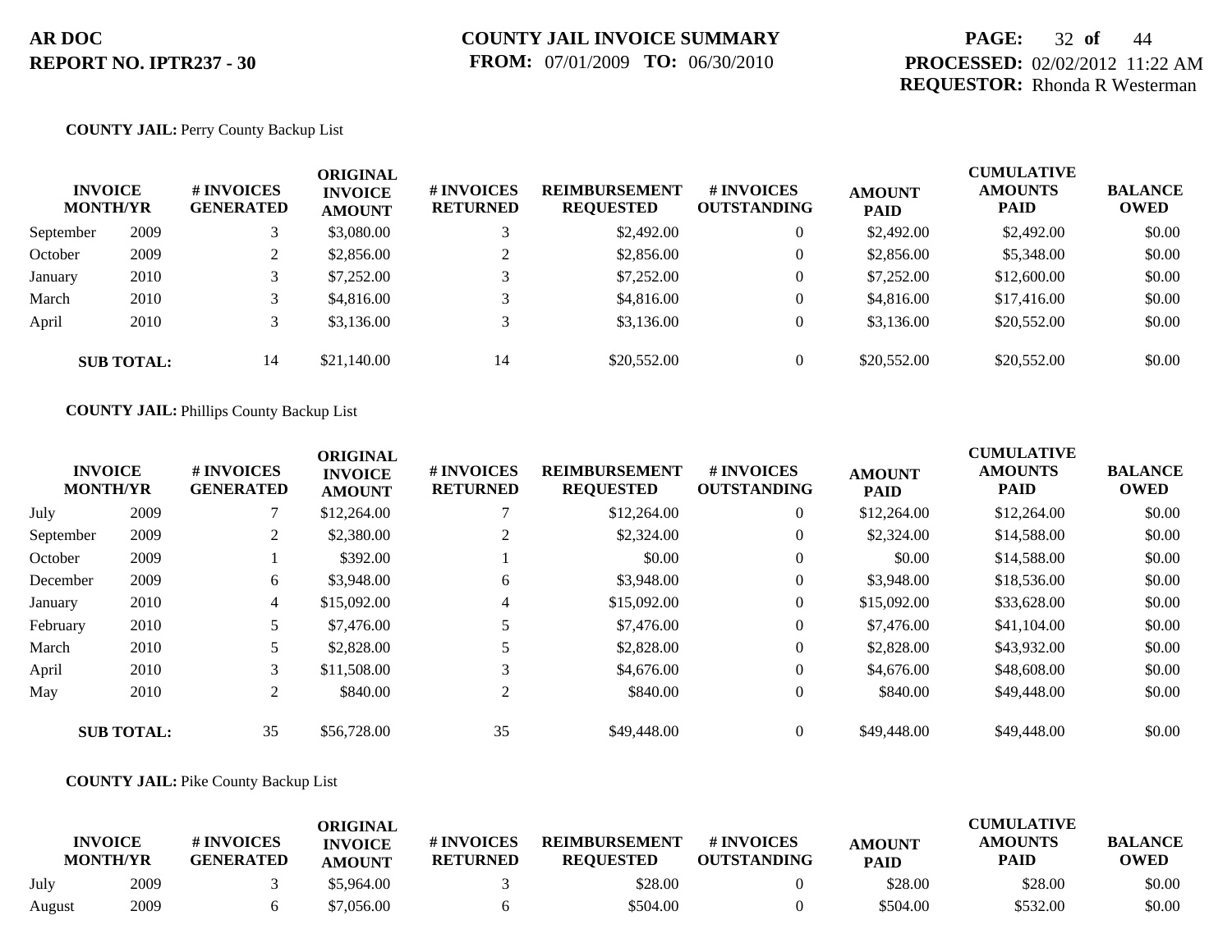**AR DOC**
**REPORT NO. IPTR237 - 30**

**COUNTY JAIL INVOICE SUMMARY**
**FROM:** 07/01/2009 **TO:** 06/30/2010

**PROCESSED:** 02/02/2012 11:22 AM
**REQUESTOR:** Rhonda R Westerman

**COUNTY JAIL:** Perry County Backup List

| INVOICE MONTH/YR | | # INVOICES GENERATED | ORIGINAL INVOICE AMOUNT | # INVOICES RETURNED | REIMBURSEMENT REQUESTED | # INVOICES OUTSTANDING | AMOUNT PAID | CUMULATIVE AMOUNTS PAID | BALANCE OWED |
|---|---|---|---|---|---|---|---|---|---|
| September | 2009 | 3 | $3,080.00 | 3 | $2,492.00 | 0 | $2,492.00 | $2,492.00 | $0.00 |
| October | 2009 | 2 | $2,856.00 | 2 | $2,856.00 | 0 | $2,856.00 | $5,348.00 | $0.00 |
| January | 2010 | 3 | $7,252.00 | 3 | $7,252.00 | 0 | $7,252.00 | $12,600.00 | $0.00 |
| March | 2010 | 3 | $4,816.00 | 3 | $4,816.00 | 0 | $4,816.00 | $17,416.00 | $0.00 |
| April | 2010 | 3 | $3,136.00 | 3 | $3,136.00 | 0 | $3,136.00 | $20,552.00 | $0.00 |
| **SUB TOTAL:** | | 14 | $21,140.00 | 14 | $20,552.00 | 0 | $20,552.00 | $20,552.00 | $0.00 |

**COUNTY JAIL:** Phillips County Backup List

| INVOICE MONTH/YR | | # INVOICES GENERATED | ORIGINAL INVOICE AMOUNT | # INVOICES RETURNED | REIMBURSEMENT REQUESTED | # INVOICES OUTSTANDING | AMOUNT PAID | CUMULATIVE AMOUNTS PAID | BALANCE OWED |
|---|---|---|---|---|---|---|---|---|---|
| July | 2009 | 7 | $12,264.00 | 7 | $12,264.00 | 0 | $12,264.00 | $12,264.00 | $0.00 |
| September | 2009 | 2 | $2,380.00 | 2 | $2,324.00 | 0 | $2,324.00 | $14,588.00 | $0.00 |
| October | 2009 | 1 | $392.00 | 1 | $0.00 | 0 | $0.00 | $14,588.00 | $0.00 |
| December | 2009 | 6 | $3,948.00 | 6 | $3,948.00 | 0 | $3,948.00 | $18,536.00 | $0.00 |
| January | 2010 | 4 | $15,092.00 | 4 | $15,092.00 | 0 | $15,092.00 | $33,628.00 | $0.00 |
| February | 2010 | 5 | $7,476.00 | 5 | $7,476.00 | 0 | $7,476.00 | $41,104.00 | $0.00 |
| March | 2010 | 5 | $2,828.00 | 5 | $2,828.00 | 0 | $2,828.00 | $43,932.00 | $0.00 |
| April | 2010 | 3 | $11,508.00 | 3 | $4,676.00 | 0 | $4,676.00 | $48,608.00 | $0.00 |
| May | 2010 | 2 | $840.00 | 2 | $840.00 | 0 | $840.00 | $49,448.00 | $0.00 |
| **SUB TOTAL:** | | 35 | $56,728.00 | 35 | $49,448.00 | 0 | $49,448.00 | $49,448.00 | $0.00 |

**COUNTY JAIL:** Pike County Backup List

| INVOICE MONTH/YR | | # INVOICES GENERATED | ORIGINAL INVOICE AMOUNT | # INVOICES RETURNED | REIMBURSEMENT REQUESTED | # INVOICES OUTSTANDING | AMOUNT PAID | CUMULATIVE AMOUNTS PAID | BALANCE OWED |
|---|---|---|---|---|---|---|---|---|---|
| July | 2009 | 3 | $5,964.00 | 3 | $28.00 | 0 | $28.00 | $28.00 | $0.00 |
| August | 2009 | 6 | $7,056.00 | 6 | $504.00 | 0 | $504.00 | $532.00 | $0.00 |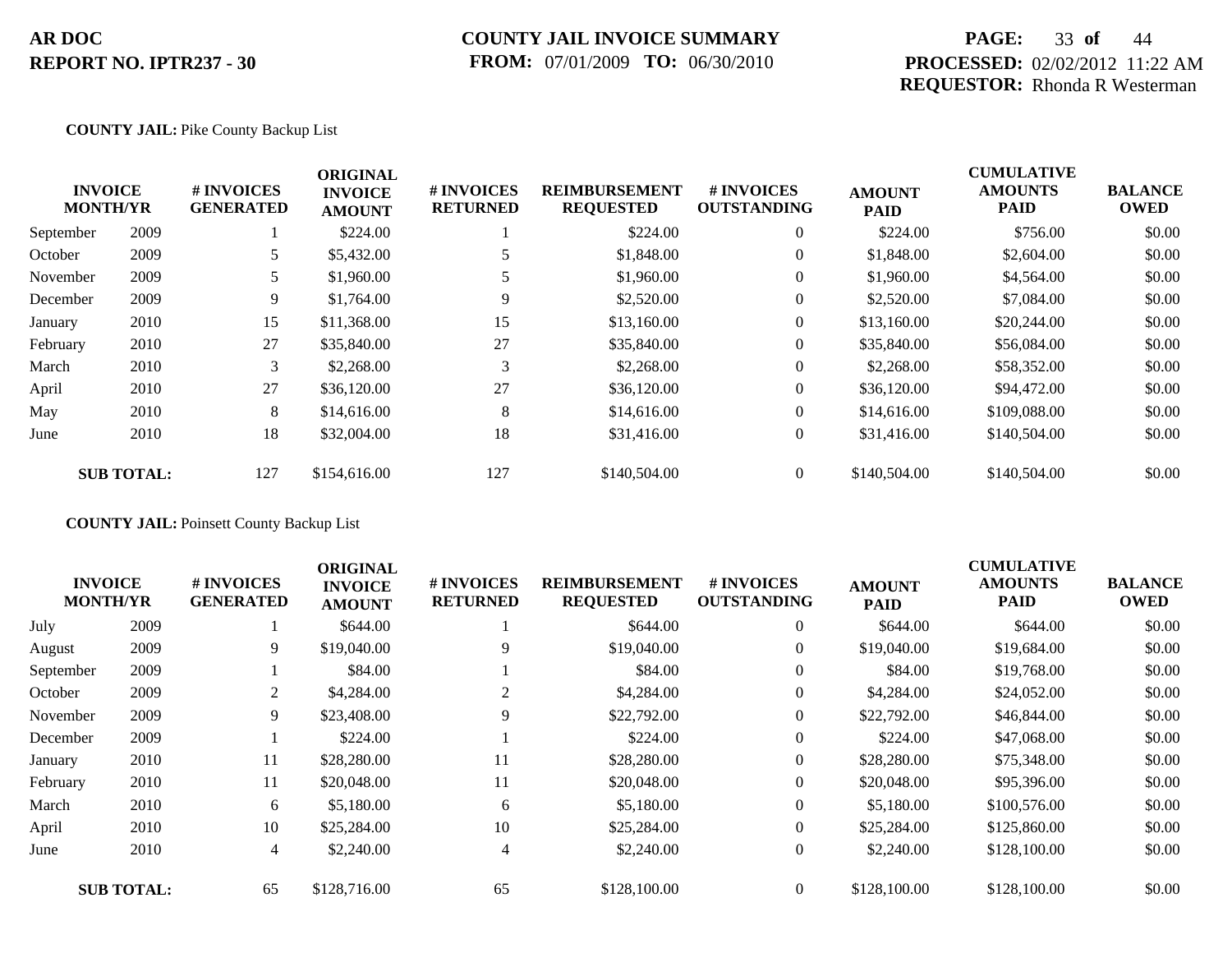**AR DOC**
**REPORT NO. IPTR237 - 30**

**COUNTY JAIL INVOICE SUMMARY**
**FROM:** 07/01/2009 **TO:** 06/30/2010

**PROCESSED:** 02/02/2012 11:22 AM
**REQUESTOR:** Rhonda R Westerman

**COUNTY JAIL:** Pike County Backup List

| INVOICE MONTH/YR | | # INVOICES GENERATED | ORIGINAL INVOICE AMOUNT | # INVOICES RETURNED | REIMBURSEMENT REQUESTED | # INVOICES OUTSTANDING | AMOUNT PAID | CUMULATIVE AMOUNTS PAID | BALANCE OWED |
|---|---|---|---|---|---|---|---|---|---|
| September | 2009 | 1 | $224.00 | 1 | $224.00 | 0 | $224.00 | $756.00 | $0.00 |
| October | 2009 | 5 | $5,432.00 | 5 | $1,848.00 | 0 | $1,848.00 | $2,604.00 | $0.00 |
| November | 2009 | 5 | $1,960.00 | 5 | $1,960.00 | 0 | $1,960.00 | $4,564.00 | $0.00 |
| December | 2009 | 9 | $1,764.00 | 9 | $2,520.00 | 0 | $2,520.00 | $7,084.00 | $0.00 |
| January | 2010 | 15 | $11,368.00 | 15 | $13,160.00 | 0 | $13,160.00 | $20,244.00 | $0.00 |
| February | 2010 | 27 | $35,840.00 | 27 | $35,840.00 | 0 | $35,840.00 | $56,084.00 | $0.00 |
| March | 2010 | 3 | $2,268.00 | 3 | $2,268.00 | 0 | $2,268.00 | $58,352.00 | $0.00 |
| April | 2010 | 27 | $36,120.00 | 27 | $36,120.00 | 0 | $36,120.00 | $94,472.00 | $0.00 |
| May | 2010 | 8 | $14,616.00 | 8 | $14,616.00 | 0 | $14,616.00 | $109,088.00 | $0.00 |
| June | 2010 | 18 | $32,004.00 | 18 | $31,416.00 | 0 | $31,416.00 | $140,504.00 | $0.00 |
| **SUB TOTAL:** | | 127 | $154,616.00 | 127 | $140,504.00 | 0 | $140,504.00 | $140,504.00 | $0.00 |

**COUNTY JAIL:** Poinsett County Backup List

| INVOICE MONTH/YR | | # INVOICES GENERATED | ORIGINAL INVOICE AMOUNT | # INVOICES RETURNED | REIMBURSEMENT REQUESTED | # INVOICES OUTSTANDING | AMOUNT PAID | CUMULATIVE AMOUNTS PAID | BALANCE OWED |
|---|---|---|---|---|---|---|---|---|---|
| July | 2009 | 1 | $644.00 | 1 | $644.00 | 0 | $644.00 | $644.00 | $0.00 |
| August | 2009 | 9 | $19,040.00 | 9 | $19,040.00 | 0 | $19,040.00 | $19,684.00 | $0.00 |
| September | 2009 | 1 | $84.00 | 1 | $84.00 | 0 | $84.00 | $19,768.00 | $0.00 |
| October | 2009 | 2 | $4,284.00 | 2 | $4,284.00 | 0 | $4,284.00 | $24,052.00 | $0.00 |
| November | 2009 | 9 | $23,408.00 | 9 | $22,792.00 | 0 | $22,792.00 | $46,844.00 | $0.00 |
| December | 2009 | 1 | $224.00 | 1 | $224.00 | 0 | $224.00 | $47,068.00 | $0.00 |
| January | 2010 | 11 | $28,280.00 | 11 | $28,280.00 | 0 | $28,280.00 | $75,348.00 | $0.00 |
| February | 2010 | 11 | $20,048.00 | 11 | $20,048.00 | 0 | $20,048.00 | $95,396.00 | $0.00 |
| March | 2010 | 6 | $5,180.00 | 6 | $5,180.00 | 0 | $5,180.00 | $100,576.00 | $0.00 |
| April | 2010 | 10 | $25,284.00 | 10 | $25,284.00 | 0 | $25,284.00 | $125,860.00 | $0.00 |
| June | 2010 | 4 | $2,240.00 | 4 | $2,240.00 | 0 | $2,240.00 | $128,100.00 | $0.00 |
| **SUB TOTAL:** | | 65 | $128,716.00 | 65 | $128,100.00 | 0 | $128,100.00 | $128,100.00 | $0.00 |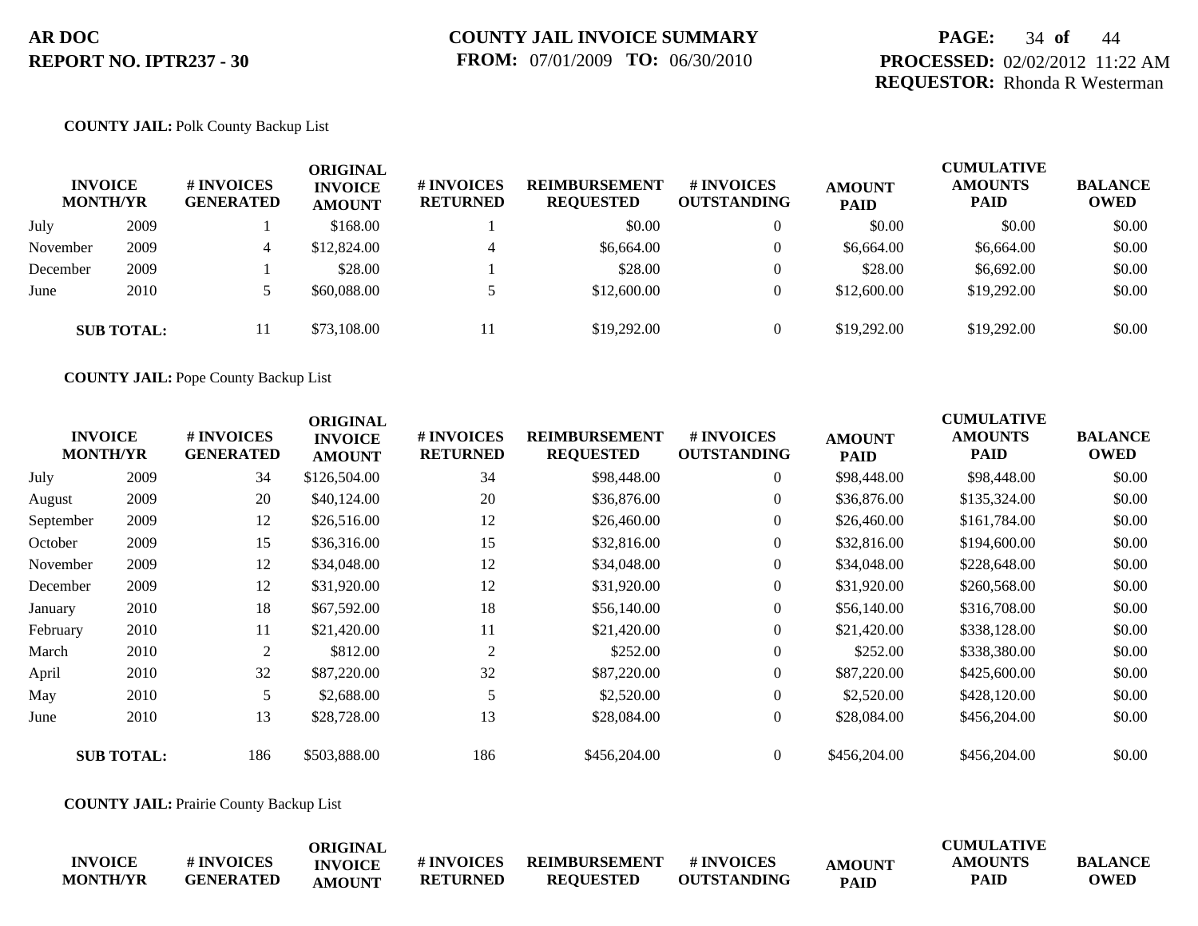**AR DOC**
**REPORT NO. IPTR237 - 30**

**COUNTY JAIL INVOICE SUMMARY**
**FROM:** 07/01/2009 **TO:** 06/30/2010

**PROCESSED:** 02/02/2012 11:22 AM
**REQUESTOR:** Rhonda R Westerman

**COUNTY JAIL:** Polk County Backup List

| INVOICE MONTH/YR | | # INVOICES GENERATED | ORIGINAL INVOICE AMOUNT | # INVOICES RETURNED | REIMBURSEMENT REQUESTED | # INVOICES OUTSTANDING | AMOUNT PAID | CUMULATIVE AMOUNTS PAID | BALANCE OWED |
|---|---|---|---|---|---|---|---|---|---|
| July | 2009 | 1 | $168.00 | 1 | $0.00 | 0 | $0.00 | $0.00 | $0.00 |
| November | 2009 | 4 | $12,824.00 | 4 | $6,664.00 | 0 | $6,664.00 | $6,664.00 | $0.00 |
| December | 2009 | 1 | $28.00 | 1 | $28.00 | 0 | $28.00 | $6,692.00 | $0.00 |
| June | 2010 | 5 | $60,088.00 | 5 | $12,600.00 | 0 | $12,600.00 | $19,292.00 | $0.00 |
| **SUB TOTAL:** | | 11 | $73,108.00 | 11 | $19,292.00 | 0 | $19,292.00 | $19,292.00 | $0.00 |

**COUNTY JAIL:** Pope County Backup List

| INVOICE MONTH/YR | | # INVOICES GENERATED | ORIGINAL INVOICE AMOUNT | # INVOICES RETURNED | REIMBURSEMENT REQUESTED | # INVOICES OUTSTANDING | AMOUNT PAID | CUMULATIVE AMOUNTS PAID | BALANCE OWED |
|---|---|---|---|---|---|---|---|---|---|
| July | 2009 | 34 | $126,504.00 | 34 | $98,448.00 | 0 | $98,448.00 | $98,448.00 | $0.00 |
| August | 2009 | 20 | $40,124.00 | 20 | $36,876.00 | 0 | $36,876.00 | $135,324.00 | $0.00 |
| September | 2009 | 12 | $26,516.00 | 12 | $26,460.00 | 0 | $26,460.00 | $161,784.00 | $0.00 |
| October | 2009 | 15 | $36,316.00 | 15 | $32,816.00 | 0 | $32,816.00 | $194,600.00 | $0.00 |
| November | 2009 | 12 | $34,048.00 | 12 | $34,048.00 | 0 | $34,048.00 | $228,648.00 | $0.00 |
| December | 2009 | 12 | $31,920.00 | 12 | $31,920.00 | 0 | $31,920.00 | $260,568.00 | $0.00 |
| January | 2010 | 18 | $67,592.00 | 18 | $56,140.00 | 0 | $56,140.00 | $316,708.00 | $0.00 |
| February | 2010 | 11 | $21,420.00 | 11 | $21,420.00 | 0 | $21,420.00 | $338,128.00 | $0.00 |
| March | 2010 | 2 | $812.00 | 2 | $252.00 | 0 | $252.00 | $338,380.00 | $0.00 |
| April | 2010 | 32 | $87,220.00 | 32 | $87,220.00 | 0 | $87,220.00 | $425,600.00 | $0.00 |
| May | 2010 | 5 | $2,688.00 | 5 | $2,520.00 | 0 | $2,520.00 | $428,120.00 | $0.00 |
| June | 2010 | 13 | $28,728.00 | 13 | $28,084.00 | 0 | $28,084.00 | $456,204.00 | $0.00 |
| **SUB TOTAL:** | | 186 | $503,888.00 | 186 | $456,204.00 | 0 | $456,204.00 | $456,204.00 | $0.00 |

**COUNTY JAIL:** Prairie County Backup List

| INVOICE MONTH/YR | | # INVOICES GENERATED | ORIGINAL INVOICE AMOUNT | # INVOICES RETURNED | REIMBURSEMENT REQUESTED | # INVOICES OUTSTANDING | AMOUNT PAID | CUMULATIVE AMOUNTS PAID | BALANCE OWED |
|---|---|---|---|---|---|---|---|---|---|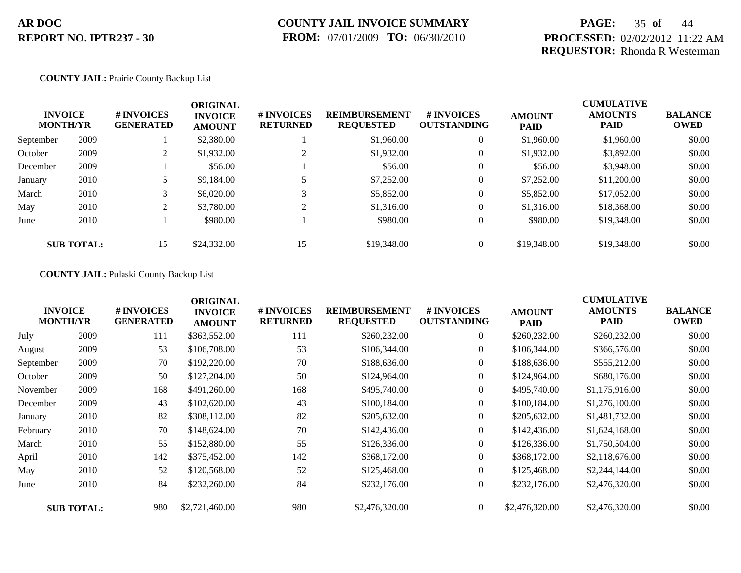**AR DOC**
**REPORT NO. IPTR237 - 30**

**COUNTY JAIL INVOICE SUMMARY**
**FROM:** 07/01/2009 **TO:** 06/30/2010

**PROCESSED:** 02/02/2012 11:22 AM
**REQUESTOR:** Rhonda R Westerman

**COUNTY JAIL:** Prairie County Backup List

| INVOICE MONTH/YR | | # INVOICES GENERATED | ORIGINAL INVOICE AMOUNT | # INVOICES RETURNED | REIMBURSEMENT REQUESTED | # INVOICES OUTSTANDING | AMOUNT PAID | CUMULATIVE AMOUNTS PAID | BALANCE OWED |
|---|---|---|---|---|---|---|---|---|---|
| September | 2009 | 1 | $2,380.00 | 1 | $1,960.00 | 0 | $1,960.00 | $1,960.00 | $0.00 |
| October | 2009 | 2 | $1,932.00 | 2 | $1,932.00 | 0 | $1,932.00 | $3,892.00 | $0.00 |
| December | 2009 | 1 | $56.00 | 1 | $56.00 | 0 | $56.00 | $3,948.00 | $0.00 |
| January | 2010 | 5 | $9,184.00 | 5 | $7,252.00 | 0 | $7,252.00 | $11,200.00 | $0.00 |
| March | 2010 | 3 | $6,020.00 | 3 | $5,852.00 | 0 | $5,852.00 | $17,052.00 | $0.00 |
| May | 2010 | 2 | $3,780.00 | 2 | $1,316.00 | 0 | $1,316.00 | $18,368.00 | $0.00 |
| June | 2010 | 1 | $980.00 | 1 | $980.00 | 0 | $980.00 | $19,348.00 | $0.00 |
| **SUB TOTAL:** | | 15 | $24,332.00 | 15 | $19,348.00 | 0 | $19,348.00 | $19,348.00 | $0.00 |

**COUNTY JAIL:** Pulaski County Backup List

| INVOICE MONTH/YR | | # INVOICES GENERATED | ORIGINAL INVOICE AMOUNT | # INVOICES RETURNED | REIMBURSEMENT REQUESTED | # INVOICES OUTSTANDING | AMOUNT PAID | CUMULATIVE AMOUNTS PAID | BALANCE OWED |
|---|---|---|---|---|---|---|---|---|---|
| July | 2009 | 111 | $363,552.00 | 111 | $260,232.00 | 0 | $260,232.00 | $260,232.00 | $0.00 |
| August | 2009 | 53 | $106,708.00 | 53 | $106,344.00 | 0 | $106,344.00 | $366,576.00 | $0.00 |
| September | 2009 | 70 | $192,220.00 | 70 | $188,636.00 | 0 | $188,636.00 | $555,212.00 | $0.00 |
| October | 2009 | 50 | $127,204.00 | 50 | $124,964.00 | 0 | $124,964.00 | $680,176.00 | $0.00 |
| November | 2009 | 168 | $491,260.00 | 168 | $495,740.00 | 0 | $495,740.00 | $1,175,916.00 | $0.00 |
| December | 2009 | 43 | $102,620.00 | 43 | $100,184.00 | 0 | $100,184.00 | $1,276,100.00 | $0.00 |
| January | 2010 | 82 | $308,112.00 | 82 | $205,632.00 | 0 | $205,632.00 | $1,481,732.00 | $0.00 |
| February | 2010 | 70 | $148,624.00 | 70 | $142,436.00 | 0 | $142,436.00 | $1,624,168.00 | $0.00 |
| March | 2010 | 55 | $152,880.00 | 55 | $126,336.00 | 0 | $126,336.00 | $1,750,504.00 | $0.00 |
| April | 2010 | 142 | $375,452.00 | 142 | $368,172.00 | 0 | $368,172.00 | $2,118,676.00 | $0.00 |
| May | 2010 | 52 | $120,568.00 | 52 | $125,468.00 | 0 | $125,468.00 | $2,244,144.00 | $0.00 |
| June | 2010 | 84 | $232,260.00 | 84 | $232,176.00 | 0 | $232,176.00 | $2,476,320.00 | $0.00 |
| **SUB TOTAL:** | | 980 | $2,721,460.00 | 980 | $2,476,320.00 | 0 | $2,476,320.00 | $2,476,320.00 | $0.00 |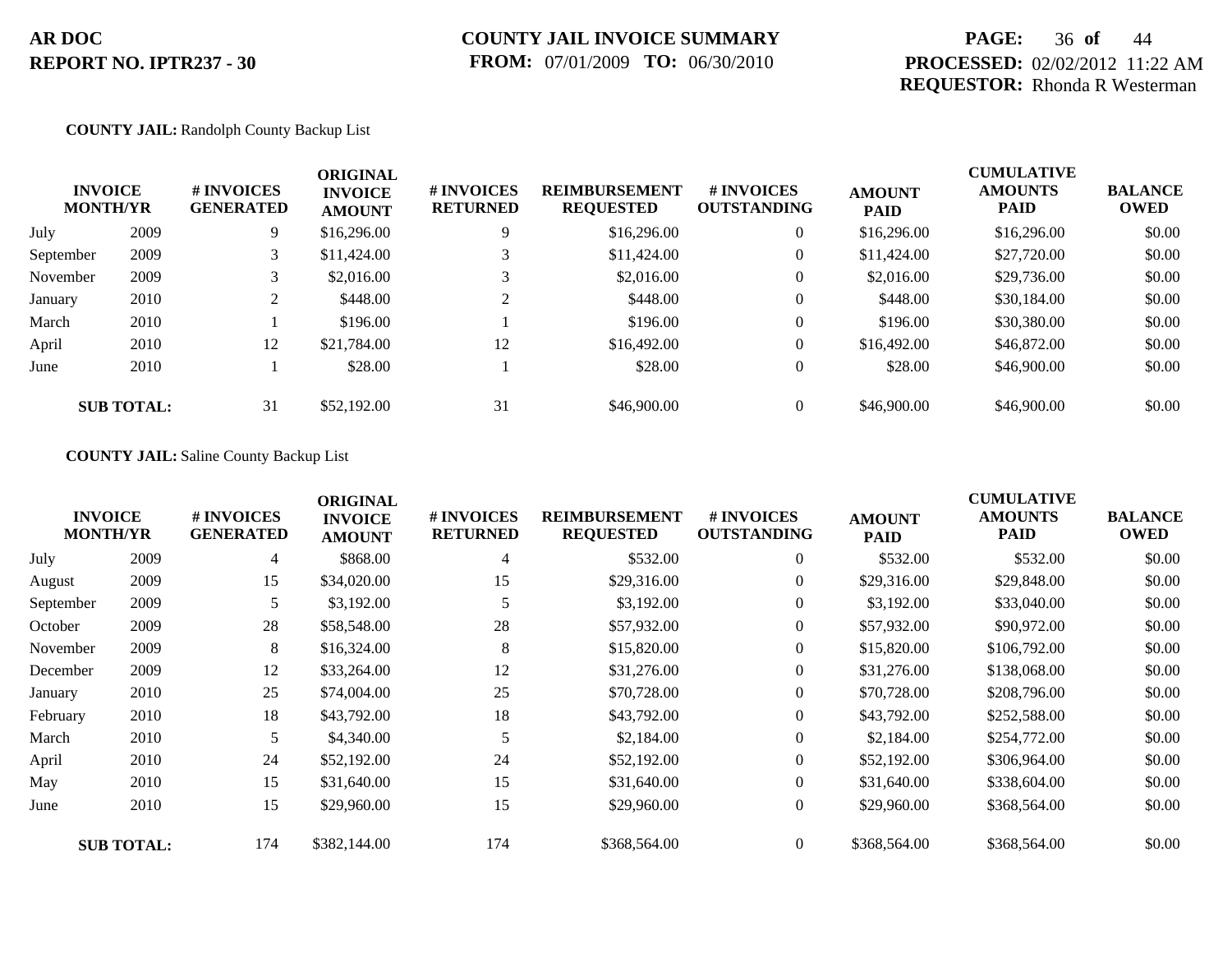**COUNTY JAIL:** Randolph County Backup List

| INVOICE MONTH/YR | | # INVOICES GENERATED | ORIGINAL INVOICE AMOUNT | # INVOICES RETURNED | REIMBURSEMENT REQUESTED | # INVOICES OUTSTANDING | AMOUNT PAID | CUMULATIVE AMOUNTS PAID | BALANCE OWED |
|---|---|---|---|---|---|---|---|---|---|
| July | 2009 | 9 | $16,296.00 | 9 | $16,296.00 | 0 | $16,296.00 | $16,296.00 | $0.00 |
| September | 2009 | 3 | $11,424.00 | 3 | $11,424.00 | 0 | $11,424.00 | $27,720.00 | $0.00 |
| November | 2009 | 3 | $2,016.00 | 3 | $2,016.00 | 0 | $2,016.00 | $29,736.00 | $0.00 |
| January | 2010 | 2 | $448.00 | 2 | $448.00 | 0 | $448.00 | $30,184.00 | $0.00 |
| March | 2010 | 1 | $196.00 | 1 | $196.00 | 0 | $196.00 | $30,380.00 | $0.00 |
| April | 2010 | 12 | $21,784.00 | 12 | $16,492.00 | 0 | $16,492.00 | $46,872.00 | $0.00 |
| June | 2010 | 1 | $28.00 | 1 | $28.00 | 0 | $28.00 | $46,900.00 | $0.00 |
| **SUB TOTAL:** | | 31 | $52,192.00 | 31 | $46,900.00 | 0 | $46,900.00 | $46,900.00 | $0.00 |

**COUNTY JAIL:** Saline County Backup List

| INVOICE MONTH/YR | | # INVOICES GENERATED | ORIGINAL INVOICE AMOUNT | # INVOICES RETURNED | REIMBURSEMENT REQUESTED | # INVOICES OUTSTANDING | AMOUNT PAID | CUMULATIVE AMOUNTS PAID | BALANCE OWED |
|---|---|---|---|---|---|---|---|---|---|
| July | 2009 | 4 | $868.00 | 4 | $532.00 | 0 | $532.00 | $532.00 | $0.00 |
| August | 2009 | 15 | $34,020.00 | 15 | $29,316.00 | 0 | $29,316.00 | $29,848.00 | $0.00 |
| September | 2009 | 5 | $3,192.00 | 5 | $3,192.00 | 0 | $3,192.00 | $33,040.00 | $0.00 |
| October | 2009 | 28 | $58,548.00 | 28 | $57,932.00 | 0 | $57,932.00 | $90,972.00 | $0.00 |
| November | 2009 | 8 | $16,324.00 | 8 | $15,820.00 | 0 | $15,820.00 | $106,792.00 | $0.00 |
| December | 2009 | 12 | $33,264.00 | 12 | $31,276.00 | 0 | $31,276.00 | $138,068.00 | $0.00 |
| January | 2010 | 25 | $74,004.00 | 25 | $70,728.00 | 0 | $70,728.00 | $208,796.00 | $0.00 |
| February | 2010 | 18 | $43,792.00 | 18 | $43,792.00 | 0 | $43,792.00 | $252,588.00 | $0.00 |
| March | 2010 | 5 | $4,340.00 | 5 | $2,184.00 | 0 | $2,184.00 | $254,772.00 | $0.00 |
| April | 2010 | 24 | $52,192.00 | 24 | $52,192.00 | 0 | $52,192.00 | $306,964.00 | $0.00 |
| May | 2010 | 15 | $31,640.00 | 15 | $31,640.00 | 0 | $31,640.00 | $338,604.00 | $0.00 |
| June | 2010 | 15 | $29,960.00 | 15 | $29,960.00 | 0 | $29,960.00 | $368,564.00 | $0.00 |
| **SUB TOTAL:** | | 174 | $382,144.00 | 174 | $368,564.00 | 0 | $368,564.00 | $368,564.00 | $0.00 |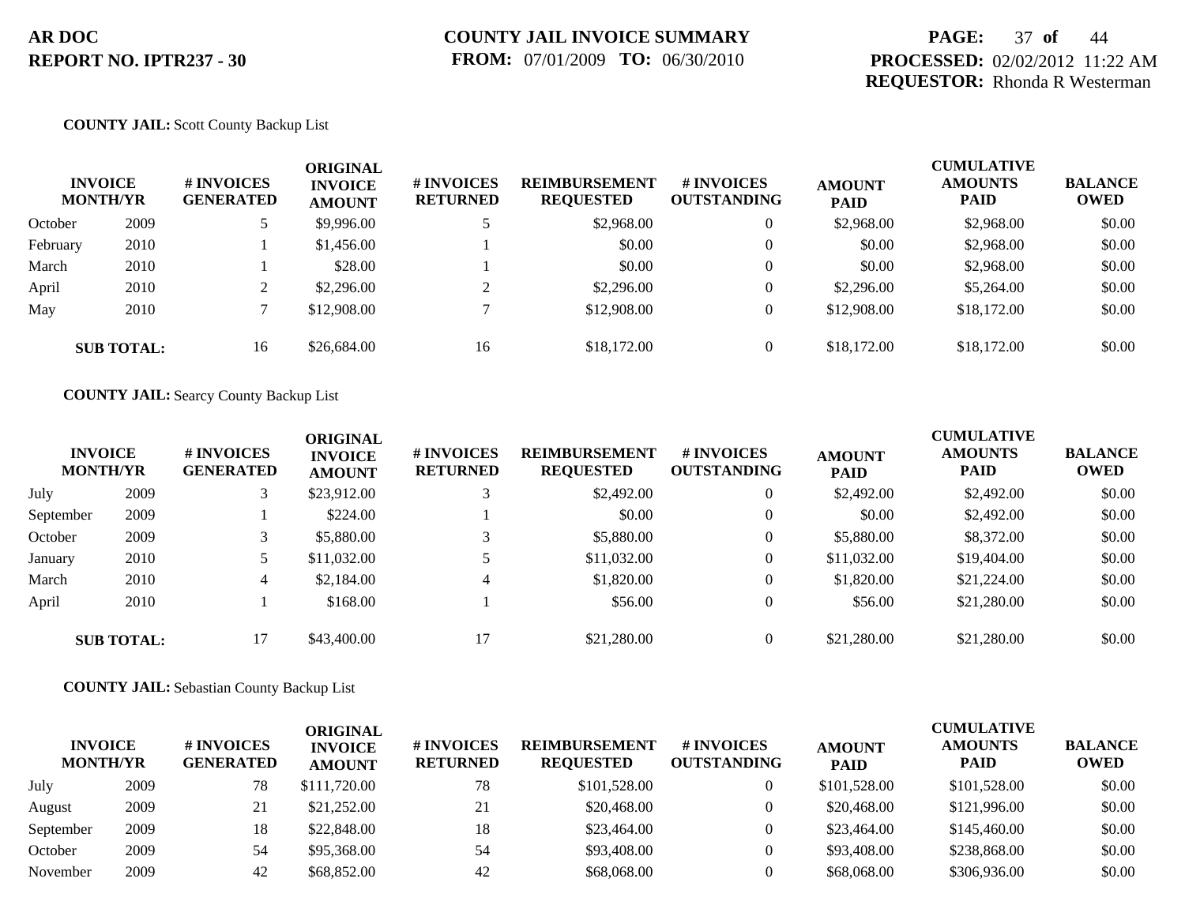**AR DOC**
**REPORT NO. IPTR237 - 30**

**COUNTY JAIL INVOICE SUMMARY**
**FROM:** 07/01/2009 **TO:** 06/30/2010

**PROCESSED:** 02/02/2012 11:22 AM
**REQUESTOR:** Rhonda R Westerman

**COUNTY JAIL:** Scott County Backup List

| INVOICE MONTH/YR | | # INVOICES GENERATED | ORIGINAL INVOICE AMOUNT | # INVOICES RETURNED | REIMBURSEMENT REQUESTED | # INVOICES OUTSTANDING | AMOUNT PAID | CUMULATIVE AMOUNTS PAID | BALANCE OWED |
|---|---|---|---|---|---|---|---|---|---|
| October | 2009 | 5 | $9,996.00 | 5 | $2,968.00 | 0 | $2,968.00 | $2,968.00 | $0.00 |
| February | 2010 | 1 | $1,456.00 | 1 | $0.00 | 0 | $0.00 | $2,968.00 | $0.00 |
| March | 2010 | 1 | $28.00 | 1 | $0.00 | 0 | $0.00 | $2,968.00 | $0.00 |
| April | 2010 | 2 | $2,296.00 | 2 | $2,296.00 | 0 | $2,296.00 | $5,264.00 | $0.00 |
| May | 2010 | 7 | $12,908.00 | 7 | $12,908.00 | 0 | $12,908.00 | $18,172.00 | $0.00 |
| **SUB TOTAL:** | | 16 | $26,684.00 | 16 | $18,172.00 | 0 | $18,172.00 | $18,172.00 | $0.00 |

**COUNTY JAIL:** Searcy County Backup List

| INVOICE MONTH/YR | | # INVOICES GENERATED | ORIGINAL INVOICE AMOUNT | # INVOICES RETURNED | REIMBURSEMENT REQUESTED | # INVOICES OUTSTANDING | AMOUNT PAID | CUMULATIVE AMOUNTS PAID | BALANCE OWED |
|---|---|---|---|---|---|---|---|---|---|
| July | 2009 | 3 | $23,912.00 | 3 | $2,492.00 | 0 | $2,492.00 | $2,492.00 | $0.00 |
| September | 2009 | 1 | $224.00 | 1 | $0.00 | 0 | $0.00 | $2,492.00 | $0.00 |
| October | 2009 | 3 | $5,880.00 | 3 | $5,880.00 | 0 | $5,880.00 | $8,372.00 | $0.00 |
| January | 2010 | 5 | $11,032.00 | 5 | $11,032.00 | 0 | $11,032.00 | $19,404.00 | $0.00 |
| March | 2010 | 4 | $2,184.00 | 4 | $1,820.00 | 0 | $1,820.00 | $21,224.00 | $0.00 |
| April | 2010 | 1 | $168.00 | 1 | $56.00 | 0 | $56.00 | $21,280.00 | $0.00 |
| **SUB TOTAL:** | | 17 | $43,400.00 | 17 | $21,280.00 | 0 | $21,280.00 | $21,280.00 | $0.00 |

**COUNTY JAIL:** Sebastian County Backup List

| INVOICE MONTH/YR | | # INVOICES GENERATED | ORIGINAL INVOICE AMOUNT | # INVOICES RETURNED | REIMBURSEMENT REQUESTED | # INVOICES OUTSTANDING | AMOUNT PAID | CUMULATIVE AMOUNTS PAID | BALANCE OWED |
|---|---|---|---|---|---|---|---|---|---|
| July | 2009 | 78 | $111,720.00 | 78 | $101,528.00 | 0 | $101,528.00 | $101,528.00 | $0.00 |
| August | 2009 | 21 | $21,252.00 | 21 | $20,468.00 | 0 | $20,468.00 | $121,996.00 | $0.00 |
| September | 2009 | 18 | $22,848.00 | 18 | $23,464.00 | 0 | $23,464.00 | $145,460.00 | $0.00 |
| October | 2009 | 54 | $95,368.00 | 54 | $93,408.00 | 0 | $93,408.00 | $238,868.00 | $0.00 |
| November | 2009 | 42 | $68,852.00 | 42 | $68,068.00 | 0 | $68,068.00 | $306,936.00 | $0.00 |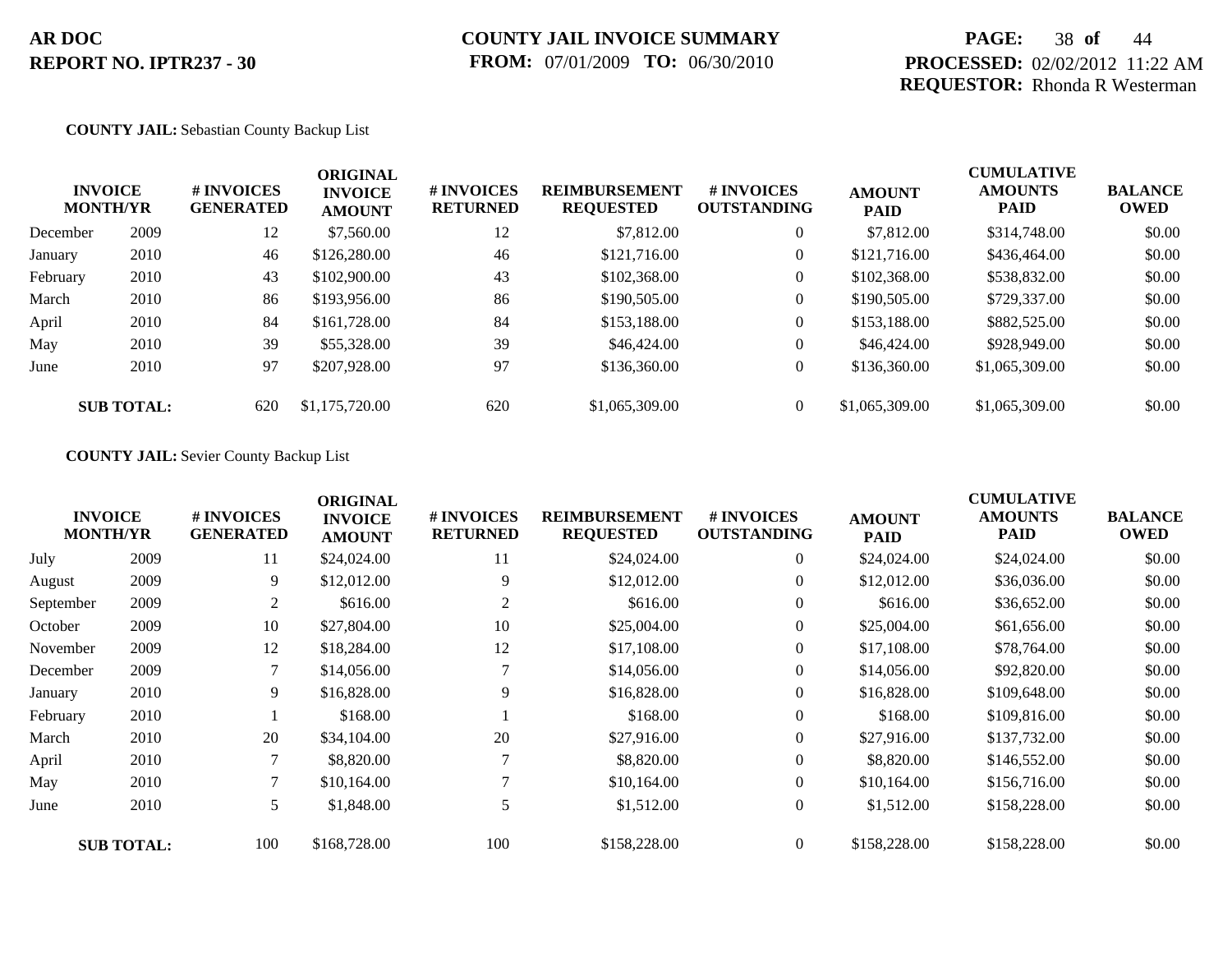**COUNTY JAIL:** Sebastian County Backup List

| INVOICE MONTH/YR | | # INVOICES GENERATED | ORIGINAL INVOICE AMOUNT | # INVOICES RETURNED | REIMBURSEMENT REQUESTED | # INVOICES OUTSTANDING | AMOUNT PAID | CUMULATIVE AMOUNTS PAID | BALANCE OWED |
|---|---|---|---|---|---|---|---|---|---|
| December | 2009 | 12 | $7,560.00 | 12 | $7,812.00 | 0 | $7,812.00 | $314,748.00 | $0.00 |
| January | 2010 | 46 | $126,280.00 | 46 | $121,716.00 | 0 | $121,716.00 | $436,464.00 | $0.00 |
| February | 2010 | 43 | $102,900.00 | 43 | $102,368.00 | 0 | $102,368.00 | $538,832.00 | $0.00 |
| March | 2010 | 86 | $193,956.00 | 86 | $190,505.00 | 0 | $190,505.00 | $729,337.00 | $0.00 |
| April | 2010 | 84 | $161,728.00 | 84 | $153,188.00 | 0 | $153,188.00 | $882,525.00 | $0.00 |
| May | 2010 | 39 | $55,328.00 | 39 | $46,424.00 | 0 | $46,424.00 | $928,949.00 | $0.00 |
| June | 2010 | 97 | $207,928.00 | 97 | $136,360.00 | 0 | $136,360.00 | $1,065,309.00 | $0.00 |
| **SUB TOTAL:** | | 620 | $1,175,720.00 | 620 | $1,065,309.00 | 0 | $1,065,309.00 | $1,065,309.00 | $0.00 |

**COUNTY JAIL:** Sevier County Backup List

| INVOICE MONTH/YR | | # INVOICES GENERATED | ORIGINAL INVOICE AMOUNT | # INVOICES RETURNED | REIMBURSEMENT REQUESTED | # INVOICES OUTSTANDING | AMOUNT PAID | CUMULATIVE AMOUNTS PAID | BALANCE OWED |
|---|---|---|---|---|---|---|---|---|---|
| July | 2009 | 11 | $24,024.00 | 11 | $24,024.00 | 0 | $24,024.00 | $24,024.00 | $0.00 |
| August | 2009 | 9 | $12,012.00 | 9 | $12,012.00 | 0 | $12,012.00 | $36,036.00 | $0.00 |
| September | 2009 | 2 | $616.00 | 2 | $616.00 | 0 | $616.00 | $36,652.00 | $0.00 |
| October | 2009 | 10 | $27,804.00 | 10 | $25,004.00 | 0 | $25,004.00 | $61,656.00 | $0.00 |
| November | 2009 | 12 | $18,284.00 | 12 | $17,108.00 | 0 | $17,108.00 | $78,764.00 | $0.00 |
| December | 2009 | 7 | $14,056.00 | 7 | $14,056.00 | 0 | $14,056.00 | $92,820.00 | $0.00 |
| January | 2010 | 9 | $16,828.00 | 9 | $16,828.00 | 0 | $16,828.00 | $109,648.00 | $0.00 |
| February | 2010 | 1 | $168.00 | 1 | $168.00 | 0 | $168.00 | $109,816.00 | $0.00 |
| March | 2010 | 20 | $34,104.00 | 20 | $27,916.00 | 0 | $27,916.00 | $137,732.00 | $0.00 |
| April | 2010 | 7 | $8,820.00 | 7 | $8,820.00 | 0 | $8,820.00 | $146,552.00 | $0.00 |
| May | 2010 | 7 | $10,164.00 | 7 | $10,164.00 | 0 | $10,164.00 | $156,716.00 | $0.00 |
| June | 2010 | 5 | $1,848.00 | 5 | $1,512.00 | 0 | $1,512.00 | $158,228.00 | $0.00 |
| **SUB TOTAL:** | | 100 | $168,728.00 | 100 | $158,228.00 | 0 | $158,228.00 | $158,228.00 | $0.00 |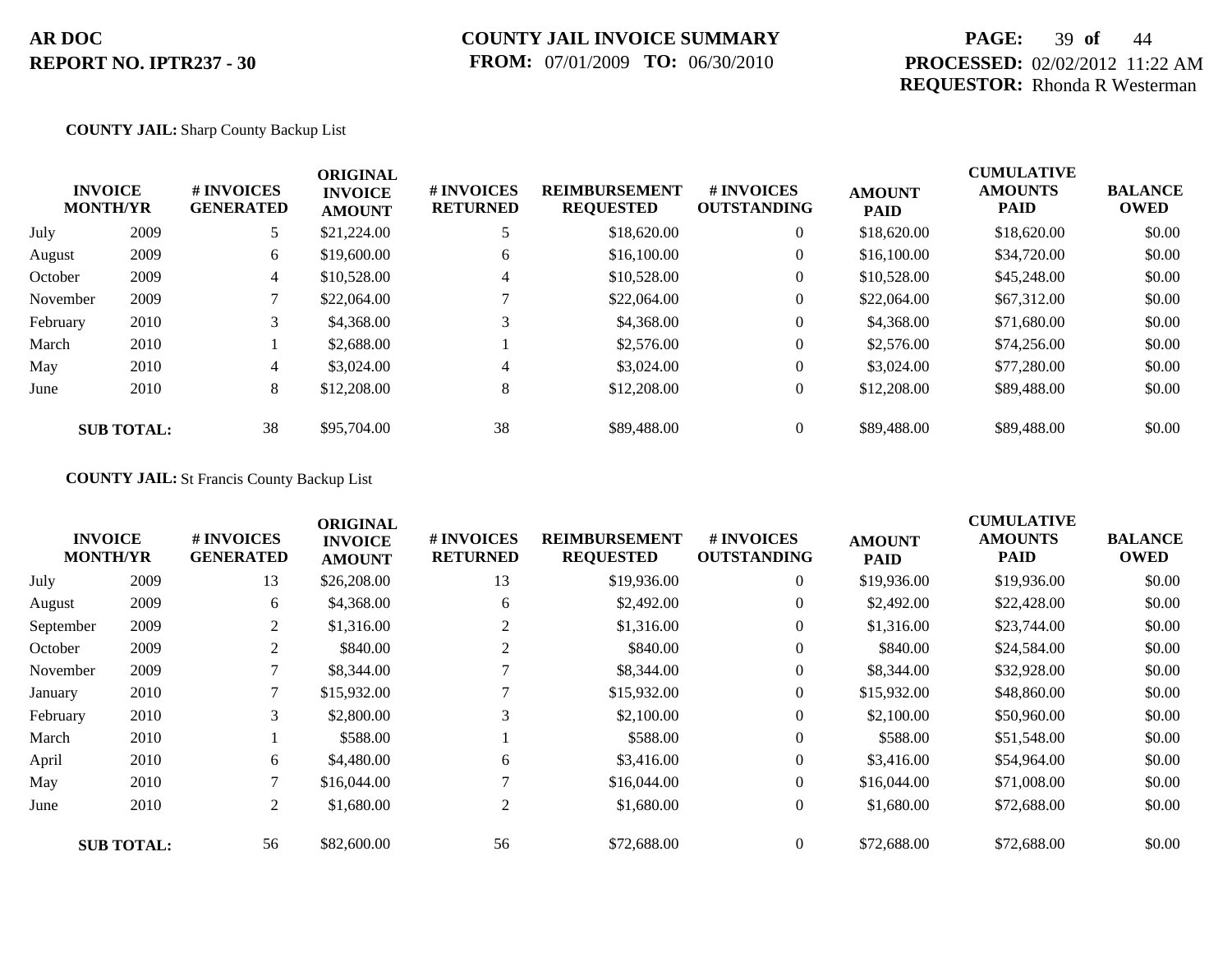**AR DOC**
**REPORT NO. IPTR237 - 30**

**COUNTY JAIL INVOICE SUMMARY**
**FROM:** 07/01/2009 **TO:** 06/30/2010

**PROCESSED:** 02/02/2012 11:22 AM
**REQUESTOR:** Rhonda R Westerman

**COUNTY JAIL:** Sharp County Backup List

| INVOICE MONTH/YR | | # INVOICES GENERATED | ORIGINAL INVOICE AMOUNT | # INVOICES RETURNED | REIMBURSEMENT REQUESTED | # INVOICES OUTSTANDING | AMOUNT PAID | CUMULATIVE AMOUNTS PAID | BALANCE OWED |
|---|---|---|---|---|---|---|---|---|---|
| July | 2009 | 5 | $21,224.00 | 5 | $18,620.00 | 0 | $18,620.00 | $18,620.00 | $0.00 |
| August | 2009 | 6 | $19,600.00 | 6 | $16,100.00 | 0 | $16,100.00 | $34,720.00 | $0.00 |
| October | 2009 | 4 | $10,528.00 | 4 | $10,528.00 | 0 | $10,528.00 | $45,248.00 | $0.00 |
| November | 2009 | 7 | $22,064.00 | 7 | $22,064.00 | 0 | $22,064.00 | $67,312.00 | $0.00 |
| February | 2010 | 3 | $4,368.00 | 3 | $4,368.00 | 0 | $4,368.00 | $71,680.00 | $0.00 |
| March | 2010 | 1 | $2,688.00 | 1 | $2,576.00 | 0 | $2,576.00 | $74,256.00 | $0.00 |
| May | 2010 | 4 | $3,024.00 | 4 | $3,024.00 | 0 | $3,024.00 | $77,280.00 | $0.00 |
| June | 2010 | 8 | $12,208.00 | 8 | $12,208.00 | 0 | $12,208.00 | $89,488.00 | $0.00 |
| **SUB TOTAL:** | | 38 | $95,704.00 | 38 | $89,488.00 | 0 | $89,488.00 | $89,488.00 | $0.00 |

**COUNTY JAIL:** St Francis County Backup List

| INVOICE MONTH/YR | | # INVOICES GENERATED | ORIGINAL INVOICE AMOUNT | # INVOICES RETURNED | REIMBURSEMENT REQUESTED | # INVOICES OUTSTANDING | AMOUNT PAID | CUMULATIVE AMOUNTS PAID | BALANCE OWED |
|---|---|---|---|---|---|---|---|---|---|
| July | 2009 | 13 | $26,208.00 | 13 | $19,936.00 | 0 | $19,936.00 | $19,936.00 | $0.00 |
| August | 2009 | 6 | $4,368.00 | 6 | $2,492.00 | 0 | $2,492.00 | $22,428.00 | $0.00 |
| September | 2009 | 2 | $1,316.00 | 2 | $1,316.00 | 0 | $1,316.00 | $23,744.00 | $0.00 |
| October | 2009 | 2 | $840.00 | 2 | $840.00 | 0 | $840.00 | $24,584.00 | $0.00 |
| November | 2009 | 7 | $8,344.00 | 7 | $8,344.00 | 0 | $8,344.00 | $32,928.00 | $0.00 |
| January | 2010 | 7 | $15,932.00 | 7 | $15,932.00 | 0 | $15,932.00 | $48,860.00 | $0.00 |
| February | 2010 | 3 | $2,800.00 | 3 | $2,100.00 | 0 | $2,100.00 | $50,960.00 | $0.00 |
| March | 2010 | 1 | $588.00 | 1 | $588.00 | 0 | $588.00 | $51,548.00 | $0.00 |
| April | 2010 | 6 | $4,480.00 | 6 | $3,416.00 | 0 | $3,416.00 | $54,964.00 | $0.00 |
| May | 2010 | 7 | $16,044.00 | 7 | $16,044.00 | 0 | $16,044.00 | $71,008.00 | $0.00 |
| June | 2010 | 2 | $1,680.00 | 2 | $1,680.00 | 0 | $1,680.00 | $72,688.00 | $0.00 |
| **SUB TOTAL:** | | 56 | $82,600.00 | 56 | $72,688.00 | 0 | $72,688.00 | $72,688.00 | $0.00 |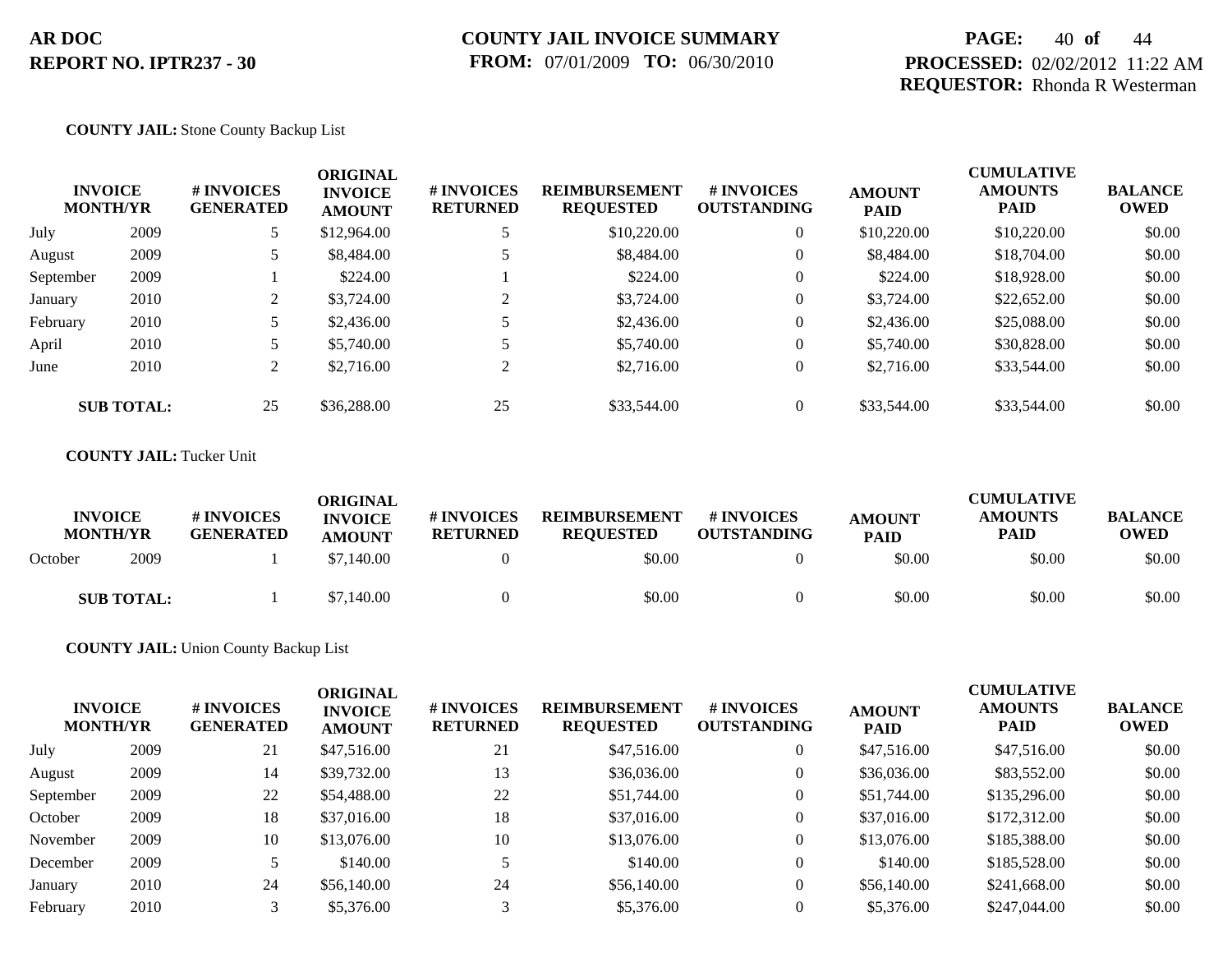**AR DOC**
**REPORT NO. IPTR237 - 30**

**COUNTY JAIL INVOICE SUMMARY**
**FROM:** 07/01/2009 **TO:** 06/30/2010

**PROCESSED:** 02/02/2012 11:22 AM
**REQUESTOR:** Rhonda R Westerman

**COUNTY JAIL:** Stone County Backup List

| INVOICE MONTH/YR | | # INVOICES GENERATED | ORIGINAL INVOICE AMOUNT | # INVOICES RETURNED | REIMBURSEMENT REQUESTED | # INVOICES OUTSTANDING | AMOUNT PAID | CUMULATIVE AMOUNTS PAID | BALANCE OWED |
|---|---|---|---|---|---|---|---|---|---|
| July | 2009 | 5 | $12,964.00 | 5 | $10,220.00 | 0 | $10,220.00 | $10,220.00 | $0.00 |
| August | 2009 | 5 | $8,484.00 | 5 | $8,484.00 | 0 | $8,484.00 | $18,704.00 | $0.00 |
| September | 2009 | 1 | $224.00 | 1 | $224.00 | 0 | $224.00 | $18,928.00 | $0.00 |
| January | 2010 | 2 | $3,724.00 | 2 | $3,724.00 | 0 | $3,724.00 | $22,652.00 | $0.00 |
| February | 2010 | 5 | $2,436.00 | 5 | $2,436.00 | 0 | $2,436.00 | $25,088.00 | $0.00 |
| April | 2010 | 5 | $5,740.00 | 5 | $5,740.00 | 0 | $5,740.00 | $30,828.00 | $0.00 |
| June | 2010 | 2 | $2,716.00 | 2 | $2,716.00 | 0 | $2,716.00 | $33,544.00 | $0.00 |
| **SUB TOTAL:** | | 25 | $36,288.00 | 25 | $33,544.00 | 0 | $33,544.00 | $33,544.00 | $0.00 |

**COUNTY JAIL:** Tucker Unit

| INVOICE MONTH/YR | | # INVOICES GENERATED | ORIGINAL INVOICE AMOUNT | # INVOICES RETURNED | REIMBURSEMENT REQUESTED | # INVOICES OUTSTANDING | AMOUNT PAID | CUMULATIVE AMOUNTS PAID | BALANCE OWED |
|---|---|---|---|---|---|---|---|---|---|
| October | 2009 | 1 | $7,140.00 | 0 | $0.00 | 0 | $0.00 | $0.00 | $0.00 |
| **SUB TOTAL:** | | 1 | $7,140.00 | 0 | $0.00 | 0 | $0.00 | $0.00 | $0.00 |

**COUNTY JAIL:** Union County Backup List

| INVOICE MONTH/YR | | # INVOICES GENERATED | ORIGINAL INVOICE AMOUNT | # INVOICES RETURNED | REIMBURSEMENT REQUESTED | # INVOICES OUTSTANDING | AMOUNT PAID | CUMULATIVE AMOUNTS PAID | BALANCE OWED |
|---|---|---|---|---|---|---|---|---|---|
| July | 2009 | 21 | $47,516.00 | 21 | $47,516.00 | 0 | $47,516.00 | $47,516.00 | $0.00 |
| August | 2009 | 14 | $39,732.00 | 13 | $36,036.00 | 0 | $36,036.00 | $83,552.00 | $0.00 |
| September | 2009 | 22 | $54,488.00 | 22 | $51,744.00 | 0 | $51,744.00 | $135,296.00 | $0.00 |
| October | 2009 | 18 | $37,016.00 | 18 | $37,016.00 | 0 | $37,016.00 | $172,312.00 | $0.00 |
| November | 2009 | 10 | $13,076.00 | 10 | $13,076.00 | 0 | $13,076.00 | $185,388.00 | $0.00 |
| December | 2009 | 5 | $140.00 | 5 | $140.00 | 0 | $140.00 | $185,528.00 | $0.00 |
| January | 2010 | 24 | $56,140.00 | 24 | $56,140.00 | 0 | $56,140.00 | $241,668.00 | $0.00 |
| February | 2010 | 3 | $5,376.00 | 3 | $5,376.00 | 0 | $5,376.00 | $247,044.00 | $0.00 |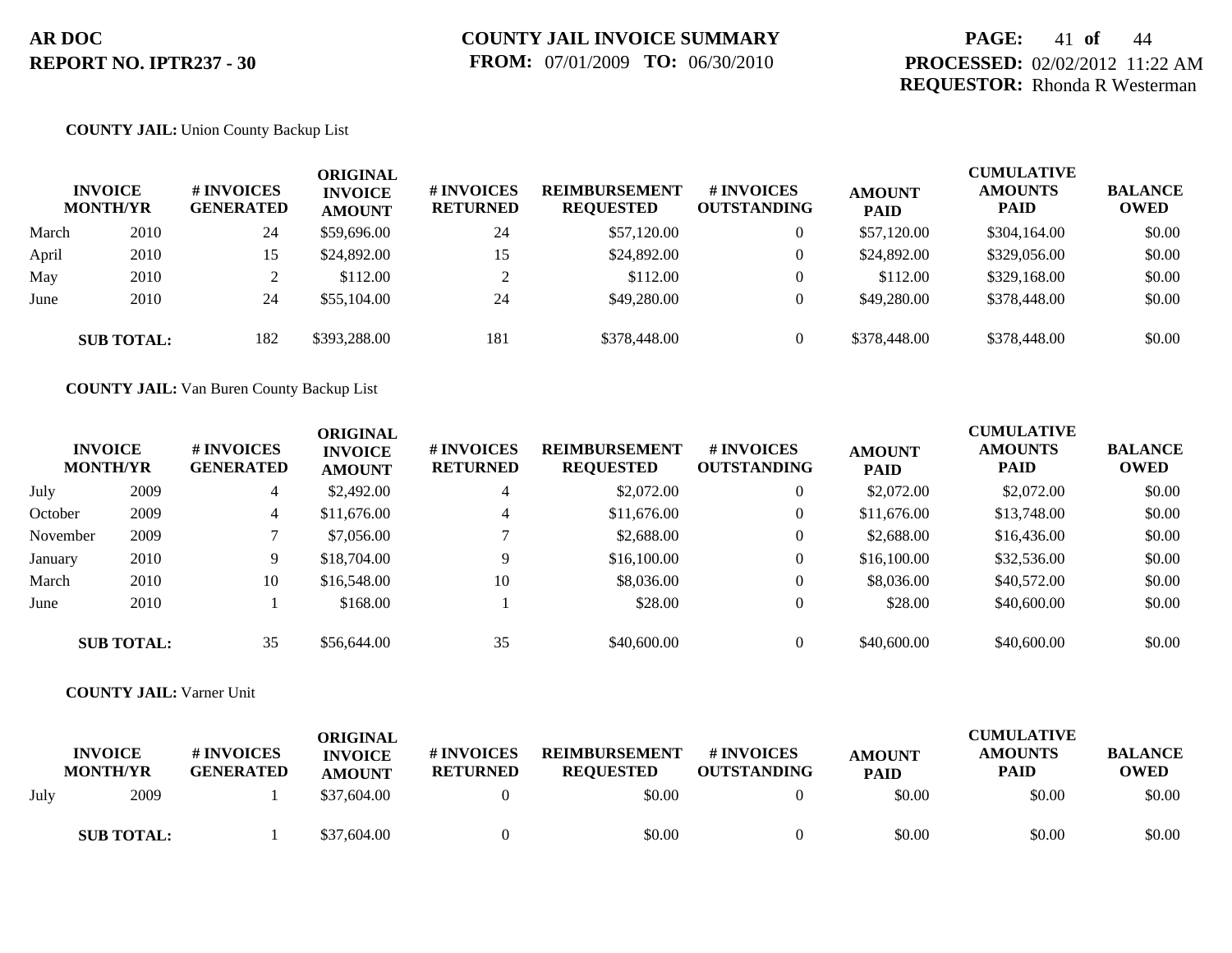**AR DOC**
**REPORT NO. IPTR237 - 30**

**COUNTY JAIL INVOICE SUMMARY**
**FROM:** 07/01/2009 **TO:** 06/30/2010

**PROCESSED:** 02/02/2012 11:22 AM
**REQUESTOR:** Rhonda R Westerman

**COUNTY JAIL:** Union County Backup List

| INVOICE MONTH/YR | | # INVOICES GENERATED | ORIGINAL INVOICE AMOUNT | # INVOICES RETURNED | REIMBURSEMENT REQUESTED | # INVOICES OUTSTANDING | AMOUNT PAID | CUMULATIVE AMOUNTS PAID | BALANCE OWED |
|---|---|---|---|---|---|---|---|---|---|
| March | 2010 | 24 | $59,696.00 | 24 | $57,120.00 | 0 | $57,120.00 | $304,164.00 | $0.00 |
| April | 2010 | 15 | $24,892.00 | 15 | $24,892.00 | 0 | $24,892.00 | $329,056.00 | $0.00 |
| May | 2010 | 2 | $112.00 | 2 | $112.00 | 0 | $112.00 | $329,168.00 | $0.00 |
| June | 2010 | 24 | $55,104.00 | 24 | $49,280.00 | 0 | $49,280.00 | $378,448.00 | $0.00 |
| **SUB TOTAL:** | | 182 | $393,288.00 | 181 | $378,448.00 | 0 | $378,448.00 | $378,448.00 | $0.00 |

**COUNTY JAIL:** Van Buren County Backup List

| INVOICE MONTH/YR | | # INVOICES GENERATED | ORIGINAL INVOICE AMOUNT | # INVOICES RETURNED | REIMBURSEMENT REQUESTED | # INVOICES OUTSTANDING | AMOUNT PAID | CUMULATIVE AMOUNTS PAID | BALANCE OWED |
|---|---|---|---|---|---|---|---|---|---|
| July | 2009 | 4 | $2,492.00 | 4 | $2,072.00 | 0 | $2,072.00 | $2,072.00 | $0.00 |
| October | 2009 | 4 | $11,676.00 | 4 | $11,676.00 | 0 | $11,676.00 | $13,748.00 | $0.00 |
| November | 2009 | 7 | $7,056.00 | 7 | $2,688.00 | 0 | $2,688.00 | $16,436.00 | $0.00 |
| January | 2010 | 9 | $18,704.00 | 9 | $16,100.00 | 0 | $16,100.00 | $32,536.00 | $0.00 |
| March | 2010 | 10 | $16,548.00 | 10 | $8,036.00 | 0 | $8,036.00 | $40,572.00 | $0.00 |
| June | 2010 | 1 | $168.00 | 1 | $28.00 | 0 | $28.00 | $40,600.00 | $0.00 |
| **SUB TOTAL:** | | 35 | $56,644.00 | 35 | $40,600.00 | 0 | $40,600.00 | $40,600.00 | $0.00 |

**COUNTY JAIL:** Varner Unit

| INVOICE MONTH/YR | | # INVOICES GENERATED | ORIGINAL INVOICE AMOUNT | # INVOICES RETURNED | REIMBURSEMENT REQUESTED | # INVOICES OUTSTANDING | AMOUNT PAID | CUMULATIVE AMOUNTS PAID | BALANCE OWED |
|---|---|---|---|---|---|---|---|---|---|
| July | 2009 | 1 | $37,604.00 | 0 | $0.00 | 0 | $0.00 | $0.00 | $0.00 |
| **SUB TOTAL:** | | 1 | $37,604.00 | 0 | $0.00 | 0 | $0.00 | $0.00 | $0.00 |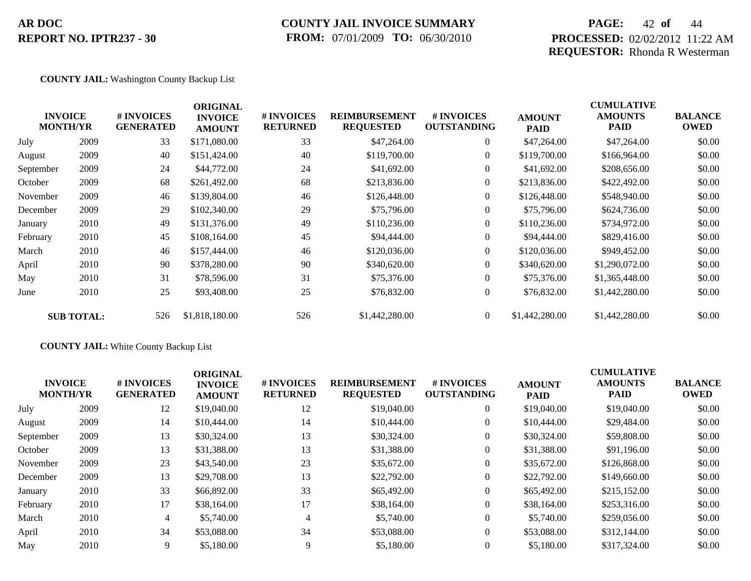**AR DOC**
**REPORT NO. IPTR237 - 30**

**COUNTY JAIL INVOICE SUMMARY**
**FROM:** 07/01/2009 **TO:** 06/30/2010

**PROCESSED:** 02/02/2012 11:22 AM
**REQUESTOR:** Rhonda R Westerman

**COUNTY JAIL:** Washington County Backup List

| INVOICE MONTH/YR | | # INVOICES GENERATED | ORIGINAL INVOICE AMOUNT | # INVOICES RETURNED | REIMBURSEMENT REQUESTED | # INVOICES OUTSTANDING | AMOUNT PAID | CUMULATIVE AMOUNTS PAID | BALANCE OWED |
|---|---|---|---|---|---|---|---|---|---|
| July | 2009 | 33 | $171,080.00 | 33 | $47,264.00 | 0 | $47,264.00 | $47,264.00 | $0.00 |
| August | 2009 | 40 | $151,424.00 | 40 | $119,700.00 | 0 | $119,700.00 | $166,964.00 | $0.00 |
| September | 2009 | 24 | $44,772.00 | 24 | $41,692.00 | 0 | $41,692.00 | $208,656.00 | $0.00 |
| October | 2009 | 68 | $261,492.00 | 68 | $213,836.00 | 0 | $213,836.00 | $422,492.00 | $0.00 |
| November | 2009 | 46 | $139,804.00 | 46 | $126,448.00 | 0 | $126,448.00 | $548,940.00 | $0.00 |
| December | 2009 | 29 | $102,340.00 | 29 | $75,796.00 | 0 | $75,796.00 | $624,736.00 | $0.00 |
| January | 2010 | 49 | $131,376.00 | 49 | $110,236.00 | 0 | $110,236.00 | $734,972.00 | $0.00 |
| February | 2010 | 45 | $108,164.00 | 45 | $94,444.00 | 0 | $94,444.00 | $829,416.00 | $0.00 |
| March | 2010 | 46 | $157,444.00 | 46 | $120,036.00 | 0 | $120,036.00 | $949,452.00 | $0.00 |
| April | 2010 | 90 | $378,280.00 | 90 | $340,620.00 | 0 | $340,620.00 | $1,290,072.00 | $0.00 |
| May | 2010 | 31 | $78,596.00 | 31 | $75,376.00 | 0 | $75,376.00 | $1,365,448.00 | $0.00 |
| June | 2010 | 25 | $93,408.00 | 25 | $76,832.00 | 0 | $76,832.00 | $1,442,280.00 | $0.00 |
| **SUB TOTAL:** | | 526 | $1,818,180.00 | 526 | $1,442,280.00 | 0 | $1,442,280.00 | $1,442,280.00 | $0.00 |

**COUNTY JAIL:** White County Backup List

| INVOICE MONTH/YR | | # INVOICES GENERATED | ORIGINAL INVOICE AMOUNT | # INVOICES RETURNED | REIMBURSEMENT REQUESTED | # INVOICES OUTSTANDING | AMOUNT PAID | CUMULATIVE AMOUNTS PAID | BALANCE OWED |
|---|---|---|---|---|---|---|---|---|---|
| July | 2009 | 12 | $19,040.00 | 12 | $19,040.00 | 0 | $19,040.00 | $19,040.00 | $0.00 |
| August | 2009 | 14 | $10,444.00 | 14 | $10,444.00 | 0 | $10,444.00 | $29,484.00 | $0.00 |
| September | 2009 | 13 | $30,324.00 | 13 | $30,324.00 | 0 | $30,324.00 | $59,808.00 | $0.00 |
| October | 2009 | 13 | $31,388.00 | 13 | $31,388.00 | 0 | $31,388.00 | $91,196.00 | $0.00 |
| November | 2009 | 23 | $43,540.00 | 23 | $35,672.00 | 0 | $35,672.00 | $126,868.00 | $0.00 |
| December | 2009 | 13 | $29,708.00 | 13 | $22,792.00 | 0 | $22,792.00 | $149,660.00 | $0.00 |
| January | 2010 | 33 | $66,892.00 | 33 | $65,492.00 | 0 | $65,492.00 | $215,152.00 | $0.00 |
| February | 2010 | 17 | $38,164.00 | 17 | $38,164.00 | 0 | $38,164.00 | $253,316.00 | $0.00 |
| March | 2010 | 4 | $5,740.00 | 4 | $5,740.00 | 0 | $5,740.00 | $259,056.00 | $0.00 |
| April | 2010 | 34 | $53,088.00 | 34 | $53,088.00 | 0 | $53,088.00 | $312,144.00 | $0.00 |
| May | 2010 | 9 | $5,180.00 | 9 | $5,180.00 | 0 | $5,180.00 | $317,324.00 | $0.00 |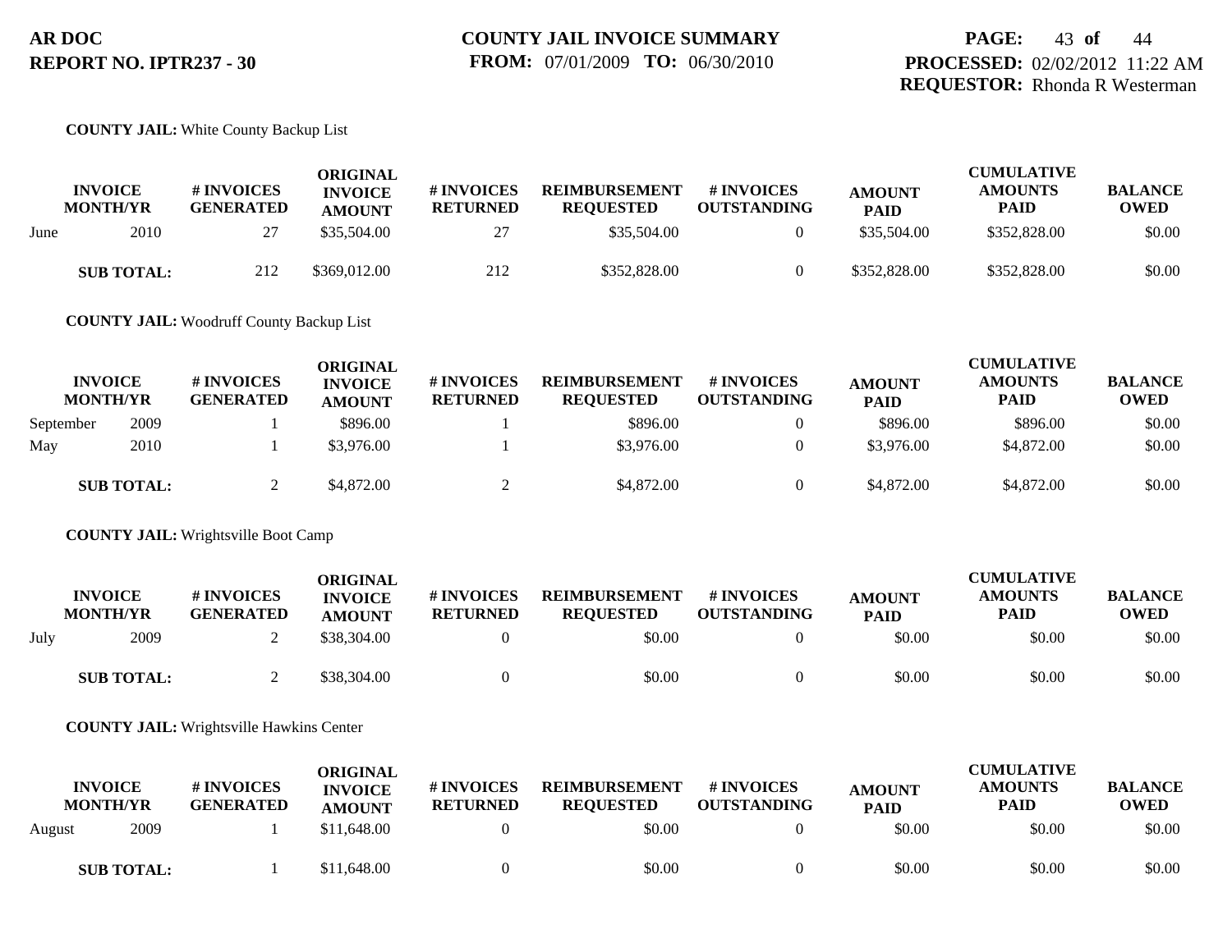**COUNTY JAIL:** White County Backup List

| INVOICE MONTH/YR | | # INVOICES GENERATED | ORIGINAL INVOICE AMOUNT | # INVOICES RETURNED | REIMBURSEMENT REQUESTED | # INVOICES OUTSTANDING | AMOUNT PAID | CUMULATIVE AMOUNTS PAID | BALANCE OWED |
|---|---|---|---|---|---|---|---|---|---|
| June | 2010 | 27 | $35,504.00 | 27 | $35,504.00 | 0 | $35,504.00 | $352,828.00 | $0.00 |
| **SUB TOTAL:** | | 212 | $369,012.00 | 212 | $352,828.00 | 0 | $352,828.00 | $352,828.00 | $0.00 |

**COUNTY JAIL:** Woodruff County Backup List

| INVOICE MONTH/YR | | # INVOICES GENERATED | ORIGINAL INVOICE AMOUNT | # INVOICES RETURNED | REIMBURSEMENT REQUESTED | # INVOICES OUTSTANDING | AMOUNT PAID | CUMULATIVE AMOUNTS PAID | BALANCE OWED |
|---|---|---|---|---|---|---|---|---|---|
| September | 2009 | 1 | $896.00 | 1 | $896.00 | 0 | $896.00 | $896.00 | $0.00 |
| May | 2010 | 1 | $3,976.00 | 1 | $3,976.00 | 0 | $3,976.00 | $4,872.00 | $0.00 |
| **SUB TOTAL:** | | 2 | $4,872.00 | 2 | $4,872.00 | 0 | $4,872.00 | $4,872.00 | $0.00 |

**COUNTY JAIL:** Wrightsville Boot Camp

| INVOICE MONTH/YR | | # INVOICES GENERATED | ORIGINAL INVOICE AMOUNT | # INVOICES RETURNED | REIMBURSEMENT REQUESTED | # INVOICES OUTSTANDING | AMOUNT PAID | CUMULATIVE AMOUNTS PAID | BALANCE OWED |
|---|---|---|---|---|---|---|---|---|---|
| July | 2009 | 2 | $38,304.00 | 0 | $0.00 | 0 | $0.00 | $0.00 | $0.00 |
| **SUB TOTAL:** | | 2 | $38,304.00 | 0 | $0.00 | 0 | $0.00 | $0.00 | $0.00 |

**COUNTY JAIL:** Wrightsville Hawkins Center

| INVOICE MONTH/YR | | # INVOICES GENERATED | ORIGINAL INVOICE AMOUNT | # INVOICES RETURNED | REIMBURSEMENT REQUESTED | # INVOICES OUTSTANDING | AMOUNT PAID | CUMULATIVE AMOUNTS PAID | BALANCE OWED |
|---|---|---|---|---|---|---|---|---|---|
| August | 2009 | 1 | $11,648.00 | 0 | $0.00 | 0 | $0.00 | $0.00 | $0.00 |
| **SUB TOTAL:** | | 1 | $11,648.00 | 0 | $0.00 | 0 | $0.00 | $0.00 | $0.00 |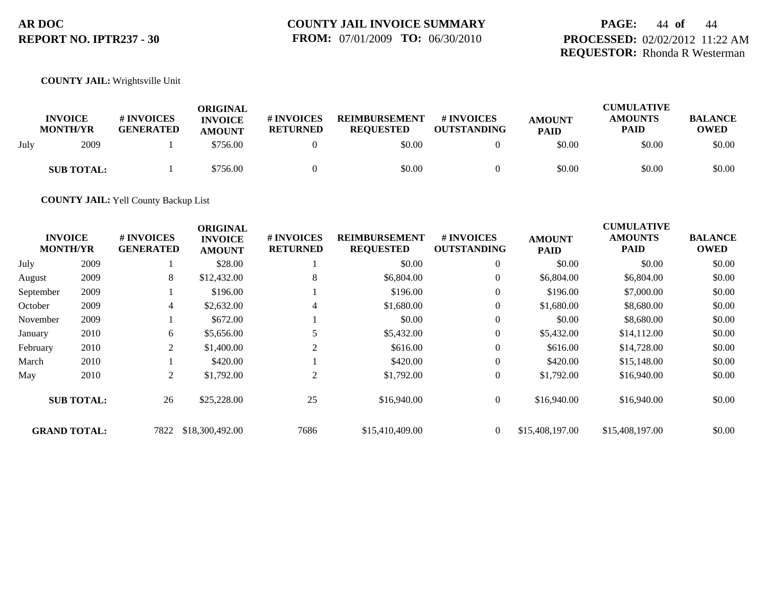**COUNTY JAIL:** Wrightsville Unit

| INVOICE MONTH/YR | | # INVOICES GENERATED | ORIGINAL INVOICE AMOUNT | # INVOICES RETURNED | REIMBURSEMENT REQUESTED | # INVOICES OUTSTANDING | AMOUNT PAID | CUMULATIVE AMOUNTS PAID | BALANCE OWED |
|---|---|---|---|---|---|---|---|---|---|
| July | 2009 | 1 | $756.00 | 0 | $0.00 | 0 | $0.00 | $0.00 | $0.00 |
| **SUB TOTAL:** | | 1 | $756.00 | 0 | $0.00 | 0 | $0.00 | $0.00 | $0.00 |

**COUNTY JAIL:** Yell County Backup List

| INVOICE MONTH/YR | | # INVOICES GENERATED | ORIGINAL INVOICE AMOUNT | # INVOICES RETURNED | REIMBURSEMENT REQUESTED | # INVOICES OUTSTANDING | AMOUNT PAID | CUMULATIVE AMOUNTS PAID | BALANCE OWED |
|---|---|---|---|---|---|---|---|---|---|
| July | 2009 | 1 | $28.00 | 1 | $0.00 | 0 | $0.00 | $0.00 | $0.00 |
| August | 2009 | 8 | $12,432.00 | 8 | $6,804.00 | 0 | $6,804.00 | $6,804.00 | $0.00 |
| September | 2009 | 1 | $196.00 | 1 | $196.00 | 0 | $196.00 | $7,000.00 | $0.00 |
| October | 2009 | 4 | $2,632.00 | 4 | $1,680.00 | 0 | $1,680.00 | $8,680.00 | $0.00 |
| November | 2009 | 1 | $672.00 | 1 | $0.00 | 0 | $0.00 | $8,680.00 | $0.00 |
| January | 2010 | 6 | $5,656.00 | 5 | $5,432.00 | 0 | $5,432.00 | $14,112.00 | $0.00 |
| February | 2010 | 2 | $1,400.00 | 2 | $616.00 | 0 | $616.00 | $14,728.00 | $0.00 |
| March | 2010 | 1 | $420.00 | 1 | $420.00 | 0 | $420.00 | $15,148.00 | $0.00 |
| May | 2010 | 2 | $1,792.00 | 2 | $1,792.00 | 0 | $1,792.00 | $16,940.00 | $0.00 |
| **SUB TOTAL:** | | 26 | $25,228.00 | 25 | $16,940.00 | 0 | $16,940.00 | $16,940.00 | $0.00 |
| **GRAND TOTAL:** | | 7822 | $18,300,492.00 | 7686 | $15,410,409.00 | 0 | $15,408,197.00 | $15,408,197.00 | $0.00 |